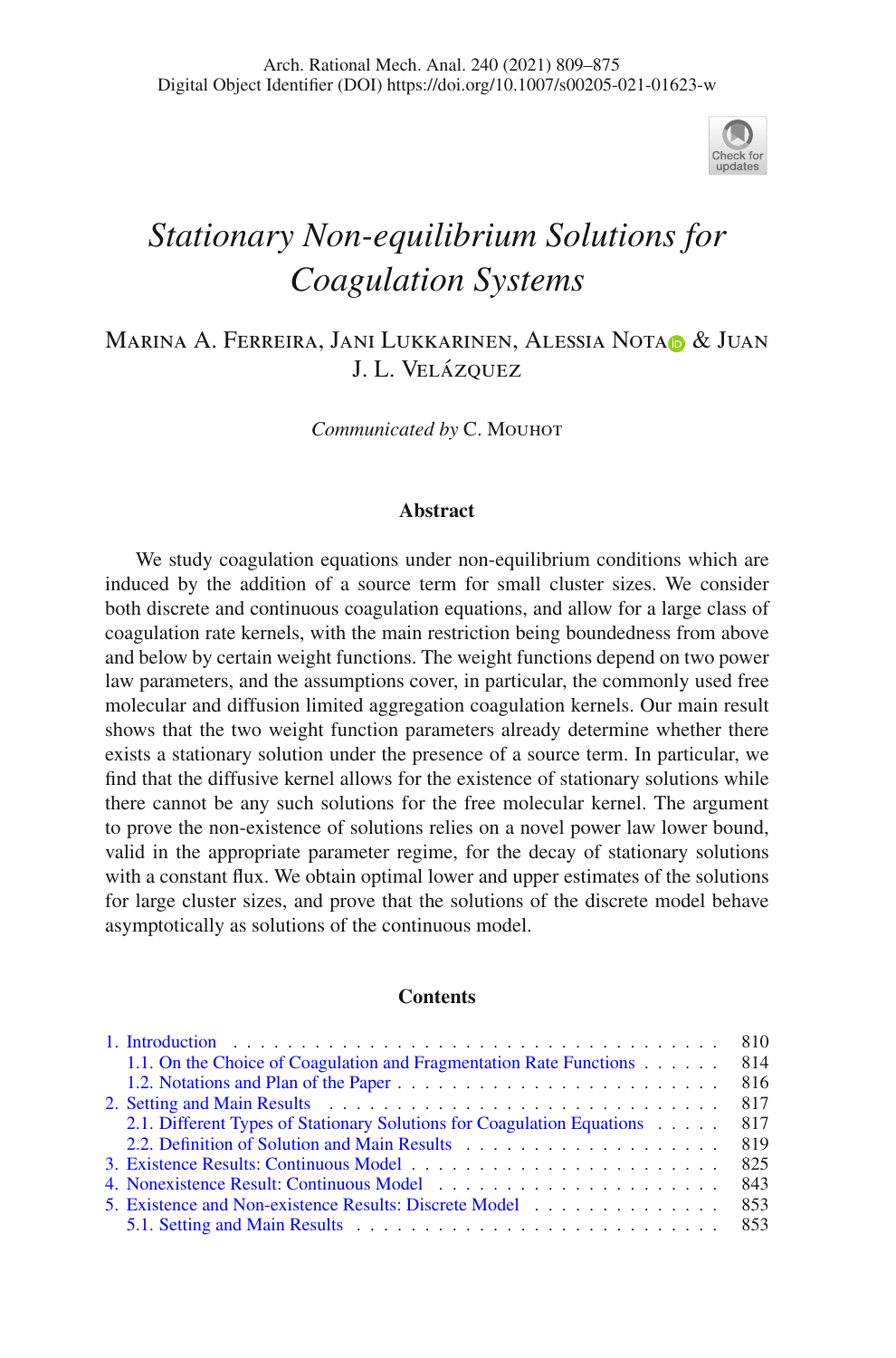# *Stationary Non-equilibrium Solutions for Coagulation Systems*

Marina A. Ferreira, Jani Lukkarinen, Alessia Nota & Juan J. L. Velázquez

*Communicated by* C. Mouhot

## Abstract

We study coagulation equations under non-equilibrium conditions which are induced by the addition of a source term for small cluster sizes. We consider both discrete and continuous coagulation equations, and allow for a large class of coagulation rate kernels, with the main restriction being boundedness from above and below by certain weight functions. The weight functions depend on two power law parameters, and the assumptions cover, in particular, the commonly used free molecular and diffusion limited aggregation coagulation kernels. Our main result shows that the two weight function parameters already determine whether there exists a stationary solution under the presence of a source term. In particular, we find that the diffusive kernel allows for the existence of stationary solutions while there cannot be any such solutions for the free molecular kernel. The argument to prove the non-existence of solutions relies on a novel power law lower bound, valid in the appropriate parameter regime, for the decay of stationary solutions with a constant flux. We obtain optimal lower and upper estimates of the solutions for large cluster sizes, and prove that the solutions of the discrete model behave asymptotically as solutions of the continuous model.

## Contents

- 1. Introduction . . . 810
  - 1.1. On the Choice of Coagulation and Fragmentation Rate Functions . . . 814
  - 1.2. Notations and Plan of the Paper . . . 816
- 2. Setting and Main Results . . . 817
  - 2.1. Different Types of Stationary Solutions for Coagulation Equations . . . 817
  - 2.2. Definition of Solution and Main Results . . . 819
- 3. Existence Results: Continuous Model . . . 825
- 4. Nonexistence Result: Continuous Model . . . 843
- 5. Existence and Non-existence Results: Discrete Model . . . 853
  - 5.1. Setting and Main Results . . . 853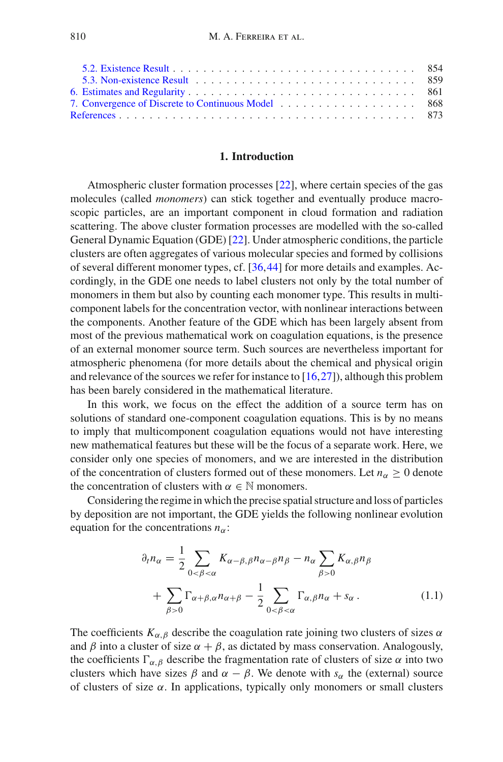5.2. Existence Result . . . . . . . . . . . . . . . . . . . . . . . . . . . . . . . . 854
5.3. Non-existence Result . . . . . . . . . . . . . . . . . . . . . . . . . . . . . 859
6. Estimates and Regularity . . . . . . . . . . . . . . . . . . . . . . . . . . . . . 861
7. Convergence of Discrete to Continuous Model . . . . . . . . . . . . . . . . . 868
References . . . . . . . . . . . . . . . . . . . . . . . . . . . . . . . . . . . . . 873

## 1. Introduction

Atmospheric cluster formation processes [22], where certain species of the gas molecules (called *monomers*) can stick together and eventually produce macroscopic particles, are an important component in cloud formation and radiation scattering. The above cluster formation processes are modelled with the so-called General Dynamic Equation (GDE) [22]. Under atmospheric conditions, the particle clusters are often aggregates of various molecular species and formed by collisions of several different monomer types, cf. [36,44] for more details and examples. Accordingly, in the GDE one needs to label clusters not only by the total number of monomers in them but also by counting each monomer type. This results in multi-component labels for the concentration vector, with nonlinear interactions between the components. Another feature of the GDE which has been largely absent from most of the previous mathematical work on coagulation equations, is the presence of an external monomer source term. Such sources are nevertheless important for atmospheric phenomena (for more details about the chemical and physical origin and relevance of the sources we refer for instance to [16,27]), although this problem has been barely considered in the mathematical literature.

In this work, we focus on the effect the addition of a source term has on solutions of standard one-component coagulation equations. This is by no means to imply that multicomponent coagulation equations would not have interesting new mathematical features but these will be the focus of a separate work. Here, we consider only one species of monomers, and we are interested in the distribution of the concentration of clusters formed out of these monomers. Let $n_\alpha \geq 0$ denote the concentration of clusters with $\alpha \in \mathbb{N}$ monomers.

Considering the regime in which the precise spatial structure and loss of particles by deposition are not important, the GDE yields the following nonlinear evolution equation for the concentrations $n_\alpha$:

$$\partial_t n_\alpha = \frac{1}{2} \sum_{0<\beta<\alpha} K_{\alpha-\beta,\beta} n_{\alpha-\beta} n_\beta - n_\alpha \sum_{\beta>0} K_{\alpha,\beta} n_\beta + \sum_{\beta>0} \Gamma_{\alpha+\beta,\alpha} n_{\alpha+\beta} - \frac{1}{2} \sum_{0<\beta<\alpha} \Gamma_{\alpha,\beta} n_\alpha + s_\alpha \,. \tag{1.1}$$

The coefficients $K_{\alpha,\beta}$ describe the coagulation rate joining two clusters of sizes $\alpha$ and $\beta$ into a cluster of size $\alpha + \beta$, as dictated by mass conservation. Analogously, the coefficients $\Gamma_{\alpha,\beta}$ describe the fragmentation rate of clusters of size $\alpha$ into two clusters which have sizes $\beta$ and $\alpha - \beta$. We denote with $s_\alpha$ the (external) source of clusters of size $\alpha$. In applications, typically only monomers or small clusters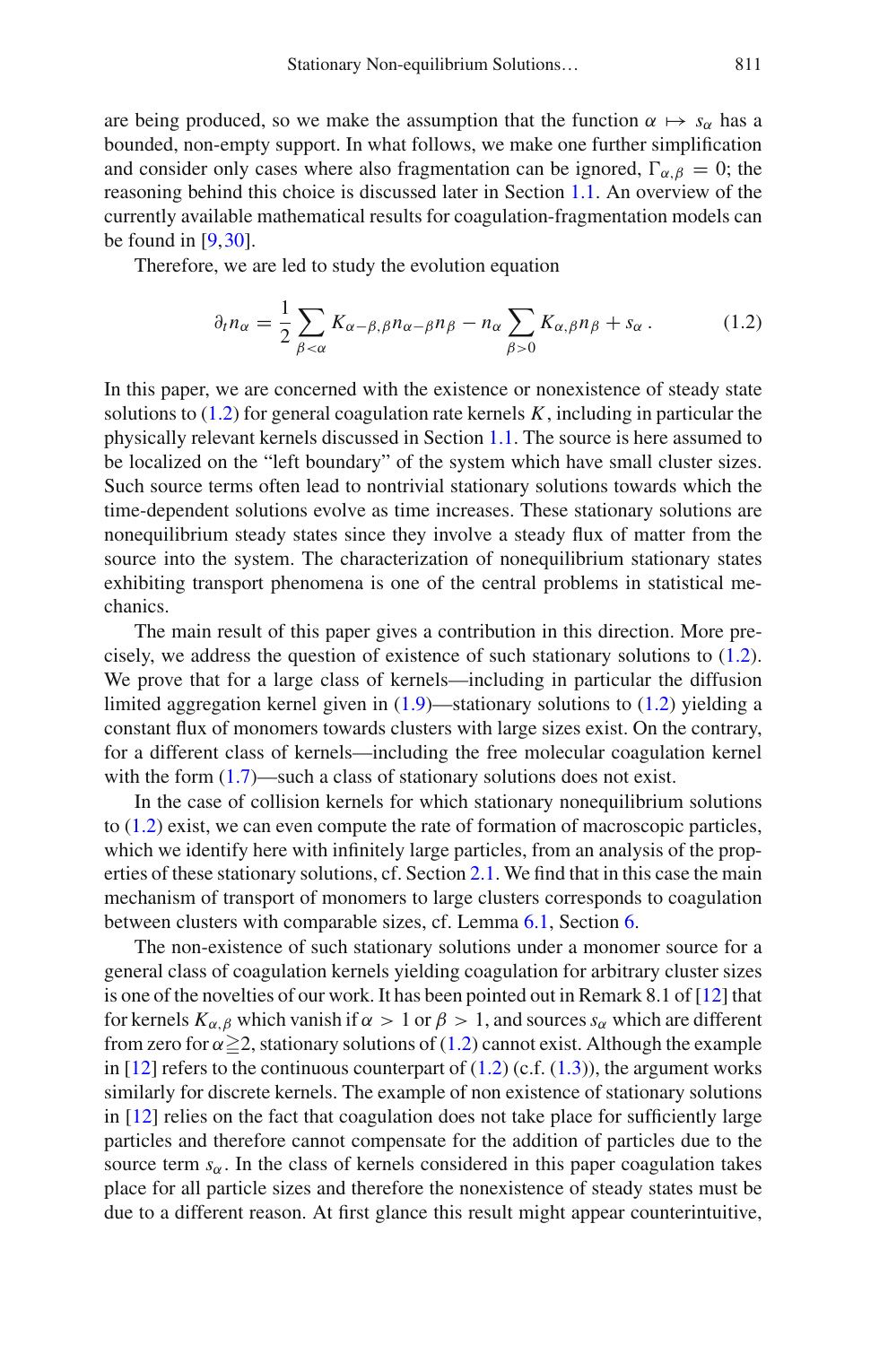are being produced, so we make the assumption that the function $\alpha \mapsto s_\alpha$ has a bounded, non-empty support. In what follows, we make one further simplification and consider only cases where also fragmentation can be ignored, $\Gamma_{\alpha,\beta} = 0$; the reasoning behind this choice is discussed later in Section 1.1. An overview of the currently available mathematical results for coagulation-fragmentation models can be found in [9,30].

Therefore, we are led to study the evolution equation

$$\partial_t n_\alpha = \frac{1}{2} \sum_{\beta<\alpha} K_{\alpha-\beta,\beta} n_{\alpha-\beta} n_\beta - n_\alpha \sum_{\beta>0} K_{\alpha,\beta} n_\beta + s_\alpha \,. \tag{1.2}$$

In this paper, we are concerned with the existence or nonexistence of steady state solutions to (1.2) for general coagulation rate kernels $K$, including in particular the physically relevant kernels discussed in Section 1.1. The source is here assumed to be localized on the "left boundary" of the system which have small cluster sizes. Such source terms often lead to nontrivial stationary solutions towards which the time-dependent solutions evolve as time increases. These stationary solutions are nonequilibrium steady states since they involve a steady flux of matter from the source into the system. The characterization of nonequilibrium stationary states exhibiting transport phenomena is one of the central problems in statistical mechanics.

The main result of this paper gives a contribution in this direction. More precisely, we address the question of existence of such stationary solutions to (1.2). We prove that for a large class of kernels—including in particular the diffusion limited aggregation kernel given in (1.9)—stationary solutions to (1.2) yielding a constant flux of monomers towards clusters with large sizes exist. On the contrary, for a different class of kernels—including the free molecular coagulation kernel with the form (1.7)—such a class of stationary solutions does not exist.

In the case of collision kernels for which stationary nonequilibrium solutions to (1.2) exist, we can even compute the rate of formation of macroscopic particles, which we identify here with infinitely large particles, from an analysis of the properties of these stationary solutions, cf. Section 2.1. We find that in this case the main mechanism of transport of monomers to large clusters corresponds to coagulation between clusters with comparable sizes, cf. Lemma 6.1, Section 6.

The non-existence of such stationary solutions under a monomer source for a general class of coagulation kernels yielding coagulation for arbitrary cluster sizes is one of the novelties of our work. It has been pointed out in Remark 8.1 of [12] that for kernels $K_{\alpha,\beta}$ which vanish if $\alpha > 1$ or $\beta > 1$, and sources $s_\alpha$ which are different from zero for $\alpha \geqq 2$, stationary solutions of (1.2) cannot exist. Although the example in [12] refers to the continuous counterpart of (1.2) (c.f. (1.3)), the argument works similarly for discrete kernels. The example of non existence of stationary solutions in [12] relies on the fact that coagulation does not take place for sufficiently large particles and therefore cannot compensate for the addition of particles due to the source term $s_\alpha$. In the class of kernels considered in this paper coagulation takes place for all particle sizes and therefore the nonexistence of steady states must be due to a different reason. At first glance this result might appear counterintuitive,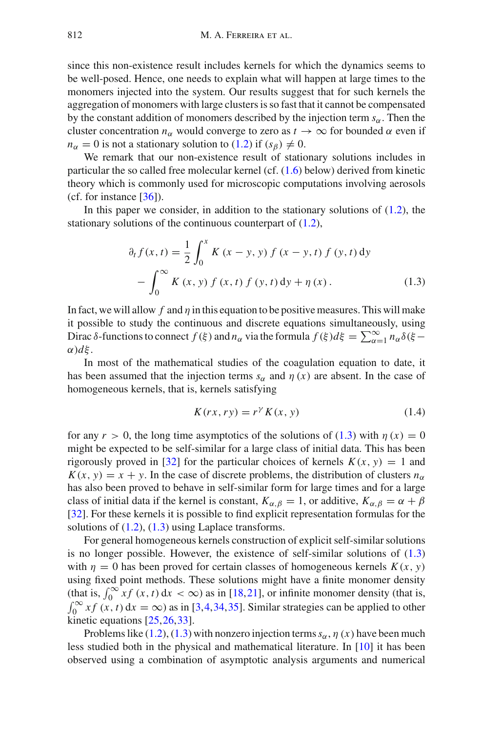since this non-existence result includes kernels for which the dynamics seems to be well-posed. Hence, one needs to explain what will happen at large times to the monomers injected into the system. Our results suggest that for such kernels the aggregation of monomers with large clusters is so fast that it cannot be compensated by the constant addition of monomers described by the injection term $s_\alpha$. Then the cluster concentration $n_\alpha$ would converge to zero as $t \to \infty$ for bounded $\alpha$ even if $n_\alpha = 0$ is not a stationary solution to (1.2) if $(s_\beta) \neq 0$.

We remark that our non-existence result of stationary solutions includes in particular the so called free molecular kernel (cf. (1.6) below) derived from kinetic theory which is commonly used for microscopic computations involving aerosols (cf. for instance [36]).

In this paper we consider, in addition to the stationary solutions of (1.2), the stationary solutions of the continuous counterpart of (1.2),

$$
\begin{aligned}
\partial_t f(x,t) &= \frac{1}{2}\int_0^x K(x-y,y)\, f(x-y,t)\, f(y,t)\,\mathrm{d}y \\
&\quad - \int_0^\infty K(x,y)\, f(x,t)\, f(y,t)\,\mathrm{d}y + \eta(x)\,. \qquad (1.3)
\end{aligned}
$$

In fact, we will allow $f$ and $\eta$ in this equation to be positive measures. This will make it possible to study the continuous and discrete equations simultaneously, using Dirac $\delta$-functions to connect $f(\xi)$ and $n_\alpha$ via the formula $f(\xi)d\xi = \sum_{\alpha=1}^{\infty} n_\alpha \delta(\xi - \alpha)d\xi$.

In most of the mathematical studies of the coagulation equation to date, it has been assumed that the injection terms $s_\alpha$ and $\eta(x)$ are absent. In the case of homogeneous kernels, that is, kernels satisfying

$$
K(rx, ry) = r^\gamma K(x,y) \qquad (1.4)
$$

for any $r > 0$, the long time asymptotics of the solutions of (1.3) with $\eta(x) = 0$ might be expected to be self-similar for a large class of initial data. This has been rigorously proved in [32] for the particular choices of kernels $K(x,y) = 1$ and $K(x,y) = x + y$. In the case of discrete problems, the distribution of clusters $n_\alpha$ has also been proved to behave in self-similar form for large times and for a large class of initial data if the kernel is constant, $K_{\alpha,\beta} = 1$, or additive, $K_{\alpha,\beta} = \alpha + \beta$ [32]. For these kernels it is possible to find explicit representation formulas for the solutions of (1.2), (1.3) using Laplace transforms.

For general homogeneous kernels construction of explicit self-similar solutions is no longer possible. However, the existence of self-similar solutions of (1.3) with $\eta = 0$ has been proved for certain classes of homogeneous kernels $K(x,y)$ using fixed point methods. These solutions might have a finite monomer density (that is, $\int_0^\infty x f(x,t)\,\mathrm{d}x < \infty$) as in [18,21], or infinite monomer density (that is, $\int_0^\infty x f(x,t)\,\mathrm{d}x = \infty$) as in [3,4,34,35]. Similar strategies can be applied to other kinetic equations [25,26,33].

Problems like (1.2), (1.3) with nonzero injection terms $s_\alpha$, $\eta(x)$ have been much less studied both in the physical and mathematical literature. In [10] it has been observed using a combination of asymptotic analysis arguments and numerical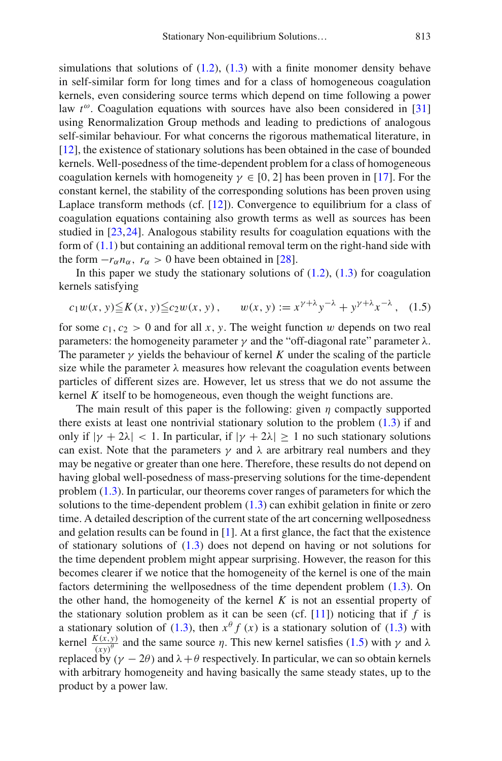simulations that solutions of (1.2), (1.3) with a finite monomer density behave in self-similar form for long times and for a class of homogeneous coagulation kernels, even considering source terms which depend on time following a power law $t^{\omega}$. Coagulation equations with sources have also been considered in [31] using Renormalization Group methods and leading to predictions of analogous self-similar behaviour. For what concerns the rigorous mathematical literature, in [12], the existence of stationary solutions has been obtained in the case of bounded kernels. Well-posedness of the time-dependent problem for a class of homogeneous coagulation kernels with homogeneity $\gamma \in [0, 2]$ has been proven in [17]. For the constant kernel, the stability of the corresponding solutions has been proven using Laplace transform methods (cf. [12]). Convergence to equilibrium for a class of coagulation equations containing also growth terms as well as sources has been studied in [23,24]. Analogous stability results for coagulation equations with the form of (1.1) but containing an additional removal term on the right-hand side with the form $-r_\alpha n_\alpha,\ r_\alpha > 0$ have been obtained in [28].

In this paper we study the stationary solutions of (1.2), (1.3) for coagulation kernels satisfying

$$c_1 w(x, y) \leqq K(x, y) \leqq c_2 w(x, y)\,, \qquad w(x, y) := x^{\gamma+\lambda} y^{-\lambda} + y^{\gamma+\lambda} x^{-\lambda}\,, \quad (1.5)$$

for some $c_1, c_2 > 0$ and for all $x, y$. The weight function $w$ depends on two real parameters: the homogeneity parameter $\gamma$ and the "off-diagonal rate" parameter $\lambda$. The parameter $\gamma$ yields the behaviour of kernel $K$ under the scaling of the particle size while the parameter $\lambda$ measures how relevant the coagulation events between particles of different sizes are. However, let us stress that we do not assume the kernel $K$ itself to be homogeneous, even though the weight functions are.

The main result of this paper is the following: given $\eta$ compactly supported there exists at least one nontrivial stationary solution to the problem (1.3) if and only if $|\gamma + 2\lambda| < 1$. In particular, if $|\gamma + 2\lambda| \geq 1$ no such stationary solutions can exist. Note that the parameters $\gamma$ and $\lambda$ are arbitrary real numbers and they may be negative or greater than one here. Therefore, these results do not depend on having global well-posedness of mass-preserving solutions for the time-dependent problem (1.3). In particular, our theorems cover ranges of parameters for which the solutions to the time-dependent problem (1.3) can exhibit gelation in finite or zero time. A detailed description of the current state of the art concerning wellposedness and gelation results can be found in [1]. At a first glance, the fact that the existence of stationary solutions of (1.3) does not depend on having or not solutions for the time dependent problem might appear surprising. However, the reason for this becomes clearer if we notice that the homogeneity of the kernel is one of the main factors determining the wellposedness of the time dependent problem (1.3). On the other hand, the homogeneity of the kernel $K$ is not an essential property of the stationary solution problem as it can be seen (cf. [11]) noticing that if $f$ is a stationary solution of (1.3), then $x^{\theta} f(x)$ is a stationary solution of (1.3) with kernel $\frac{K(x,y)}{(xy)^{\theta}}$ and the same source $\eta$. This new kernel satisfies (1.5) with $\gamma$ and $\lambda$ replaced by $(\gamma - 2\theta)$ and $\lambda + \theta$ respectively. In particular, we can so obtain kernels with arbitrary homogeneity and having basically the same steady states, up to the product by a power law.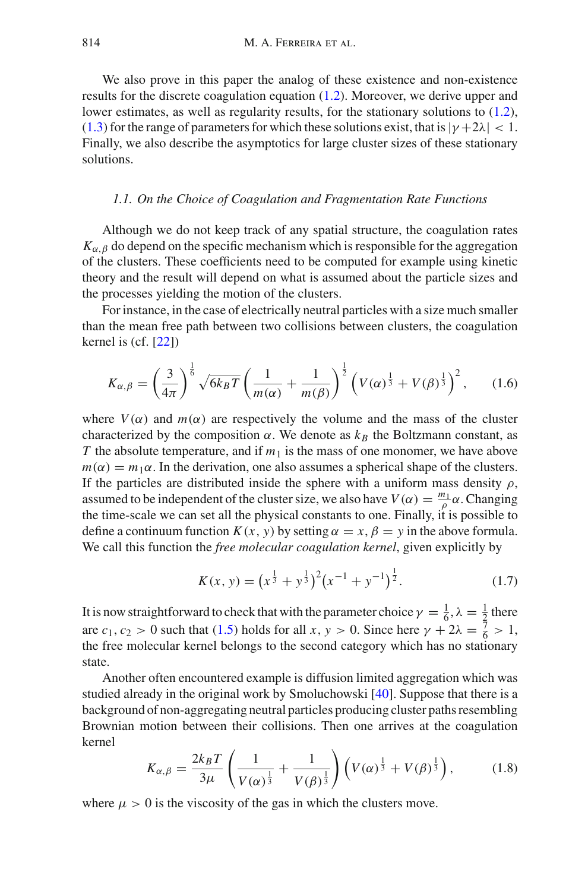We also prove in this paper the analog of these existence and non-existence results for the discrete coagulation equation (1.2). Moreover, we derive upper and lower estimates, as well as regularity results, for the stationary solutions to (1.2), (1.3) for the range of parameters for which these solutions exist, that is $|\gamma + 2\lambda| < 1$. Finally, we also describe the asymptotics for large cluster sizes of these stationary solutions.

### *1.1. On the Choice of Coagulation and Fragmentation Rate Functions*

Although we do not keep track of any spatial structure, the coagulation rates $K_{\alpha,\beta}$ do depend on the specific mechanism which is responsible for the aggregation of the clusters. These coefficients need to be computed for example using kinetic theory and the result will depend on what is assumed about the particle sizes and the processes yielding the motion of the clusters.

For instance, in the case of electrically neutral particles with a size much smaller than the mean free path between two collisions between clusters, the coagulation kernel is (cf. [22])

$$K_{\alpha,\beta} = \left(\frac{3}{4\pi}\right)^{\frac{1}{6}} \sqrt{6k_B T} \left(\frac{1}{m(\alpha)} + \frac{1}{m(\beta)}\right)^{\frac{1}{2}} \left(V(\alpha)^{\frac{1}{3}} + V(\beta)^{\frac{1}{3}}\right)^2, \tag{1.6}$$

where $V(\alpha)$ and $m(\alpha)$ are respectively the volume and the mass of the cluster characterized by the composition $\alpha$. We denote as $k_B$ the Boltzmann constant, as $T$ the absolute temperature, and if $m_1$ is the mass of one monomer, we have above $m(\alpha) = m_1\alpha$. In the derivation, one also assumes a spherical shape of the clusters. If the particles are distributed inside the sphere with a uniform mass density $\rho$, assumed to be independent of the cluster size, we also have $V(\alpha) = \frac{m_1}{\rho}\alpha$. Changing the time-scale we can set all the physical constants to one. Finally, it is possible to define a continuum function $K(x, y)$ by setting $\alpha = x$, $\beta = y$ in the above formula. We call this function the *free molecular coagulation kernel*, given explicitly by

$$K(x, y) = \left(x^{\frac{1}{3}} + y^{\frac{1}{3}}\right)^2 \left(x^{-1} + y^{-1}\right)^{\frac{1}{2}}. \tag{1.7}$$

It is now straightforward to check that with the parameter choice $\gamma = \frac{1}{6}, \lambda = \frac{1}{2}$ there are $c_1, c_2 > 0$ such that (1.5) holds for all $x, y > 0$. Since here $\gamma + 2\lambda = \frac{7}{6} > 1$, the free molecular kernel belongs to the second category which has no stationary state.

Another often encountered example is diffusion limited aggregation which was studied already in the original work by Smoluchowski [40]. Suppose that there is a background of non-aggregating neutral particles producing cluster paths resembling Brownian motion between their collisions. Then one arrives at the coagulation kernel

$$K_{\alpha,\beta} = \frac{2k_B T}{3\mu} \left(\frac{1}{V(\alpha)^{\frac{1}{3}}} + \frac{1}{V(\beta)^{\frac{1}{3}}}\right) \left(V(\alpha)^{\frac{1}{3}} + V(\beta)^{\frac{1}{3}}\right), \tag{1.8}$$

where $\mu > 0$ is the viscosity of the gas in which the clusters move.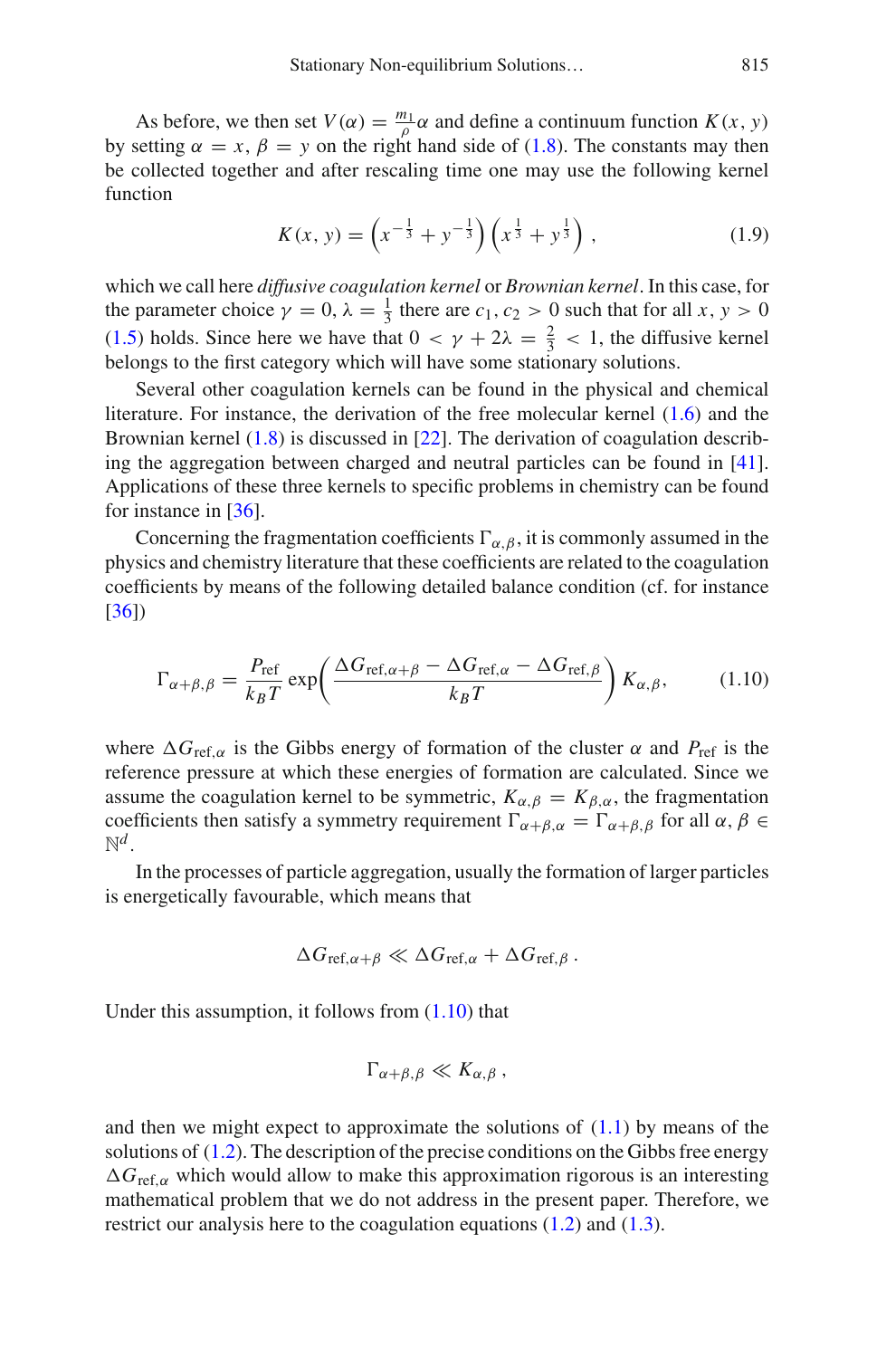As before, we then set $V(\alpha) = \frac{m_1}{\rho}\alpha$ and define a continuum function $K(x, y)$ by setting $\alpha = x$, $\beta = y$ on the right hand side of (1.8). The constants may then be collected together and after rescaling time one may use the following kernel function

$$K(x, y) = \left(x^{-\frac{1}{3}} + y^{-\frac{1}{3}}\right)\left(x^{\frac{1}{3}} + y^{\frac{1}{3}}\right), \tag{1.9}$$

which we call here *diffusive coagulation kernel* or *Brownian kernel*. In this case, for the parameter choice $\gamma = 0$, $\lambda = \frac{1}{3}$ there are $c_1, c_2 > 0$ such that for all $x, y > 0$ (1.5) holds. Since here we have that $0 < \gamma + 2\lambda = \frac{2}{3} < 1$, the diffusive kernel belongs to the first category which will have some stationary solutions.

Several other coagulation kernels can be found in the physical and chemical literature. For instance, the derivation of the free molecular kernel (1.6) and the Brownian kernel (1.8) is discussed in [22]. The derivation of coagulation describing the aggregation between charged and neutral particles can be found in [41]. Applications of these three kernels to specific problems in chemistry can be found for instance in [36].

Concerning the fragmentation coefficients $\Gamma_{\alpha,\beta}$, it is commonly assumed in the physics and chemistry literature that these coefficients are related to the coagulation coefficients by means of the following detailed balance condition (cf. for instance [36])

$$\Gamma_{\alpha+\beta,\beta} = \frac{P_{\text{ref}}}{k_B T}\exp\left(\frac{\Delta G_{\text{ref},\alpha+\beta} - \Delta G_{\text{ref},\alpha} - \Delta G_{\text{ref},\beta}}{k_B T}\right) K_{\alpha,\beta}, \tag{1.10}$$

where $\Delta G_{\text{ref},\alpha}$ is the Gibbs energy of formation of the cluster $\alpha$ and $P_{\text{ref}}$ is the reference pressure at which these energies of formation are calculated. Since we assume the coagulation kernel to be symmetric, $K_{\alpha,\beta} = K_{\beta,\alpha}$, the fragmentation coefficients then satisfy a symmetry requirement $\Gamma_{\alpha+\beta,\alpha} = \Gamma_{\alpha+\beta,\beta}$ for all $\alpha, \beta \in \mathbb{N}^d$.

In the processes of particle aggregation, usually the formation of larger particles is energetically favourable, which means that

$$\Delta G_{\text{ref},\alpha+\beta} \ll \Delta G_{\text{ref},\alpha} + \Delta G_{\text{ref},\beta}\,.$$

Under this assumption, it follows from (1.10) that

$$\Gamma_{\alpha+\beta,\beta} \ll K_{\alpha,\beta}\,,$$

and then we might expect to approximate the solutions of (1.1) by means of the solutions of (1.2). The description of the precise conditions on the Gibbs free energy $\Delta G_{\text{ref},\alpha}$ which would allow to make this approximation rigorous is an interesting mathematical problem that we do not address in the present paper. Therefore, we restrict our analysis here to the coagulation equations (1.2) and (1.3).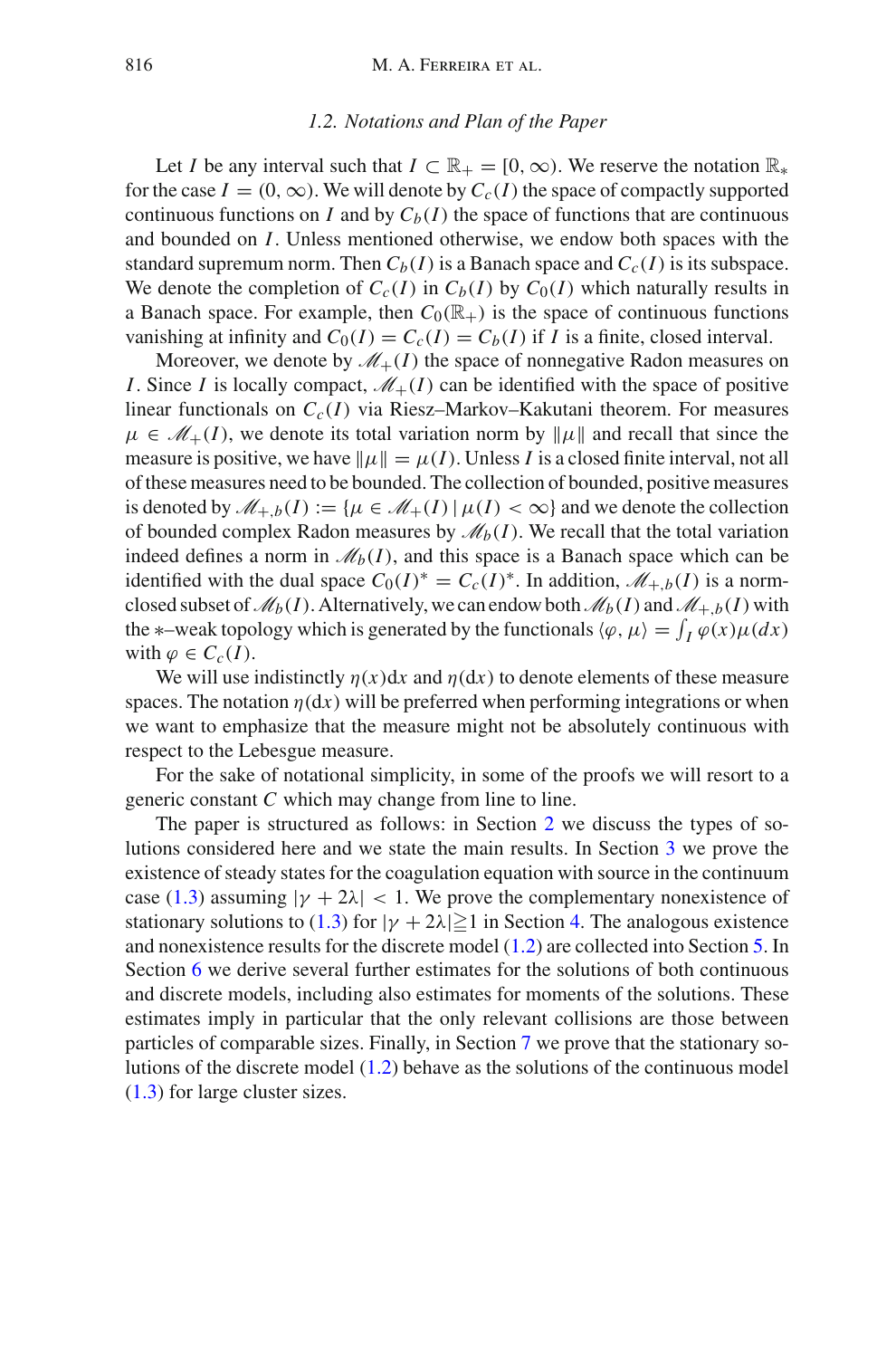### 1.2. Notations and Plan of the Paper

Let $I$ be any interval such that $I \subset \mathbb{R}_+ = [0, \infty)$. We reserve the notation $\mathbb{R}_*$ for the case $I = (0, \infty)$. We will denote by $C_c(I)$ the space of compactly supported continuous functions on $I$ and by $C_b(I)$ the space of functions that are continuous and bounded on $I$. Unless mentioned otherwise, we endow both spaces with the standard supremum norm. Then $C_b(I)$ is a Banach space and $C_c(I)$ is its subspace. We denote the completion of $C_c(I)$ in $C_b(I)$ by $C_0(I)$ which naturally results in a Banach space. For example, then $C_0(\mathbb{R}_+)$ is the space of continuous functions vanishing at infinity and $C_0(I) = C_c(I) = C_b(I)$ if $I$ is a finite, closed interval.

Moreover, we denote by $\mathscr{M}_+(I)$ the space of nonnegative Radon measures on $I$. Since $I$ is locally compact, $\mathscr{M}_+(I)$ can be identified with the space of positive linear functionals on $C_c(I)$ via Riesz–Markov–Kakutani theorem. For measures $\mu \in \mathscr{M}_+(I)$, we denote its total variation norm by $\|\mu\|$ and recall that since the measure is positive, we have $\|\mu\| = \mu(I)$. Unless $I$ is a closed finite interval, not all of these measures need to be bounded. The collection of bounded, positive measures is denoted by $\mathscr{M}_{+,b}(I) := \{\mu \in \mathscr{M}_+(I) \mid \mu(I) < \infty\}$ and we denote the collection of bounded complex Radon measures by $\mathscr{M}_b(I)$. We recall that the total variation indeed defines a norm in $\mathscr{M}_b(I)$, and this space is a Banach space which can be identified with the dual space $C_0(I)^* = C_c(I)^*$. In addition, $\mathscr{M}_{+,b}(I)$ is a norm-closed subset of $\mathscr{M}_b(I)$. Alternatively, we can endow both $\mathscr{M}_b(I)$ and $\mathscr{M}_{+,b}(I)$ with the $*$–weak topology which is generated by the functionals $\langle \varphi, \mu \rangle = \int_I \varphi(x)\mu(dx)$ with $\varphi \in C_c(I)$.

We will use indistinctly $\eta(x)\mathrm{d}x$ and $\eta(\mathrm{d}x)$ to denote elements of these measure spaces. The notation $\eta(\mathrm{d}x)$ will be preferred when performing integrations or when we want to emphasize that the measure might not be absolutely continuous with respect to the Lebesgue measure.

For the sake of notational simplicity, in some of the proofs we will resort to a generic constant $C$ which may change from line to line.

The paper is structured as follows: in Section 2 we discuss the types of solutions considered here and we state the main results. In Section 3 we prove the existence of steady states for the coagulation equation with source in the continuum case (1.3) assuming $|\gamma + 2\lambda| < 1$. We prove the complementary nonexistence of stationary solutions to (1.3) for $|\gamma + 2\lambda| \geqq 1$ in Section 4. The analogous existence and nonexistence results for the discrete model (1.2) are collected into Section 5. In Section 6 we derive several further estimates for the solutions of both continuous and discrete models, including also estimates for moments of the solutions. These estimates imply in particular that the only relevant collisions are those between particles of comparable sizes. Finally, in Section 7 we prove that the stationary solutions of the discrete model (1.2) behave as the solutions of the continuous model (1.3) for large cluster sizes.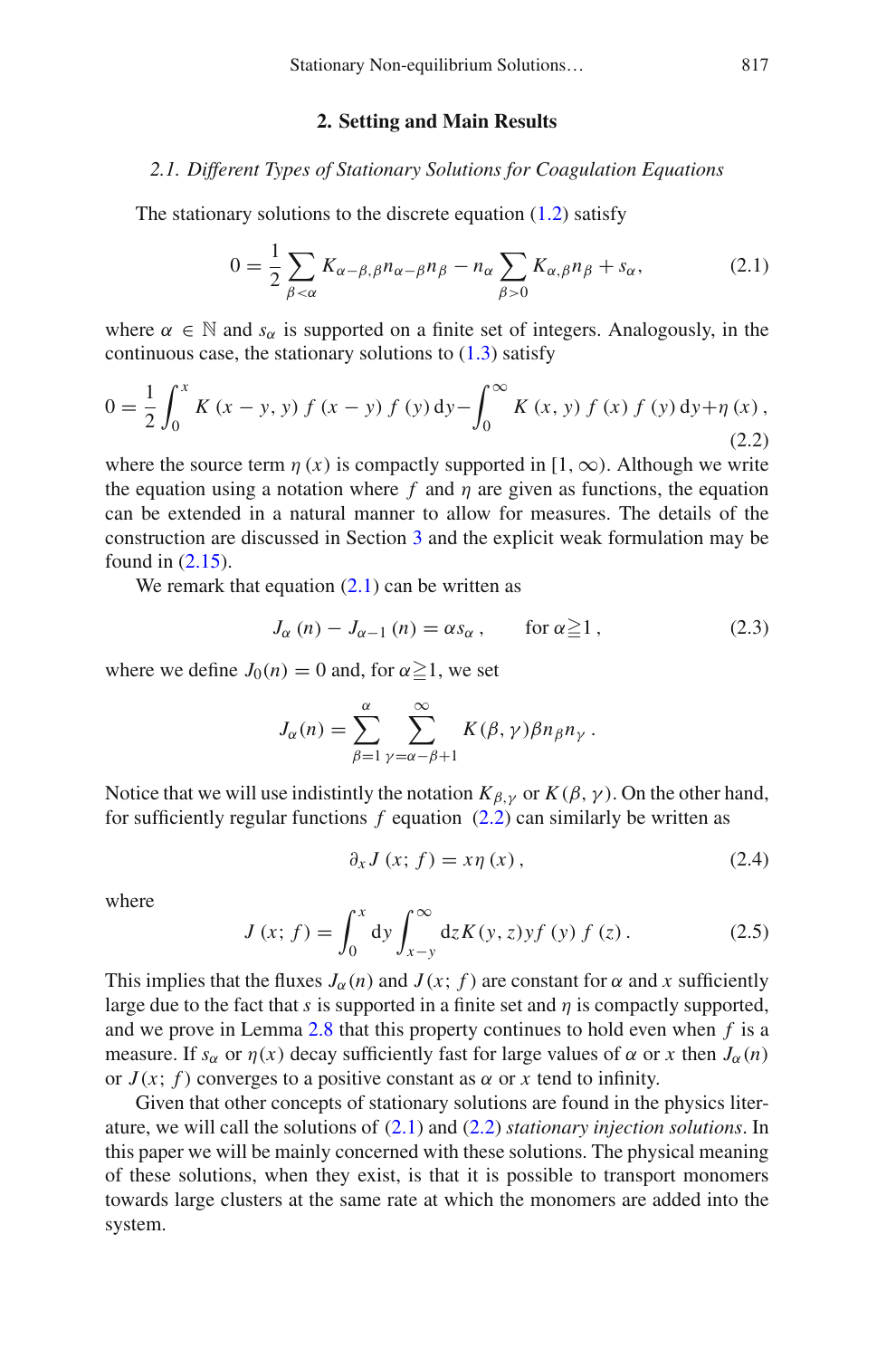## 2. Setting and Main Results

### *2.1. Different Types of Stationary Solutions for Coagulation Equations*

The stationary solutions to the discrete equation (1.2) satisfy

$$0 = \frac{1}{2} \sum_{\beta < \alpha} K_{\alpha-\beta,\beta} n_{\alpha-\beta} n_\beta - n_\alpha \sum_{\beta > 0} K_{\alpha,\beta} n_\beta + s_\alpha, \tag{2.1}$$

where $\alpha \in \mathbb{N}$ and $s_\alpha$ is supported on a finite set of integers. Analogously, in the continuous case, the stationary solutions to (1.3) satisfy

$$0 = \frac{1}{2} \int_0^x K(x-y, y) f(x-y) f(y) \, dy - \int_0^\infty K(x, y) f(x) f(y) \, dy + \eta(x), \tag{2.2}$$

where the source term $\eta(x)$ is compactly supported in $[1, \infty)$. Although we write the equation using a notation where $f$ and $\eta$ are given as functions, the equation can be extended in a natural manner to allow for measures. The details of the construction are discussed in Section 3 and the explicit weak formulation may be found in (2.15).

We remark that equation (2.1) can be written as

$$J_\alpha(n) - J_{\alpha-1}(n) = \alpha s_\alpha, \qquad \text{for } \alpha \geqq 1, \tag{2.3}$$

where we define $J_0(n) = 0$ and, for $\alpha \geqq 1$, we set

$$J_\alpha(n) = \sum_{\beta=1}^{\alpha} \sum_{\gamma=\alpha-\beta+1}^{\infty} K(\beta, \gamma) \beta n_\beta n_\gamma .$$

Notice that we will use indistintly the notation $K_{\beta,\gamma}$ or $K(\beta, \gamma)$. On the other hand, for sufficiently regular functions $f$ equation (2.2) can similarly be written as

$$\partial_x J(x; f) = x\eta(x), \tag{2.4}$$

where

$$J(x; f) = \int_0^x dy \int_{x-y}^\infty dz K(y, z) y f(y) f(z). \tag{2.5}$$

This implies that the fluxes $J_\alpha(n)$ and $J(x; f)$ are constant for $\alpha$ and $x$ sufficiently large due to the fact that $s$ is supported in a finite set and $\eta$ is compactly supported, and we prove in Lemma 2.8 that this property continues to hold even when $f$ is a measure. If $s_\alpha$ or $\eta(x)$ decay sufficiently fast for large values of $\alpha$ or $x$ then $J_\alpha(n)$ or $J(x; f)$ converges to a positive constant as $\alpha$ or $x$ tend to infinity.

Given that other concepts of stationary solutions are found in the physics literature, we will call the solutions of (2.1) and (2.2) *stationary injection solutions*. In this paper we will be mainly concerned with these solutions. The physical meaning of these solutions, when they exist, is that it is possible to transport monomers towards large clusters at the same rate at which the monomers are added into the system.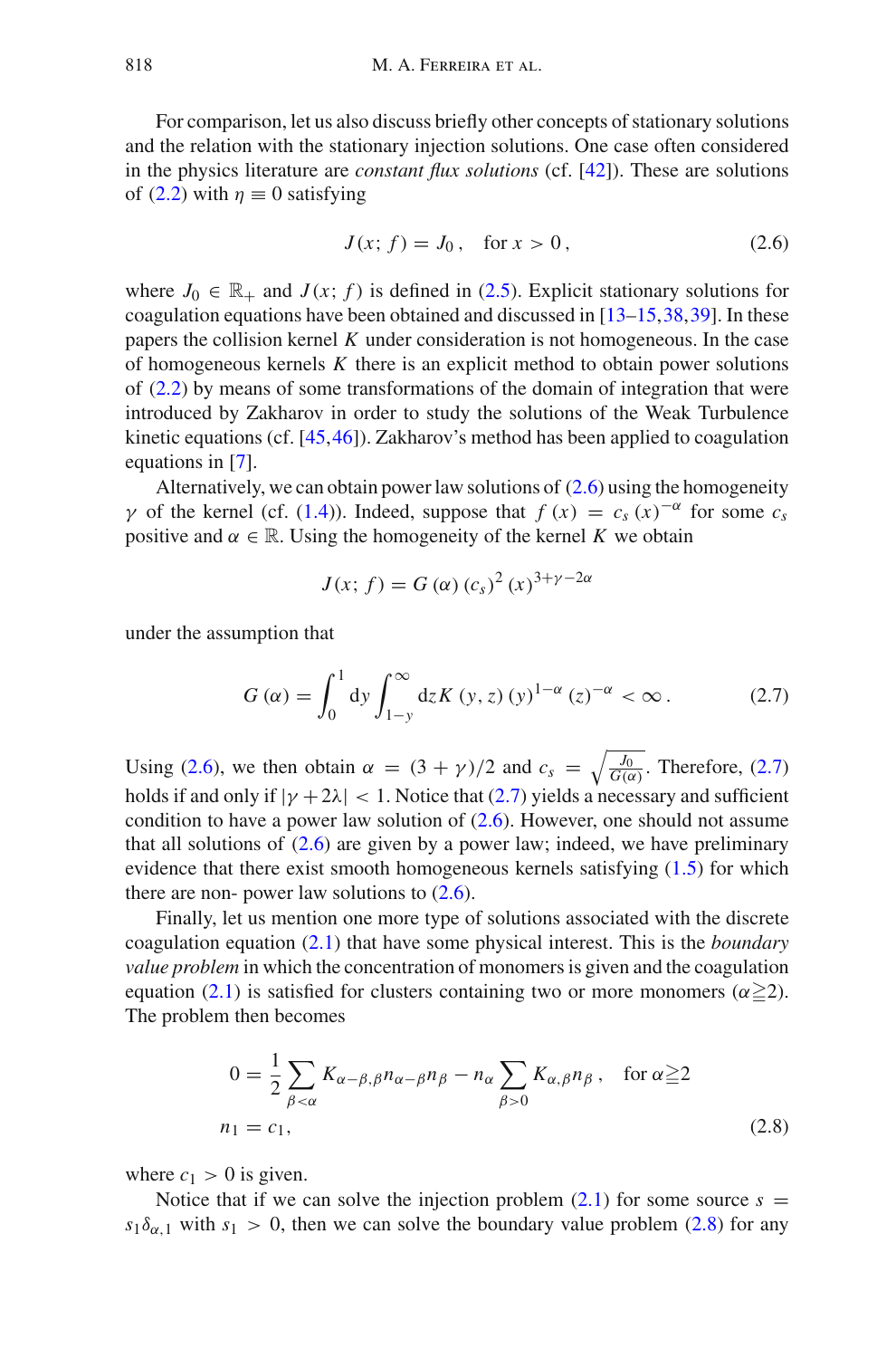For comparison, let us also discuss briefly other concepts of stationary solutions and the relation with the stationary injection solutions. One case often considered in the physics literature are *constant flux solutions* (cf. [42]). These are solutions of (2.2) with $\eta \equiv 0$ satisfying

$$J(x; f) = J_0\,, \quad \text{for } x > 0\,, \tag{2.6}$$

where $J_0 \in \mathbb{R}_+$ and $J(x; f)$ is defined in (2.5). Explicit stationary solutions for coagulation equations have been obtained and discussed in [13–15,38,39]. In these papers the collision kernel $K$ under consideration is not homogeneous. In the case of homogeneous kernels $K$ there is an explicit method to obtain power solutions of (2.2) by means of some transformations of the domain of integration that were introduced by Zakharov in order to study the solutions of the Weak Turbulence kinetic equations (cf. [45,46]). Zakharov's method has been applied to coagulation equations in [7].

Alternatively, we can obtain power law solutions of (2.6) using the homogeneity $\gamma$ of the kernel (cf. (1.4)). Indeed, suppose that $f(x) = c_s (x)^{-\alpha}$ for some $c_s$ positive and $\alpha \in \mathbb{R}$. Using the homogeneity of the kernel $K$ we obtain

$$J(x; f) = G(\alpha) (c_s)^2 (x)^{3+\gamma-2\alpha}$$

under the assumption that

$$G(\alpha) = \int_0^1 \mathrm{d}y \int_{1-y}^{\infty} \mathrm{d}z K(y, z) (y)^{1-\alpha} (z)^{-\alpha} < \infty\,. \tag{2.7}$$

Using (2.6), we then obtain $\alpha = (3+\gamma)/2$ and $c_s = \sqrt{\frac{J_0}{G(\alpha)}}$. Therefore, (2.7) holds if and only if $|\gamma + 2\lambda| < 1$. Notice that (2.7) yields a necessary and sufficient condition to have a power law solution of (2.6). However, one should not assume that all solutions of (2.6) are given by a power law; indeed, we have preliminary evidence that there exist smooth homogeneous kernels satisfying (1.5) for which there are non- power law solutions to (2.6).

Finally, let us mention one more type of solutions associated with the discrete coagulation equation (2.1) that have some physical interest. This is the *boundary value problem* in which the concentration of monomers is given and the coagulation equation (2.1) is satisfied for clusters containing two or more monomers ($\alpha \geqq 2$). The problem then becomes

$$\begin{aligned} 0 &= \frac{1}{2} \sum_{\beta<\alpha} K_{\alpha-\beta,\beta} n_{\alpha-\beta} n_\beta - n_\alpha \sum_{\beta>0} K_{\alpha,\beta} n_\beta\,, \quad \text{for } \alpha \geqq 2 \\ n_1 &= c_1, \end{aligned} \tag{2.8}$$

where $c_1 > 0$ is given.

Notice that if we can solve the injection problem (2.1) for some source $s = s_1 \delta_{\alpha,1}$ with $s_1 > 0$, then we can solve the boundary value problem (2.8) for any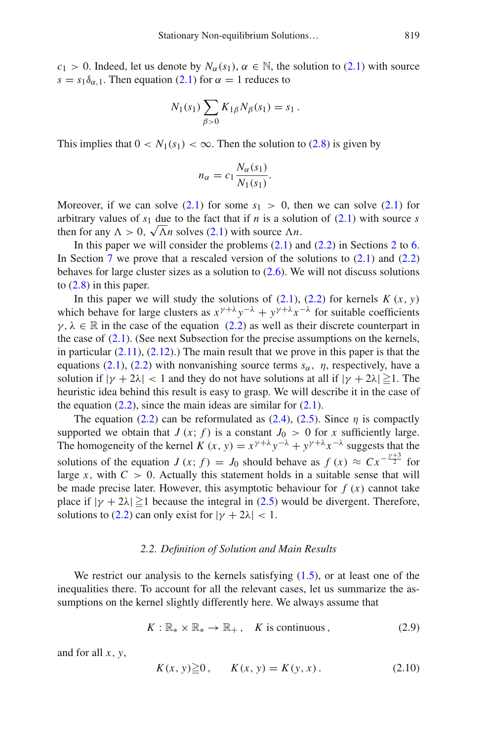$c_1 > 0$. Indeed, let us denote by $N_\alpha(s_1)$, $\alpha \in \mathbb{N}$, the solution to (2.1) with source $s = s_1 \delta_{\alpha,1}$. Then equation (2.1) for $\alpha = 1$ reduces to

$$N_1(s_1) \sum_{\beta > 0} K_{1\beta} N_\beta(s_1) = s_1 \,.$$

This implies that $0 < N_1(s_1) < \infty$. Then the solution to (2.8) is given by

$$n_\alpha = c_1 \frac{N_\alpha(s_1)}{N_1(s_1)}.$$

Moreover, if we can solve (2.1) for some $s_1 > 0$, then we can solve (2.1) for arbitrary values of $s_1$ due to the fact that if $n$ is a solution of (2.1) with source $s$ then for any $\Lambda > 0$, $\sqrt{\Lambda} n$ solves (2.1) with source $\Lambda n$.

In this paper we will consider the problems (2.1) and (2.2) in Sections 2 to 6. In Section 7 we prove that a rescaled version of the solutions to (2.1) and (2.2) behaves for large cluster sizes as a solution to (2.6). We will not discuss solutions to (2.8) in this paper.

In this paper we will study the solutions of (2.1), (2.2) for kernels $K(x, y)$ which behave for large clusters as $x^{\gamma+\lambda} y^{-\lambda} + y^{\gamma+\lambda} x^{-\lambda}$ for suitable coefficients $\gamma, \lambda \in \mathbb{R}$ in the case of the equation (2.2) as well as their discrete counterpart in the case of (2.1). (See next Subsection for the precise assumptions on the kernels, in particular (2.11), (2.12).) The main result that we prove in this paper is that the equations (2.1), (2.2) with nonvanishing source terms $s_\alpha$, $\eta$, respectively, have a solution if $|\gamma + 2\lambda| < 1$ and they do not have solutions at all if $|\gamma + 2\lambda| \geqq 1$. The heuristic idea behind this result is easy to grasp. We will describe it in the case of the equation (2.2), since the main ideas are similar for (2.1).

The equation (2.2) can be reformulated as (2.4), (2.5). Since $\eta$ is compactly supported we obtain that $J(x; f)$ is a constant $J_0 > 0$ for $x$ sufficiently large. The homogeneity of the kernel $K(x, y) = x^{\gamma+\lambda} y^{-\lambda} + y^{\gamma+\lambda} x^{-\lambda}$ suggests that the solutions of the equation $J(x; f) = J_0$ should behave as $f(x) \approx C x^{-\frac{\gamma+3}{2}}$ for large $x$, with $C > 0$. Actually this statement holds in a suitable sense that will be made precise later. However, this asymptotic behaviour for $f(x)$ cannot take place if $|\gamma + 2\lambda| \geqq 1$ because the integral in (2.5) would be divergent. Therefore, solutions to (2.2) can only exist for $|\gamma + 2\lambda| < 1$.

### 2.2. *Definition of Solution and Main Results*

We restrict our analysis to the kernels satisfying (1.5), or at least one of the inequalities there. To account for all the relevant cases, let us summarize the assumptions on the kernel slightly differently here. We always assume that

$$K : \mathbb{R}_* \times \mathbb{R}_* \to \mathbb{R}_+ \,, \quad K \text{ is continuous} \,, \tag{2.9}$$

and for all $x, y$,

$$K(x, y) \geqq 0 \,, \qquad K(x, y) = K(y, x) \,. \tag{2.10}$$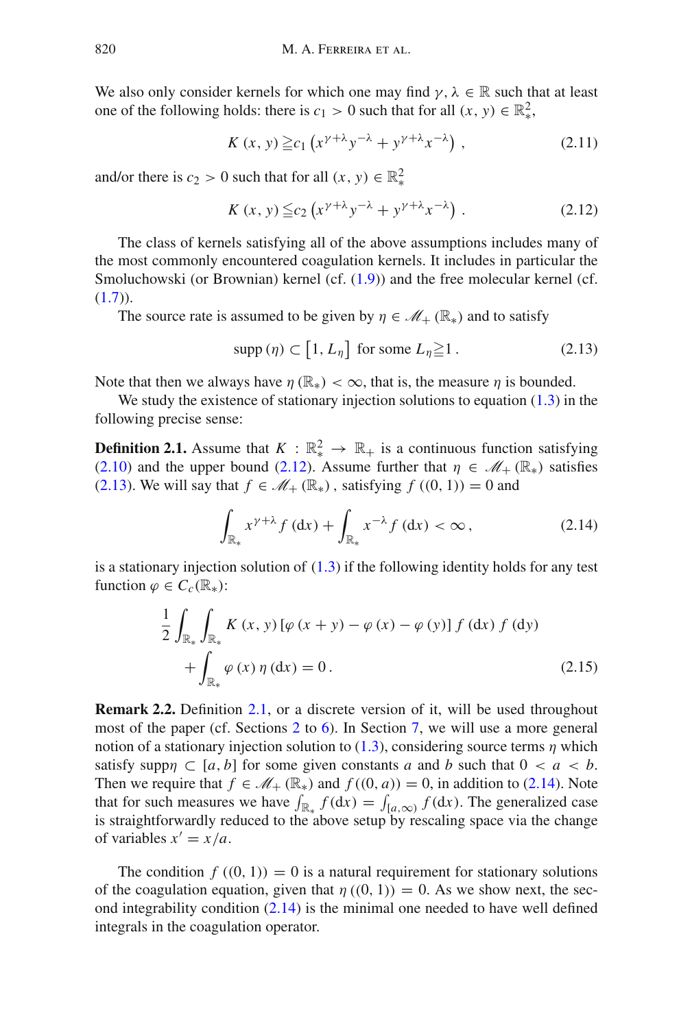We also only consider kernels for which one may find $\gamma, \lambda \in \mathbb{R}$ such that at least one of the following holds: there is $c_1 > 0$ such that for all $(x, y) \in \mathbb{R}_*^2$,

$$K(x, y) \geqq c_1 \left( x^{\gamma+\lambda} y^{-\lambda} + y^{\gamma+\lambda} x^{-\lambda} \right), \tag{2.11}$$

and/or there is $c_2 > 0$ such that for all $(x, y) \in \mathbb{R}_*^2$

$$K(x, y) \leqq c_2 \left( x^{\gamma+\lambda} y^{-\lambda} + y^{\gamma+\lambda} x^{-\lambda} \right). \tag{2.12}$$

The class of kernels satisfying all of the above assumptions includes many of the most commonly encountered coagulation kernels. It includes in particular the Smoluchowski (or Brownian) kernel (cf. (1.9)) and the free molecular kernel (cf. (1.7)).

The source rate is assumed to be given by $\eta \in \mathscr{M}_+(\mathbb{R}_*)$ and to satisfy

$$\operatorname{supp}(\eta) \subset \left[1, L_\eta\right] \text{ for some } L_\eta \geqq 1. \tag{2.13}$$

Note that then we always have $\eta(\mathbb{R}_*) < \infty$, that is, the measure $\eta$ is bounded.

We study the existence of stationary injection solutions to equation (1.3) in the following precise sense:

**Definition 2.1.** Assume that $K : \mathbb{R}_*^2 \to \mathbb{R}_+$ is a continuous function satisfying (2.10) and the upper bound (2.12). Assume further that $\eta \in \mathscr{M}_+(\mathbb{R}_*)$ satisfies (2.13). We will say that $f \in \mathscr{M}_+(\mathbb{R}_*)$, satisfying $f((0, 1)) = 0$ and

$$\int_{\mathbb{R}_*} x^{\gamma+\lambda} f(\mathrm{d}x) + \int_{\mathbb{R}_*} x^{-\lambda} f(\mathrm{d}x) < \infty, \tag{2.14}$$

is a stationary injection solution of (1.3) if the following identity holds for any test function $\varphi \in C_c(\mathbb{R}_*)$:

$$\frac{1}{2} \int_{\mathbb{R}_*} \int_{\mathbb{R}_*} K(x, y) [\varphi(x + y) - \varphi(x) - \varphi(y)] f(\mathrm{d}x) f(\mathrm{d}y) + \int_{\mathbb{R}_*} \varphi(x) \eta(\mathrm{d}x) = 0. \tag{2.15}$$

**Remark 2.2.** Definition 2.1, or a discrete version of it, will be used throughout most of the paper (cf. Sections 2 to 6). In Section 7, we will use a more general notion of a stationary injection solution to (1.3), considering source terms $\eta$ which satisfy $\operatorname{supp}\eta \subset [a, b]$ for some given constants $a$ and $b$ such that $0 < a < b$. Then we require that $f \in \mathscr{M}_+(\mathbb{R}_*)$ and $f((0, a)) = 0$, in addition to (2.14). Note that for such measures we have $\int_{\mathbb{R}_*} f(\mathrm{d}x) = \int_{[a,\infty)} f(\mathrm{d}x)$. The generalized case is straightforwardly reduced to the above setup by rescaling space via the change of variables $x' = x/a$.

The condition $f((0, 1)) = 0$ is a natural requirement for stationary solutions of the coagulation equation, given that $\eta((0, 1)) = 0$. As we show next, the second integrability condition (2.14) is the minimal one needed to have well defined integrals in the coagulation operator.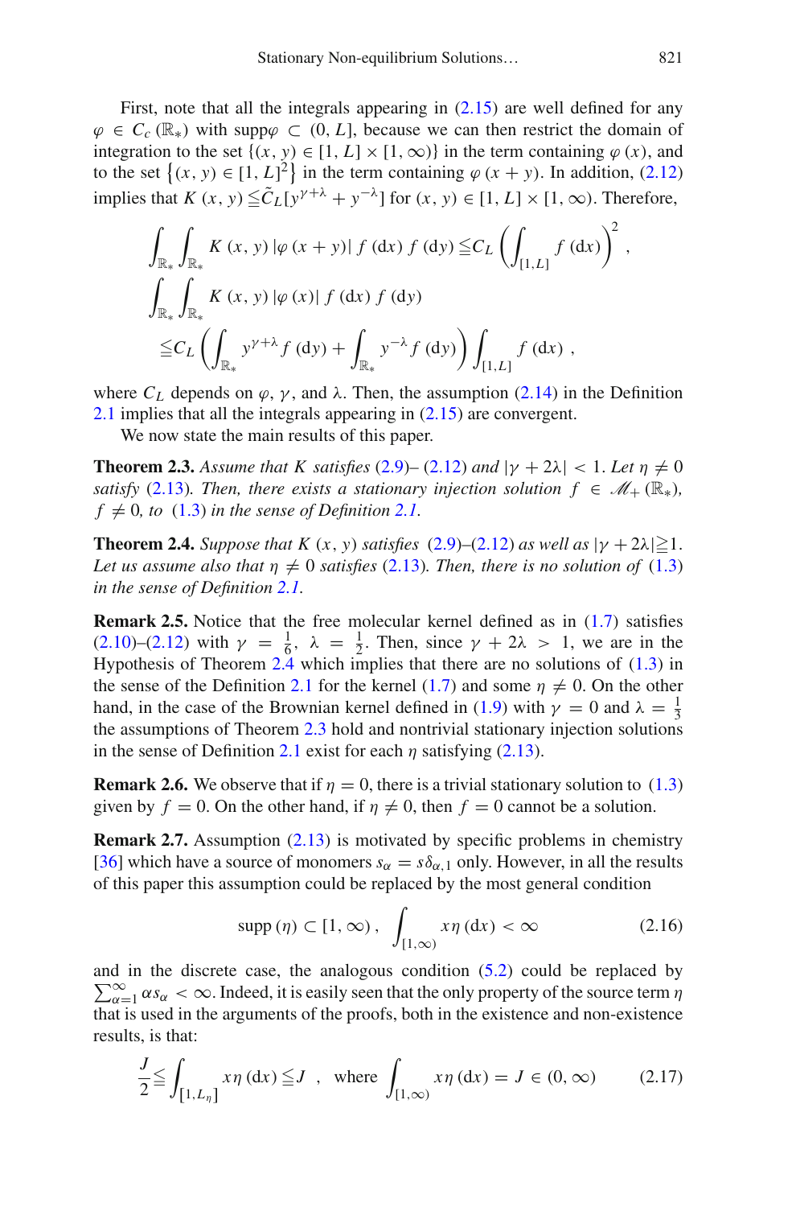First, note that all the integrals appearing in (2.15) are well defined for any $\varphi \in C_c(\mathbb{R}_*)$ with $\operatorname{supp}\varphi \subset (0, L]$, because we can then restrict the domain of integration to the set $\{(x, y) \in [1, L] \times [1, \infty)\}$ in the term containing $\varphi(x)$, and to the set $\{(x, y) \in [1, L]^2\}$ in the term containing $\varphi(x+y)$. In addition, (2.12) implies that $K(x, y) \leqq \tilde{C}_L [y^{\gamma+\lambda} + y^{-\lambda}]$ for $(x, y) \in [1, L] \times [1, \infty)$. Therefore,

$$
\int_{\mathbb{R}_*} \int_{\mathbb{R}_*} K(x, y) |\varphi(x+y)| f(\mathrm{d}x) f(\mathrm{d}y) \leqq C_L \left( \int_{[1,L]} f(\mathrm{d}x) \right)^2,
$$

$$
\int_{\mathbb{R}_*} \int_{\mathbb{R}_*} K(x, y) |\varphi(x)| f(\mathrm{d}x) f(\mathrm{d}y)
$$

$$
\leqq C_L \left( \int_{\mathbb{R}_*} y^{\gamma+\lambda} f(\mathrm{d}y) + \int_{\mathbb{R}_*} y^{-\lambda} f(\mathrm{d}y) \right) \int_{[1,L]} f(\mathrm{d}x),
$$

where $C_L$ depends on $\varphi$, $\gamma$, and $\lambda$. Then, the assumption (2.14) in the Definition 2.1 implies that all the integrals appearing in (2.15) are convergent.

We now state the main results of this paper.

**Theorem 2.3.** *Assume that $K$ satisfies (2.9)– (2.12) and $|\gamma + 2\lambda| < 1$. Let $\eta \neq 0$ satisfy (2.13). Then, there exists a stationary injection solution $f \in \mathscr{M}_+(\mathbb{R}_*)$, $f \neq 0$, to (1.3) in the sense of Definition 2.1.*

**Theorem 2.4.** *Suppose that $K(x, y)$ satisfies (2.9)–(2.12) as well as $|\gamma + 2\lambda| \geqq 1$. Let us assume also that $\eta \neq 0$ satisfies (2.13). Then, there is no solution of (1.3) in the sense of Definition 2.1.*

**Remark 2.5.** Notice that the free molecular kernel defined as in (1.7) satisfies (2.10)–(2.12) with $\gamma = \frac{1}{6}$, $\lambda = \frac{1}{2}$. Then, since $\gamma + 2\lambda > 1$, we are in the Hypothesis of Theorem 2.4 which implies that there are no solutions of (1.3) in the sense of the Definition 2.1 for the kernel (1.7) and some $\eta \neq 0$. On the other hand, in the case of the Brownian kernel defined in (1.9) with $\gamma = 0$ and $\lambda = \frac{1}{3}$ the assumptions of Theorem 2.3 hold and nontrivial stationary injection solutions in the sense of Definition 2.1 exist for each $\eta$ satisfying (2.13).

**Remark 2.6.** We observe that if $\eta = 0$, there is a trivial stationary solution to (1.3) given by $f = 0$. On the other hand, if $\eta \neq 0$, then $f = 0$ cannot be a solution.

**Remark 2.7.** Assumption (2.13) is motivated by specific problems in chemistry [36] which have a source of monomers $s_\alpha = s\delta_{\alpha,1}$ only. However, in all the results of this paper this assumption could be replaced by the most general condition

$$
\operatorname{supp}(\eta) \subset [1, \infty), \quad \int_{[1,\infty)} x\eta(\mathrm{d}x) < \infty \tag{2.16}
$$

and in the discrete case, the analogous condition (5.2) could be replaced by $\sum_{\alpha=1}^{\infty} \alpha s_\alpha < \infty$. Indeed, it is easily seen that the only property of the source term $\eta$ that is used in the arguments of the proofs, both in the existence and non-existence results, is that:

$$
\frac{J}{2} \leqq \int_{[1,L_\eta]} x\eta(\mathrm{d}x) \leqq J \quad , \quad \text{where } \int_{[1,\infty)} x\eta(\mathrm{d}x) = J \in (0, \infty) \tag{2.17}
$$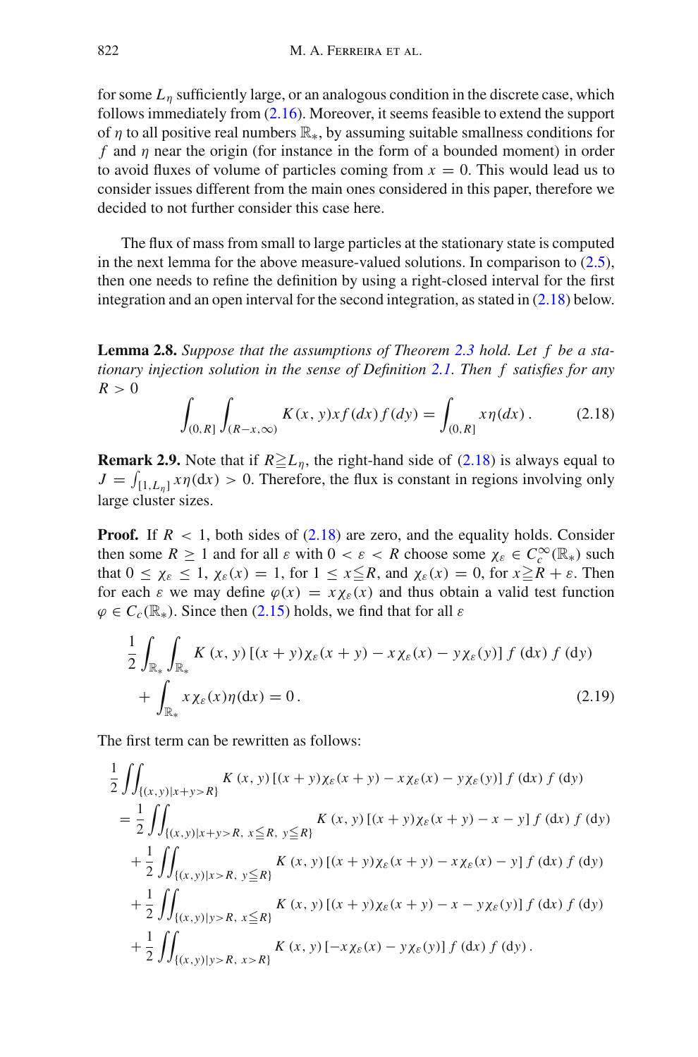for some $L_\eta$ sufficiently large, or an analogous condition in the discrete case, which follows immediately from (2.16). Moreover, it seems feasible to extend the support of $\eta$ to all positive real numbers $\mathbb{R}_*$, by assuming suitable smallness conditions for $f$ and $\eta$ near the origin (for instance in the form of a bounded moment) in order to avoid fluxes of volume of particles coming from $x = 0$. This would lead us to consider issues different from the main ones considered in this paper, therefore we decided to not further consider this case here.

The flux of mass from small to large particles at the stationary state is computed in the next lemma for the above measure-valued solutions. In comparison to (2.5), then one needs to refine the definition by using a right-closed interval for the first integration and an open interval for the second integration, as stated in (2.18) below.

**Lemma 2.8.** *Suppose that the assumptions of Theorem 2.3 hold. Let $f$ be a stationary injection solution in the sense of Definition 2.1. Then $f$ satisfies for any $R > 0$*

$$\int_{(0,R]} \int_{(R-x,\infty)} K(x,y) x f(dx) f(dy) = \int_{(0,R]} x\eta(dx) \,. \tag{2.18}$$

**Remark 2.9.** Note that if $R \geqq L_\eta$, the right-hand side of (2.18) is always equal to $J = \int_{[1,L_\eta]} x\eta(\mathrm{d}x) > 0$. Therefore, the flux is constant in regions involving only large cluster sizes.

**Proof.** If $R < 1$, both sides of (2.18) are zero, and the equality holds. Consider then some $R \geq 1$ and for all $\varepsilon$ with $0 < \varepsilon < R$ choose some $\chi_\varepsilon \in C_c^\infty(\mathbb{R}_*)$ such that $0 \leq \chi_\varepsilon \leq 1$, $\chi_\varepsilon(x) = 1$, for $1 \leq x \leqq R$, and $\chi_\varepsilon(x) = 0$, for $x \geqq R + \varepsilon$. Then for each $\varepsilon$ we may define $\varphi(x) = x\chi_\varepsilon(x)$ and thus obtain a valid test function $\varphi \in C_c(\mathbb{R}_*)$. Since then (2.15) holds, we find that for all $\varepsilon$

$$\begin{aligned}
&\frac{1}{2} \int_{\mathbb{R}_*} \int_{\mathbb{R}_*} K(x,y) \left[(x+y)\chi_\varepsilon(x+y) - x\chi_\varepsilon(x) - y\chi_\varepsilon(y)\right] f(\mathrm{d}x) f(\mathrm{d}y) \\
&\quad + \int_{\mathbb{R}_*} x\chi_\varepsilon(x)\eta(\mathrm{d}x) = 0 \,.
\end{aligned} \tag{2.19}$$

The first term can be rewritten as follows:

$$\begin{aligned}
&\frac{1}{2} \iint_{\{(x,y)|x+y>R\}} K(x,y) \left[(x+y)\chi_\varepsilon(x+y) - x\chi_\varepsilon(x) - y\chi_\varepsilon(y)\right] f(\mathrm{d}x) f(\mathrm{d}y) \\
&= \frac{1}{2} \iint_{\{(x,y)|x+y>R,\ x\leqq R,\ y\leqq R\}} K(x,y) \left[(x+y)\chi_\varepsilon(x+y) - x - y\right] f(\mathrm{d}x) f(\mathrm{d}y) \\
&\quad + \frac{1}{2} \iint_{\{(x,y)|x>R,\ y\leqq R\}} K(x,y) \left[(x+y)\chi_\varepsilon(x+y) - x\chi_\varepsilon(x) - y\right] f(\mathrm{d}x) f(\mathrm{d}y) \\
&\quad + \frac{1}{2} \iint_{\{(x,y)|y>R,\ x\leqq R\}} K(x,y) \left[(x+y)\chi_\varepsilon(x+y) - x - y\chi_\varepsilon(y)\right] f(\mathrm{d}x) f(\mathrm{d}y) \\
&\quad + \frac{1}{2} \iint_{\{(x,y)|y>R,\ x>R\}} K(x,y) \left[-x\chi_\varepsilon(x) - y\chi_\varepsilon(y)\right] f(\mathrm{d}x) f(\mathrm{d}y) \,.
\end{aligned}$$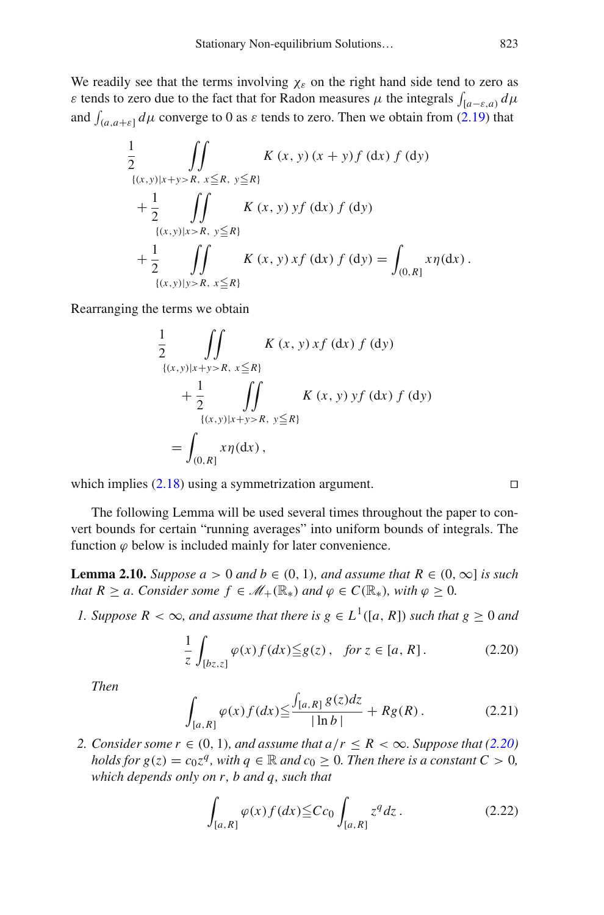We readily see that the terms involving $\chi_\varepsilon$ on the right hand side tend to zero as $\varepsilon$ tends to zero due to the fact that for Radon measures $\mu$ the integrals $\int_{[a-\varepsilon,a)} d\mu$ and $\int_{(a,a+\varepsilon]} d\mu$ converge to 0 as $\varepsilon$ tends to zero. Then we obtain from (2.19) that

$$
\begin{aligned}
&\frac{1}{2} \iint_{\{(x,y)|x+y>R,\ x\leqq R,\ y\leqq R\}} K(x,y)(x+y) f(\mathrm{d}x) f(\mathrm{d}y) \\
&\quad + \frac{1}{2} \iint_{\{(x,y)|x>R,\ y\leqq R\}} K(x,y)\, y f(\mathrm{d}x) f(\mathrm{d}y) \\
&\quad + \frac{1}{2} \iint_{\{(x,y)|y>R,\ x\leqq R\}} K(x,y)\, x f(\mathrm{d}x) f(\mathrm{d}y) = \int_{(0,R]} x \eta(\mathrm{d}x)\,.
\end{aligned}
$$

Rearranging the terms we obtain

$$
\begin{aligned}
&\frac{1}{2} \iint_{\{(x,y)|x+y>R,\ x\leqq R\}} K(x,y)\, x f(\mathrm{d}x) f(\mathrm{d}y) \\
&\quad + \frac{1}{2} \iint_{\{(x,y)|x+y>R,\ y\leqq R\}} K(x,y)\, y f(\mathrm{d}x) f(\mathrm{d}y) \\
&= \int_{(0,R]} x \eta(\mathrm{d}x)\,,
\end{aligned}
$$

which implies (2.18) using a symmetrization argument. $\square$

The following Lemma will be used several times throughout the paper to convert bounds for certain "running averages" into uniform bounds of integrals. The function $\varphi$ below is included mainly for later convenience.

**Lemma 2.10.** *Suppose $a > 0$ and $b \in (0,1)$, and assume that $R \in (0,\infty]$ is such that $R \geq a$. Consider some $f \in \mathscr{M}_+(\mathbb{R}_*)$ and $\varphi \in C(\mathbb{R}_*)$, with $\varphi \geq 0$.*

1. *Suppose $R < \infty$, and assume that there is $g \in L^1([a,R])$ such that $g \geq 0$ and*

$$
\frac{1}{z} \int_{[bz,z]} \varphi(x) f(dx) \leqq g(z)\,, \quad \text{for } z \in [a,R]\,. \tag{2.20}
$$

   *Then*

$$
\int_{[a,R]} \varphi(x) f(dx) \leqq \frac{\int_{[a,R]} g(z) dz}{|\ln b|} + R g(R)\,. \tag{2.21}
$$

2. *Consider some $r \in (0,1)$, and assume that $a/r \leq R < \infty$. Suppose that (2.20) holds for $g(z) = c_0 z^q$, with $q \in \mathbb{R}$ and $c_0 \geq 0$. Then there is a constant $C > 0$, which depends only on $r$, $b$ and $q$, such that*

$$
\int_{[a,R]} \varphi(x) f(dx) \leqq C c_0 \int_{[a,R]} z^q dz\,. \tag{2.22}
$$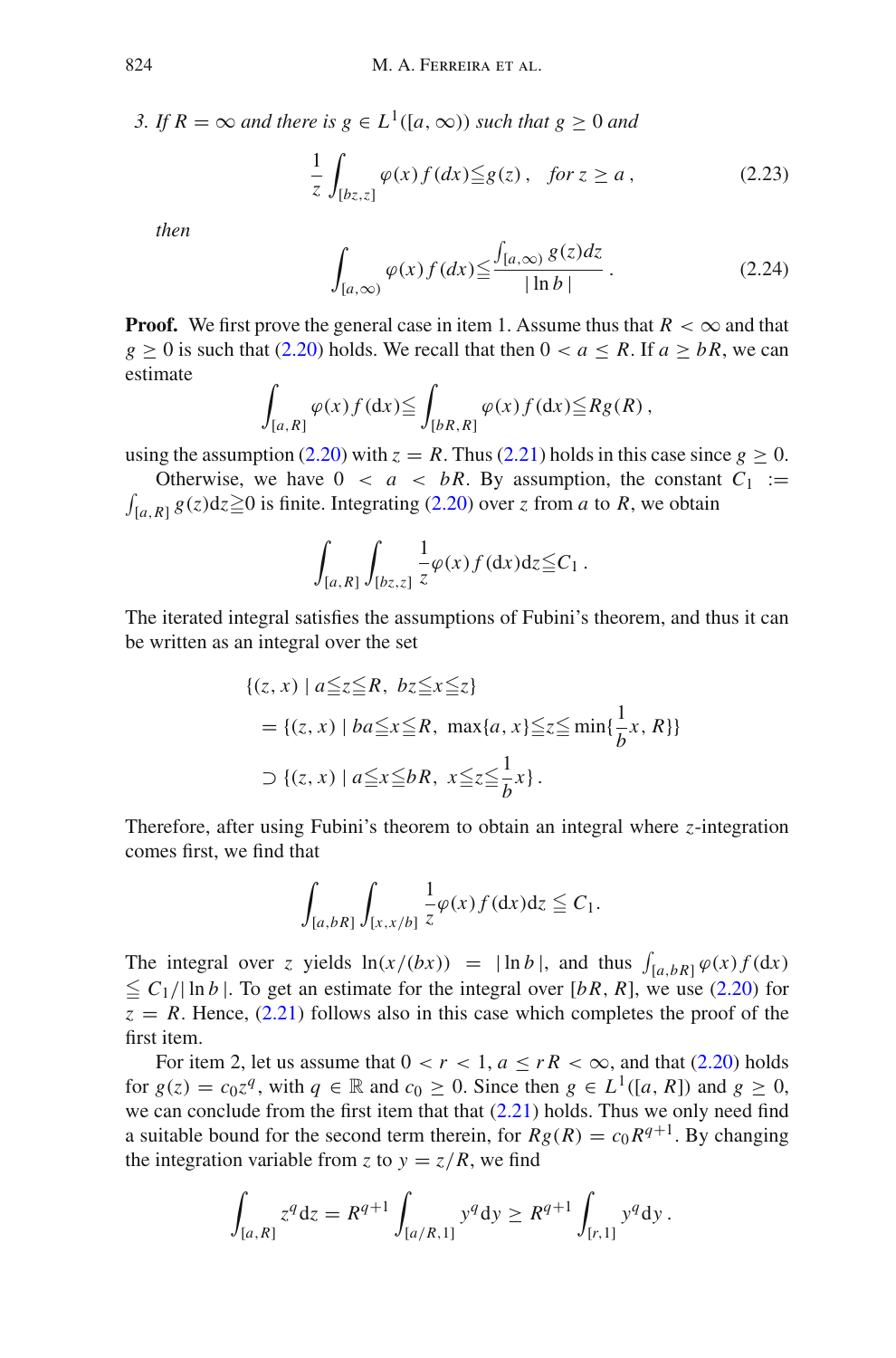*3. If $R = \infty$ and there is $g \in L^1([a, \infty))$ such that $g \geq 0$ and*

$$\frac{1}{z} \int_{[bz,z]} \varphi(x) f(dx) \leqq g(z), \quad \text{for } z \geq a, \tag{2.23}$$

*then*

$$\int_{[a,\infty)} \varphi(x) f(dx) \leqq \frac{\int_{[a,\infty)} g(z) dz}{|\ln b|}. \tag{2.24}$$

**Proof.** We first prove the general case in item 1. Assume thus that $R < \infty$ and that $g \geq 0$ is such that (2.20) holds. We recall that then $0 < a \leq R$. If $a \geq bR$, we can estimate

$$\int_{[a,R]} \varphi(x) f(\mathrm{d}x) \leqq \int_{[bR,R]} \varphi(x) f(\mathrm{d}x) \leqq R g(R),$$

using the assumption (2.20) with $z = R$. Thus (2.21) holds in this case since $g \geq 0$.

Otherwise, we have $0 < a < bR$. By assumption, the constant $C_1 := \int_{[a,R]} g(z) \mathrm{d}z \geqq 0$ is finite. Integrating (2.20) over $z$ from $a$ to $R$, we obtain

$$\int_{[a,R]} \int_{[bz,z]} \frac{1}{z} \varphi(x) f(\mathrm{d}x) \mathrm{d}z \leqq C_1.$$

The iterated integral satisfies the assumptions of Fubini's theorem, and thus it can be written as an integral over the set

$$\begin{aligned}
&\{(z, x) \mid a \leqq z \leqq R,\ bz \leqq x \leqq z\} \\
&\quad = \{(z, x) \mid ba \leqq x \leqq R,\ \max\{a, x\} \leqq z \leqq \min\{\frac{1}{b} x, R\}\} \\
&\quad \supset \{(z, x) \mid a \leqq x \leqq bR,\ x \leqq z \leqq \frac{1}{b} x\}.
\end{aligned}$$

Therefore, after using Fubini's theorem to obtain an integral where $z$-integration comes first, we find that

$$\int_{[a,bR]} \int_{[x,x/b]} \frac{1}{z} \varphi(x) f(\mathrm{d}x) \mathrm{d}z \leqq C_1.$$

The integral over $z$ yields $\ln(x/(bx)) = |\ln b|$, and thus $\int_{[a,bR]} \varphi(x) f(\mathrm{d}x) \leqq C_1/|\ln b|$. To get an estimate for the integral over $[bR, R]$, we use (2.20) for $z = R$. Hence, (2.21) follows also in this case which completes the proof of the first item.

For item 2, let us assume that $0 < r < 1$, $a \leq rR < \infty$, and that (2.20) holds for $g(z) = c_0 z^q$, with $q \in \mathbb{R}$ and $c_0 \geq 0$. Since then $g \in L^1([a, R])$ and $g \geq 0$, we can conclude from the first item that (2.21) holds. Thus we only need find a suitable bound for the second term therein, for $Rg(R) = c_0 R^{q+1}$. By changing the integration variable from $z$ to $y = z/R$, we find

$$\int_{[a,R]} z^q \mathrm{d}z = R^{q+1} \int_{[a/R,1]} y^q \mathrm{d}y \geq R^{q+1} \int_{[r,1]} y^q \mathrm{d}y.$$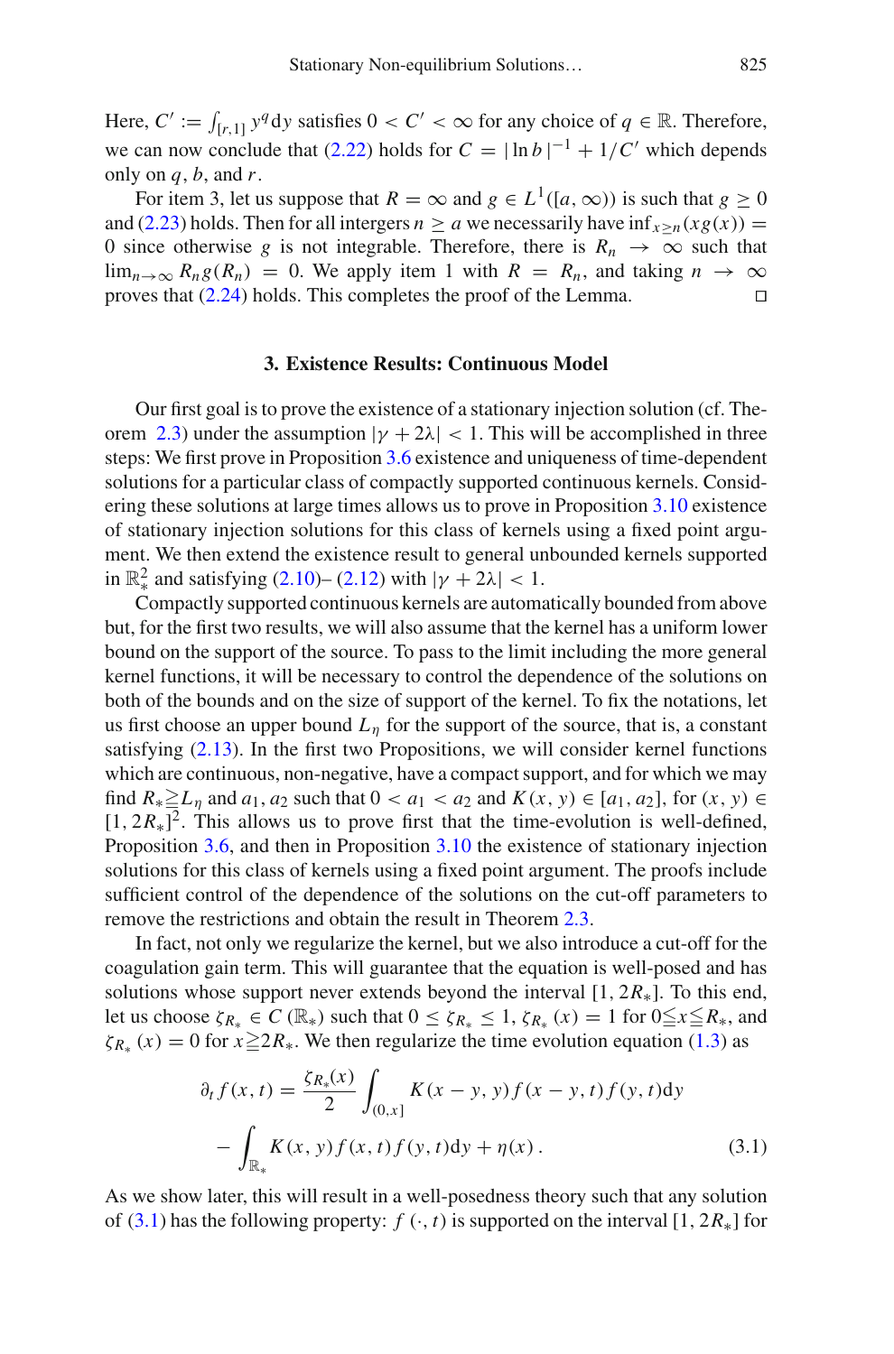Here, $C' := \int_{[r,1]} y^q \mathrm{d}y$ satisfies $0 < C' < \infty$ for any choice of $q \in \mathbb{R}$. Therefore, we can now conclude that (2.22) holds for $C = |\ln b|^{-1} + 1/C'$ which depends only on $q$, $b$, and $r$.

For item 3, let us suppose that $R = \infty$ and $g \in L^1([a, \infty))$ is such that $g \geq 0$ and (2.23) holds. Then for all intergers $n \geq a$ we necessarily have $\inf_{x \geq n}(xg(x)) = 0$ since otherwise $g$ is not integrable. Therefore, there is $R_n \to \infty$ such that $\lim_{n\to\infty} R_n g(R_n) = 0$. We apply item 1 with $R = R_n$, and taking $n \to \infty$ proves that (2.24) holds. This completes the proof of the Lemma. □

## 3. Existence Results: Continuous Model

Our first goal is to prove the existence of a stationary injection solution (cf. Theorem 2.3) under the assumption $|\gamma + 2\lambda| < 1$. This will be accomplished in three steps: We first prove in Proposition 3.6 existence and uniqueness of time-dependent solutions for a particular class of compactly supported continuous kernels. Considering these solutions at large times allows us to prove in Proposition 3.10 existence of stationary injection solutions for this class of kernels using a fixed point argument. We then extend the existence result to general unbounded kernels supported in $\mathbb{R}_*^2$ and satisfying (2.10)–(2.12) with $|\gamma + 2\lambda| < 1$.

Compactly supported continuous kernels are automatically bounded from above but, for the first two results, we will also assume that the kernel has a uniform lower bound on the support of the source. To pass to the limit including the more general kernel functions, it will be necessary to control the dependence of the solutions on both of the bounds and on the size of support of the kernel. To fix the notations, let us first choose an upper bound $L_\eta$ for the support of the source, that is, a constant satisfying (2.13). In the first two Propositions, we will consider kernel functions which are continuous, non-negative, have a compact support, and for which we may find $R_* \geqq L_\eta$ and $a_1, a_2$ such that $0 < a_1 < a_2$ and $K(x, y) \in [a_1, a_2]$, for $(x, y) \in [1, 2R_*]^2$. This allows us to prove first that the time-evolution is well-defined, Proposition 3.6, and then in Proposition 3.10 the existence of stationary injection solutions for this class of kernels using a fixed point argument. The proofs include sufficient control of the dependence of the solutions on the cut-off parameters to remove the restrictions and obtain the result in Theorem 2.3.

In fact, not only we regularize the kernel, but we also introduce a cut-off for the coagulation gain term. This will guarantee that the equation is well-posed and has solutions whose support never extends beyond the interval $[1, 2R_*]$. To this end, let us choose $\zeta_{R_*} \in C(\mathbb{R}_*)$ such that $0 \leq \zeta_{R_*} \leq 1$, $\zeta_{R_*}(x) = 1$ for $0 \leqq x \leqq R_*$, and $\zeta_{R_*}(x) = 0$ for $x \geqq 2R_*$. We then regularize the time evolution equation (1.3) as

$$
\begin{aligned}
\partial_t f(x,t) = {} & \frac{\zeta_{R_*}(x)}{2} \int_{(0,x]} K(x-y, y) f(x-y, t) f(y, t) \mathrm{d}y \\
& - \int_{\mathbb{R}_*} K(x, y) f(x, t) f(y, t) \mathrm{d}y + \eta(x) .
\end{aligned} \tag{3.1}
$$

As we show later, this will result in a well-posedness theory such that any solution of (3.1) has the following property: $f(\cdot, t)$ is supported on the interval $[1, 2R_*]$ for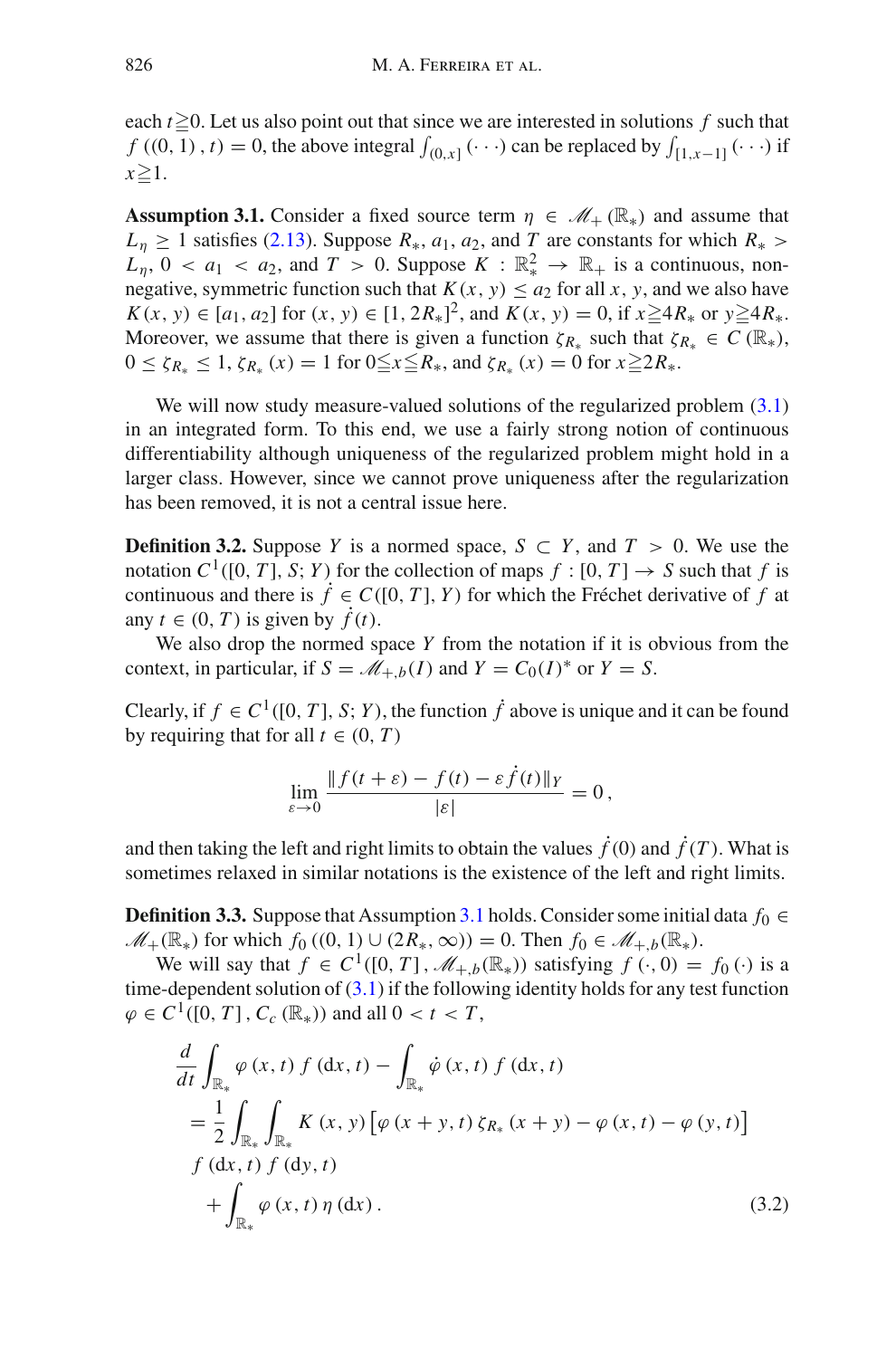each $t \geqq 0$. Let us also point out that since we are interested in solutions $f$ such that $f((0,1),t) = 0$, the above integral $\int_{(0,x]}(\cdots)$ can be replaced by $\int_{[1,x-1]}(\cdots)$ if $x \geqq 1$.

**Assumption 3.1.** Consider a fixed source term $\eta \in \mathscr{M}_+(\mathbb{R}_*)$ and assume that $L_\eta \geq 1$ satisfies (2.13). Suppose $R_*$, $a_1$, $a_2$, and $T$ are constants for which $R_* > L_\eta$, $0 < a_1 < a_2$, and $T > 0$. Suppose $K : \mathbb{R}_*^2 \to \mathbb{R}_+$ is a continuous, non-negative, symmetric function such that $K(x,y) \leq a_2$ for all $x$, $y$, and we also have $K(x,y) \in [a_1, a_2]$ for $(x,y) \in [1, 2R_*]^2$, and $K(x,y) = 0$, if $x \geqq 4R_*$ or $y \geqq 4R_*$. Moreover, we assume that there is given a function $\zeta_{R_*}$ such that $\zeta_{R_*} \in C(\mathbb{R}_*)$, $0 \leq \zeta_{R_*} \leq 1$, $\zeta_{R_*}(x) = 1$ for $0 \leqq x \leqq R_*$, and $\zeta_{R_*}(x) = 0$ for $x \geqq 2R_*$.

We will now study measure-valued solutions of the regularized problem (3.1) in an integrated form. To this end, we use a fairly strong notion of continuous differentiability although uniqueness of the regularized problem might hold in a larger class. However, since we cannot prove uniqueness after the regularization has been removed, it is not a central issue here.

**Definition 3.2.** Suppose $Y$ is a normed space, $S \subset Y$, and $T > 0$. We use the notation $C^1([0,T], S; Y)$ for the collection of maps $f : [0,T] \to S$ such that $f$ is continuous and there is $\dot{f} \in C([0,T], Y)$ for which the Fréchet derivative of $f$ at any $t \in (0,T)$ is given by $\dot{f}(t)$.

We also drop the normed space $Y$ from the notation if it is obvious from the context, in particular, if $S = \mathscr{M}_{+,b}(I)$ and $Y = C_0(I)^*$ or $Y = S$.

Clearly, if $f \in C^1([0,T], S; Y)$, the function $\dot{f}$ above is unique and it can be found by requiring that for all $t \in (0,T)$

$$\lim_{\varepsilon \to 0} \frac{\| f(t+\varepsilon) - f(t) - \varepsilon \dot{f}(t) \|_Y}{|\varepsilon|} = 0\,,$$

and then taking the left and right limits to obtain the values $\dot{f}(0)$ and $\dot{f}(T)$. What is sometimes relaxed in similar notations is the existence of the left and right limits.

**Definition 3.3.** Suppose that Assumption 3.1 holds. Consider some initial data $f_0 \in \mathscr{M}_+(\mathbb{R}_*)$ for which $f_0((0,1) \cup (2R_*, \infty)) = 0$. Then $f_0 \in \mathscr{M}_{+,b}(\mathbb{R}_*)$.

We will say that $f \in C^1([0,T], \mathscr{M}_{+,b}(\mathbb{R}_*))$ satisfying $f(\cdot, 0) = f_0(\cdot)$ is a time-dependent solution of (3.1) if the following identity holds for any test function $\varphi \in C^1([0,T], C_c(\mathbb{R}_*))$ and all $0 < t < T$,

$$\begin{aligned}
&\frac{d}{dt}\int_{\mathbb{R}_*} \varphi(x,t)\, f(\mathrm{d}x,t) - \int_{\mathbb{R}_*} \dot{\varphi}(x,t)\, f(\mathrm{d}x,t) \\
&= \frac{1}{2}\int_{\mathbb{R}_*}\int_{\mathbb{R}_*} K(x,y)\left[\varphi(x+y,t)\,\zeta_{R_*}(x+y) - \varphi(x,t) - \varphi(y,t)\right] \\
&\quad f(\mathrm{d}x,t)\, f(\mathrm{d}y,t) \\
&\quad + \int_{\mathbb{R}_*} \varphi(x,t)\,\eta(\mathrm{d}x)\,.
\end{aligned} \tag{3.2}$$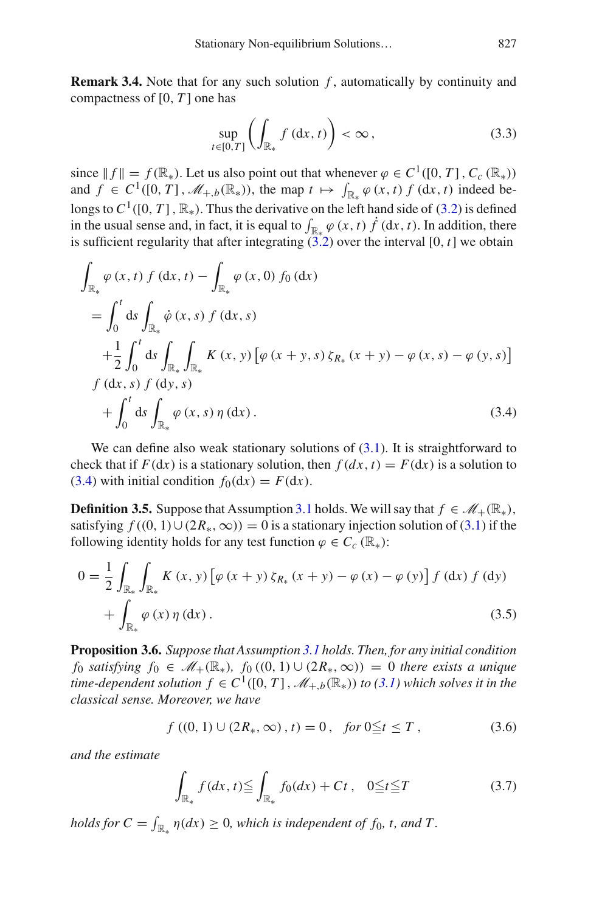**Remark 3.4.** Note that for any such solution $f$, automatically by continuity and compactness of $[0, T]$ one has

$$\sup_{t\in[0,T]} \left( \int_{\mathbb{R}_*} f(\mathrm{d}x, t) \right) < \infty, \tag{3.3}$$

since $\|f\| = f(\mathbb{R}_*)$. Let us also point out that whenever $\varphi \in C^1([0, T], C_c(\mathbb{R}_*))$ and $f \in C^1([0, T], \mathscr{M}_{+,b}(\mathbb{R}_*))$, the map $t \mapsto \int_{\mathbb{R}_*} \varphi(x, t) f(\mathrm{d}x, t)$ indeed belongs to $C^1([0, T], \mathbb{R}_*)$. Thus the derivative on the left hand side of (3.2) is defined in the usual sense and, in fact, it is equal to $\int_{\mathbb{R}_*} \varphi(x, t) \dot{f}(\mathrm{d}x, t)$. In addition, there is sufficient regularity that after integrating (3.2) over the interval $[0, t]$ we obtain

$$\begin{aligned}
&\int_{\mathbb{R}_*} \varphi(x, t) f(\mathrm{d}x, t) - \int_{\mathbb{R}_*} \varphi(x, 0) f_0(\mathrm{d}x) \\
&= \int_0^t \mathrm{d}s \int_{\mathbb{R}_*} \dot{\varphi}(x, s) f(\mathrm{d}x, s) \\
&\quad + \frac{1}{2} \int_0^t \mathrm{d}s \int_{\mathbb{R}_*} \int_{\mathbb{R}_*} K(x, y) \left[ \varphi(x + y, s) \zeta_{R_*}(x + y) - \varphi(x, s) - \varphi(y, s) \right] \\
&\quad f(\mathrm{d}x, s) f(\mathrm{d}y, s) \\
&\quad + \int_0^t \mathrm{d}s \int_{\mathbb{R}_*} \varphi(x, s) \eta(\mathrm{d}x).
\end{aligned} \tag{3.4}$$

We can define also weak stationary solutions of (3.1). It is straightforward to check that if $F(\mathrm{d}x)$ is a stationary solution, then $f(dx, t) = F(\mathrm{d}x)$ is a solution to (3.4) with initial condition $f_0(\mathrm{d}x) = F(\mathrm{d}x)$.

**Definition 3.5.** Suppose that Assumption 3.1 holds. We will say that $f \in \mathscr{M}_+(\mathbb{R}_*)$, satisfying $f((0, 1) \cup (2R_*, \infty)) = 0$ is a stationary injection solution of (3.1) if the following identity holds for any test function $\varphi \in C_c(\mathbb{R}_*)$:

$$\begin{aligned}
0 = &\frac{1}{2} \int_{\mathbb{R}_*} \int_{\mathbb{R}_*} K(x, y) \left[ \varphi(x + y) \zeta_{R_*}(x + y) - \varphi(x) - \varphi(y) \right] f(\mathrm{d}x) f(\mathrm{d}y) \\
&+ \int_{\mathbb{R}_*} \varphi(x) \eta(\mathrm{d}x).
\end{aligned} \tag{3.5}$$

**Proposition 3.6.** *Suppose that Assumption 3.1 holds. Then, for any initial condition $f_0$ satisfying $f_0 \in \mathscr{M}_+(\mathbb{R}_*)$, $f_0((0, 1) \cup (2R_*, \infty)) = 0$ there exists a unique time-dependent solution $f \in C^1([0, T], \mathscr{M}_{+,b}(\mathbb{R}_*))$ to (3.1) which solves it in the classical sense. Moreover, we have*

$$f((0, 1) \cup (2R_*, \infty), t) = 0, \quad \text{for } 0 \leqq t \leq T, \tag{3.6}$$

*and the estimate*

$$\int_{\mathbb{R}_*} f(dx, t) \leqq \int_{\mathbb{R}_*} f_0(dx) + Ct, \quad 0 \leqq t \leqq T \tag{3.7}$$

*holds for $C = \int_{\mathbb{R}_*} \eta(dx) \geq 0$, which is independent of $f_0$, $t$, and $T$.*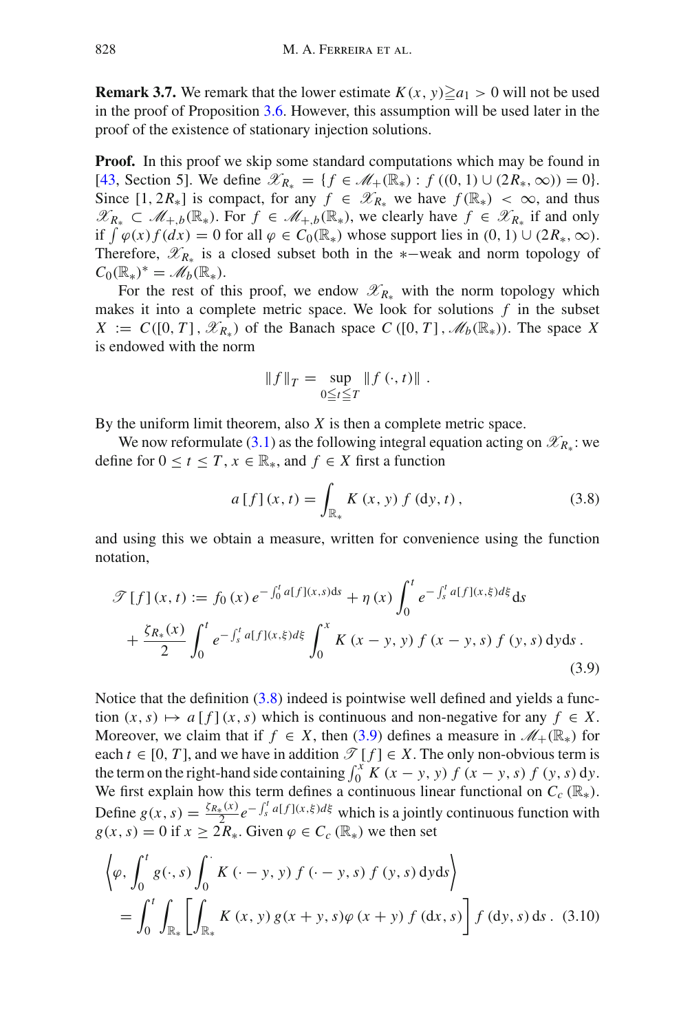**Remark 3.7.** We remark that the lower estimate $K(x,y) \geqq a_1 > 0$ will not be used in the proof of Proposition 3.6. However, this assumption will be used later in the proof of the existence of stationary injection solutions.

**Proof.** In this proof we skip some standard computations which may be found in [43, Section 5]. We define $\mathscr{X}_{R_*} = \{f \in \mathscr{M}_+(\mathbb{R}_*) : f((0,1) \cup (2R_*, \infty)) = 0\}$. Since $[1, 2R_*]$ is compact, for any $f \in \mathscr{X}_{R_*}$ we have $f(\mathbb{R}_*) < \infty$, and thus $\mathscr{X}_{R_*} \subset \mathscr{M}_{+,b}(\mathbb{R}_*)$. For $f \in \mathscr{M}_{+,b}(\mathbb{R}_*)$, we clearly have $f \in \mathscr{X}_{R_*}$ if and only if $\int \varphi(x) f(dx) = 0$ for all $\varphi \in C_0(\mathbb{R}_*)$ whose support lies in $(0,1) \cup (2R_*, \infty)$. Therefore, $\mathscr{X}_{R_*}$ is a closed subset both in the $*-$weak and norm topology of $C_0(\mathbb{R}_*)^* = \mathscr{M}_b(\mathbb{R}_*)$.

For the rest of this proof, we endow $\mathscr{X}_{R_*}$ with the norm topology which makes it into a complete metric space. We look for solutions $f$ in the subset $X := C([0,T], \mathscr{X}_{R_*})$ of the Banach space $C([0,T], \mathscr{M}_b(\mathbb{R}_*))$. The space $X$ is endowed with the norm

$$\|f\|_T = \sup_{0 \leqq t \leqq T} \|f(\cdot, t)\| \,.$$

By the uniform limit theorem, also $X$ is then a complete metric space.

We now reformulate (3.1) as the following integral equation acting on $\mathscr{X}_{R_*}$: we define for $0 \leq t \leq T$, $x \in \mathbb{R}_*$, and $f \in X$ first a function

$$a[f](x,t) = \int_{\mathbb{R}_*} K(x,y) f(dy, t) \,, \tag{3.8}$$

and using this we obtain a measure, written for convenience using the function notation,

$$\begin{aligned}
\mathscr{T}[f](x,t) &:= f_0(x) e^{-\int_0^t a[f](x,s) ds} + \eta(x) \int_0^t e^{-\int_s^t a[f](x,\xi) d\xi} ds \\
&\quad + \frac{\zeta_{R_*}(x)}{2} \int_0^t e^{-\int_s^t a[f](x,\xi) d\xi} \int_0^x K(x-y,y) f(x-y,s) f(y,s) dy ds \,.
\end{aligned} \tag{3.9}$$

Notice that the definition (3.8) indeed is pointwise well defined and yields a function $(x,s) \mapsto a[f](x,s)$ which is continuous and non-negative for any $f \in X$. Moreover, we claim that if $f \in X$, then (3.9) defines a measure in $\mathscr{M}_+(\mathbb{R}_*)$ for each $t \in [0,T]$, and we have in addition $\mathscr{T}[f] \in X$. The only non-obvious term is the term on the right-hand side containing $\int_0^x K(x-y,y) f(x-y,s) f(y,s) dy$. We first explain how this term defines a continuous linear functional on $C_c(\mathbb{R}_*)$. Define $g(x,s) = \frac{\zeta_{R_*}(x)}{2} e^{-\int_s^t a[f](x,\xi) d\xi}$ which is a jointly continuous function with $g(x,s) = 0$ if $x \geq 2R_*$. Given $\varphi \in C_c(\mathbb{R}_*)$ we then set

$$\begin{aligned}
&\left\langle \varphi, \int_0^t g(\cdot, s) \int_0^{\cdot} K(\cdot - y, y) f(\cdot - y, s) f(y,s) dy ds \right\rangle \\
&\quad = \int_0^t \int_{\mathbb{R}_*} \left[ \int_{\mathbb{R}_*} K(x,y) g(x+y,s) \varphi(x+y) f(dx,s) \right] f(dy,s) ds \,.
\end{aligned} \tag{3.10}$$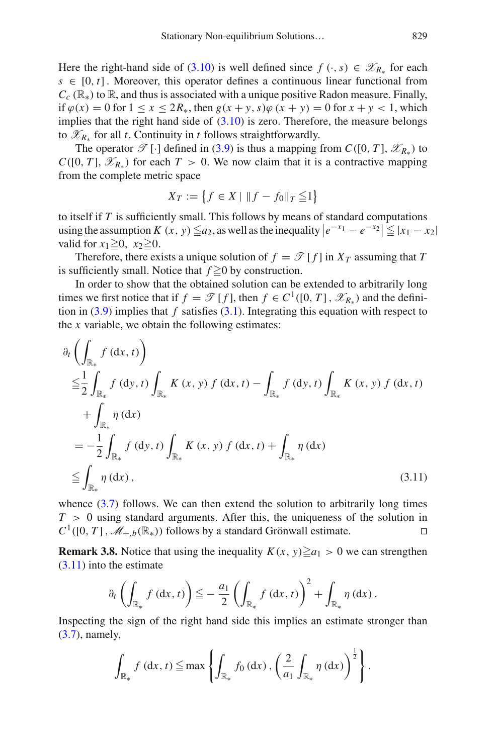Here the right-hand side of (3.10) is well defined since $f(\cdot, s) \in \mathscr{X}_{R_*}$ for each $s \in [0, t]$. Moreover, this operator defines a continuous linear functional from $C_c(\mathbb{R}_*)$ to $\mathbb{R}$, and thus is associated with a unique positive Radon measure. Finally, if $\varphi(x) = 0$ for $1 \leq x \leq 2R_*$, then $g(x+y, s)\varphi(x+y) = 0$ for $x + y < 1$, which implies that the right hand side of (3.10) is zero. Therefore, the measure belongs to $\mathscr{X}_{R_*}$ for all $t$. Continuity in $t$ follows straightforwardly.

The operator $\mathscr{T}[\cdot]$ defined in (3.9) is thus a mapping from $C([0, T], \mathscr{X}_{R_*})$ to $C([0, T], \mathscr{X}_{R_*})$ for each $T > 0$. We now claim that it is a contractive mapping from the complete metric space

$$X_T := \left\{ f \in X \mid \|f - f_0\|_T \leqq 1 \right\}$$

to itself if $T$ is sufficiently small. This follows by means of standard computations using the assumption $K(x, y) \leqq a_2$, as well as the inequality $\left|e^{-x_1} - e^{-x_2}\right| \leqq |x_1 - x_2|$ valid for $x_1 \geqq 0,\ x_2 \geqq 0$.

Therefore, there exists a unique solution of $f = \mathscr{T}[f]$ in $X_T$ assuming that $T$ is sufficiently small. Notice that $f \geqq 0$ by construction.

In order to show that the obtained solution can be extended to arbitrarily long times we first notice that if $f = \mathscr{T}[f]$, then $f \in C^1([0, T], \mathscr{X}_{R_*})$ and the definition in (3.9) implies that $f$ satisfies (3.1). Integrating this equation with respect to the $x$ variable, we obtain the following estimates:

$$\begin{aligned}
&\partial_t \left( \int_{\mathbb{R}_*} f(\mathrm{d}x, t) \right) \\
&\leqq \frac{1}{2} \int_{\mathbb{R}_*} f(\mathrm{d}y, t) \int_{\mathbb{R}_*} K(x, y) f(\mathrm{d}x, t) - \int_{\mathbb{R}_*} f(\mathrm{d}y, t) \int_{\mathbb{R}_*} K(x, y) f(\mathrm{d}x, t) \\
&\quad + \int_{\mathbb{R}_*} \eta(\mathrm{d}x) \\
&= -\frac{1}{2} \int_{\mathbb{R}_*} f(\mathrm{d}y, t) \int_{\mathbb{R}_*} K(x, y) f(\mathrm{d}x, t) + \int_{\mathbb{R}_*} \eta(\mathrm{d}x) \\
&\leqq \int_{\mathbb{R}_*} \eta(\mathrm{d}x),
\end{aligned} \tag{3.11}$$

whence (3.7) follows. We can then extend the solution to arbitrarily long times $T > 0$ using standard arguments. After this, the uniqueness of the solution in $C^1([0, T], \mathscr{M}_{+,b}(\mathbb{R}_*))$ follows by a standard Grönwall estimate. □

**Remark 3.8.** Notice that using the inequality $K(x, y) \geqq a_1 > 0$ we can strengthen (3.11) into the estimate

$$\partial_t \left( \int_{\mathbb{R}_*} f(\mathrm{d}x, t) \right) \leqq -\frac{a_1}{2} \left( \int_{\mathbb{R}_*} f(\mathrm{d}x, t) \right)^2 + \int_{\mathbb{R}_*} \eta(\mathrm{d}x).$$

Inspecting the sign of the right hand side this implies an estimate stronger than (3.7), namely,

$$\int_{\mathbb{R}_*} f(\mathrm{d}x, t) \leqq \max \left\{ \int_{\mathbb{R}_*} f_0(\mathrm{d}x), \left( \frac{2}{a_1} \int_{\mathbb{R}_*} \eta(\mathrm{d}x) \right)^{\frac{1}{2}} \right\}.$$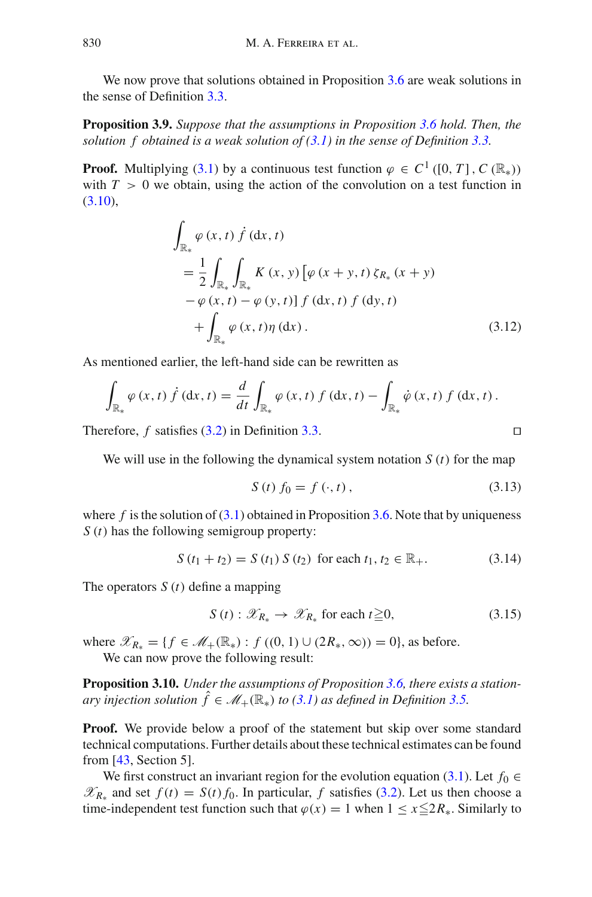We now prove that solutions obtained in Proposition 3.6 are weak solutions in the sense of Definition 3.3.

**Proposition 3.9.** *Suppose that the assumptions in Proposition 3.6 hold. Then, the solution $f$ obtained is a weak solution of (3.1) in the sense of Definition 3.3.*

**Proof.** Multiplying (3.1) by a continuous test function $\varphi \in C^1([0,T], C(\mathbb{R}_*))$ with $T > 0$ we obtain, using the action of the convolution on a test function in (3.10),

$$
\begin{aligned}
&\int_{\mathbb{R}_*} \varphi(x,t)\, \dot{f}(dx,t) \\
&= \frac{1}{2}\int_{\mathbb{R}_*}\int_{\mathbb{R}_*} K(x,y)\left[\varphi(x+y,t)\,\zeta_{R_*}(x+y)\right. \\
&\left. -\varphi(x,t) - \varphi(y,t)\right] f(dx,t)\, f(dy,t) \\
&\quad + \int_{\mathbb{R}_*} \varphi(x,t)\eta(dx)\,. 
\end{aligned}
\tag{3.12}
$$

As mentioned earlier, the left-hand side can be rewritten as

$$
\int_{\mathbb{R}_*} \varphi(x,t)\, \dot{f}(dx,t) = \frac{d}{dt}\int_{\mathbb{R}_*} \varphi(x,t)\, f(dx,t) - \int_{\mathbb{R}_*} \dot{\varphi}(x,t)\, f(dx,t)\,.
$$

Therefore, $f$ satisfies (3.2) in Definition 3.3. $\square$

We will use in the following the dynamical system notation $S(t)$ for the map

$$
S(t)\, f_0 = f(\cdot,t)\,, \tag{3.13}
$$

where $f$ is the solution of (3.1) obtained in Proposition 3.6. Note that by uniqueness $S(t)$ has the following semigroup property:

$$
S(t_1+t_2) = S(t_1)\, S(t_2) \ \text{ for each } t_1, t_2 \in \mathbb{R}_+. \tag{3.14}
$$

The operators $S(t)$ define a mapping

$$
S(t) : \mathscr{X}_{R_*} \to \mathscr{X}_{R_*} \text{ for each } t \geqq 0, \tag{3.15}
$$

where $\mathscr{X}_{R_*} = \{f \in \mathscr{M}_+(\mathbb{R}_*) : f((0,1)\cup(2R_*,\infty)) = 0\}$, as before.

We can now prove the following result:

**Proposition 3.10.** *Under the assumptions of Proposition 3.6, there exists a stationary injection solution $\hat{f} \in \mathscr{M}_+(\mathbb{R}_*)$ to (3.1) as defined in Definition 3.5.*

**Proof.** We provide below a proof of the statement but skip over some standard technical computations. Further details about these technical estimates can be found from [43, Section 5].

We first construct an invariant region for the evolution equation (3.1). Let $f_0 \in \mathscr{X}_{R_*}$ and set $f(t) = S(t) f_0$. In particular, $f$ satisfies (3.2). Let us then choose a time-independent test function such that $\varphi(x) = 1$ when $1 \leq x \leqq 2R_*$. Similarly to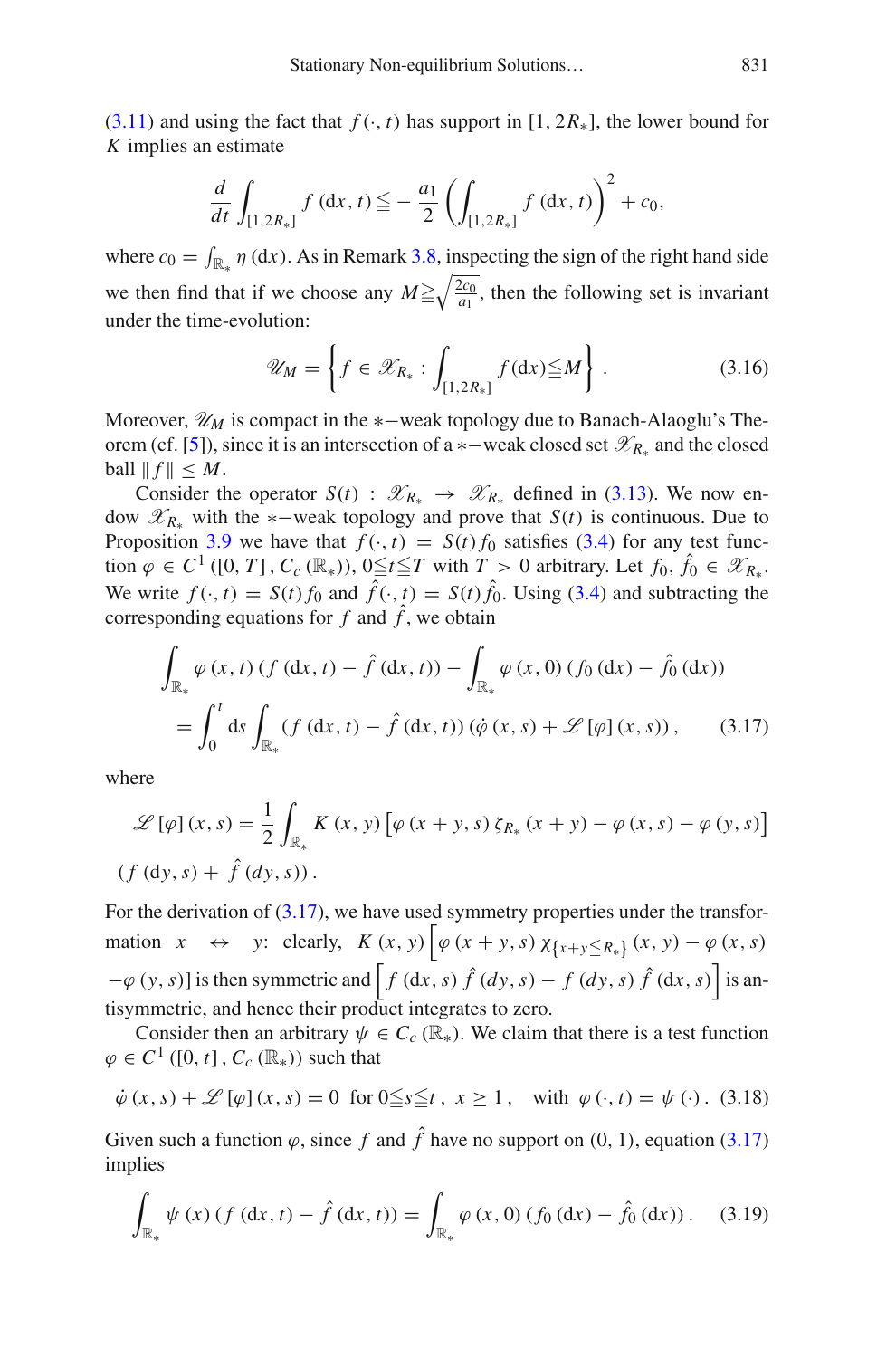(3.11) and using the fact that $f(\cdot, t)$ has support in $[1, 2R_*]$, the lower bound for $K$ implies an estimate

$$\frac{d}{dt}\int_{[1,2R_*]} f(\mathrm{d}x, t) \leqq -\frac{a_1}{2}\left(\int_{[1,2R_*]} f(\mathrm{d}x, t)\right)^2 + c_0,$$

where $c_0 = \int_{\mathbb{R}_*} \eta(\mathrm{d}x)$. As in Remark 3.8, inspecting the sign of the right hand side we then find that if we choose any $M \geqq \sqrt{\frac{2c_0}{a_1}}$, then the following set is invariant under the time-evolution:

$$\mathscr{U}_M = \left\{ f \in \mathscr{X}_{R_*} : \int_{[1,2R_*]} f(\mathrm{d}x) \leqq M \right\}. \tag{3.16}$$

Moreover, $\mathscr{U}_M$ is compact in the $*-$weak topology due to Banach-Alaoglu's Theorem (cf. [5]), since it is an intersection of a $*-$weak closed set $\mathscr{X}_{R_*}$ and the closed ball $\|f\| \leq M$.

Consider the operator $S(t) : \mathscr{X}_{R_*} \to \mathscr{X}_{R_*}$ defined in (3.13). We now endow $\mathscr{X}_{R_*}$ with the $*-$weak topology and prove that $S(t)$ is continuous. Due to Proposition 3.9 we have that $f(\cdot, t) = S(t) f_0$ satisfies (3.4) for any test function $\varphi \in C^1([0, T], C_c(\mathbb{R}_*))$, $0 \leqq t \leqq T$ with $T > 0$ arbitrary. Let $f_0, \hat{f}_0 \in \mathscr{X}_{R_*}$. We write $f(\cdot, t) = S(t) f_0$ and $\hat{f}(\cdot, t) = S(t)\hat{f}_0$. Using (3.4) and subtracting the corresponding equations for $f$ and $\hat{f}$, we obtain

$$\begin{aligned}
&\int_{\mathbb{R}_*} \varphi(x, t)\left(f(\mathrm{d}x, t) - \hat{f}(\mathrm{d}x, t)\right) - \int_{\mathbb{R}_*} \varphi(x, 0)\left(f_0(\mathrm{d}x) - \hat{f}_0(\mathrm{d}x)\right) \\
&\quad = \int_0^t \mathrm{d}s \int_{\mathbb{R}_*} \left(f(\mathrm{d}x, t) - \hat{f}(\mathrm{d}x, t)\right)\left(\dot{\varphi}(x, s) + \mathscr{L}[\varphi](x, s)\right), \qquad (3.17)
\end{aligned}$$

where

$$\mathscr{L}[\varphi](x, s) = \frac{1}{2}\int_{\mathbb{R}_*} K(x, y)\left[\varphi(x + y, s)\,\zeta_{R_*}(x + y) - \varphi(x, s) - \varphi(y, s)\right] \left(f(\mathrm{d}y, s) + \hat{f}(dy, s)\right).$$

For the derivation of (3.17), we have used symmetry properties under the transformation $x \leftrightarrow y$: clearly, $K(x, y)\left[\varphi(x + y, s)\,\chi_{\{x+y\leqq R_*\}}(x, y) - \varphi(x, s) - \varphi(y, s)\right]$ is then symmetric and $\left[f(\mathrm{d}x, s)\,\hat{f}(dy, s) - f(dy, s)\,\hat{f}(\mathrm{d}x, s)\right]$ is antisymmetric, and hence their product integrates to zero.

Consider then an arbitrary $\psi \in C_c(\mathbb{R}_*)$. We claim that there is a test function $\varphi \in C^1([0, t], C_c(\mathbb{R}_*))$ such that

$$\dot{\varphi}(x, s) + \mathscr{L}[\varphi](x, s) = 0 \;\text{ for } 0 \leqq s \leqq t\,,\; x \geq 1\,, \quad \text{with } \varphi(\cdot, t) = \psi(\cdot)\,. \tag{3.18}$$

Given such a function $\varphi$, since $f$ and $\hat{f}$ have no support on $(0, 1)$, equation (3.17) implies

$$\int_{\mathbb{R}_*} \psi(x)\left(f(\mathrm{d}x, t) - \hat{f}(\mathrm{d}x, t)\right) = \int_{\mathbb{R}_*} \varphi(x, 0)\left(f_0(\mathrm{d}x) - \hat{f}_0(\mathrm{d}x)\right). \tag{3.19}$$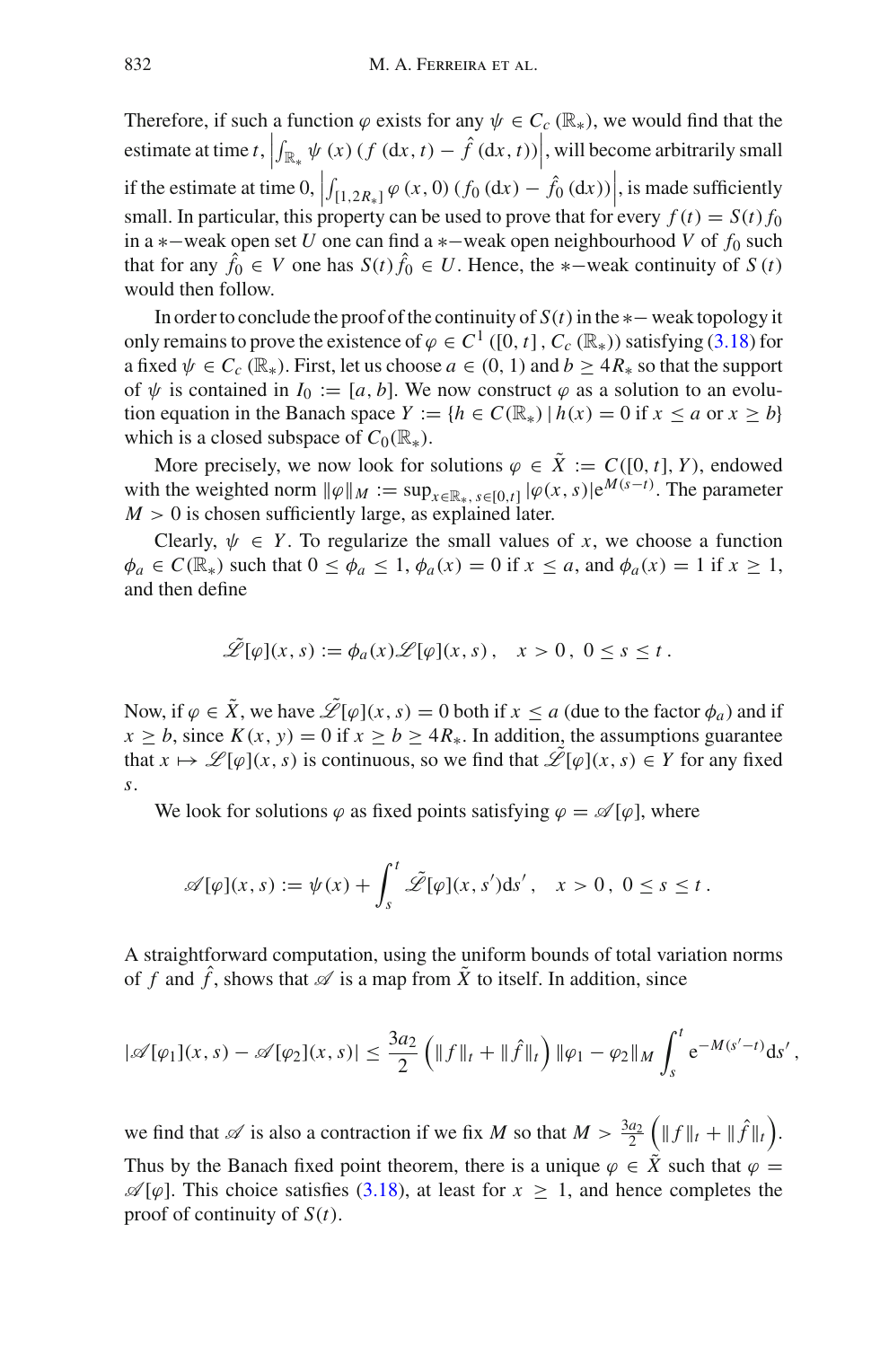Therefore, if such a function $\varphi$ exists for any $\psi \in C_c(\mathbb{R}_*)$, we would find that the estimate at time $t$, $\left|\int_{\mathbb{R}_*} \psi(x)\left(f(\mathrm{d}x, t) - \hat{f}(\mathrm{d}x, t)\right)\right|$, will become arbitrarily small if the estimate at time 0, $\left|\int_{[1,2R_*]} \varphi(x, 0)\left(f_0(\mathrm{d}x) - \hat{f}_0(\mathrm{d}x)\right)\right|$, is made sufficiently small. In particular, this property can be used to prove that for every $f(t) = S(t) f_0$ in a $*-$weak open set $U$ one can find a $*-$weak open neighbourhood $V$ of $f_0$ such that for any $\hat{f}_0 \in V$ one has $S(t)\hat{f}_0 \in U$. Hence, the $*-$weak continuity of $S(t)$ would then follow.

In order to conclude the proof of the continuity of $S(t)$ in the $*-$ weak topology it only remains to prove the existence of $\varphi \in C^1([0,t], C_c(\mathbb{R}_*))$ satisfying (3.18) for a fixed $\psi \in C_c(\mathbb{R}_*)$. First, let us choose $a \in (0,1)$ and $b \geq 4R_*$ so that the support of $\psi$ is contained in $I_0 := [a, b]$. We now construct $\varphi$ as a solution to an evolution equation in the Banach space $Y := \{h \in C(\mathbb{R}_*) \mid h(x) = 0 \text{ if } x \leq a \text{ or } x \geq b\}$ which is a closed subspace of $C_0(\mathbb{R}_*)$.

More precisely, we now look for solutions $\varphi \in \tilde{X} := C([0,t], Y)$, endowed with the weighted norm $\|\varphi\|_M := \sup_{x \in \mathbb{R}_*,\, s \in [0,t]} |\varphi(x,s)| \mathrm{e}^{M(s-t)}$. The parameter $M > 0$ is chosen sufficiently large, as explained later.

Clearly, $\psi \in Y$. To regularize the small values of $x$, we choose a function $\phi_a \in C(\mathbb{R}_*)$ such that $0 \leq \phi_a \leq 1$, $\phi_a(x) = 0$ if $x \leq a$, and $\phi_a(x) = 1$ if $x \geq 1$, and then define

$$\tilde{\mathscr{L}}[\varphi](x,s) := \phi_a(x) \mathscr{L}[\varphi](x,s)\,, \quad x > 0\,,\ 0 \leq s \leq t\,.$$

Now, if $\varphi \in \tilde{X}$, we have $\tilde{\mathscr{L}}[\varphi](x,s) = 0$ both if $x \leq a$ (due to the factor $\phi_a$) and if $x \geq b$, since $K(x,y) = 0$ if $x \geq b \geq 4R_*$. In addition, the assumptions guarantee that $x \mapsto \mathscr{L}[\varphi](x,s)$ is continuous, so we find that $\tilde{\mathscr{L}}[\varphi](x,s) \in Y$ for any fixed $s$.

We look for solutions $\varphi$ as fixed points satisfying $\varphi = \mathscr{A}[\varphi]$, where

$$\mathscr{A}[\varphi](x,s) := \psi(x) + \int_s^t \tilde{\mathscr{L}}[\varphi](x,s')\mathrm{d}s'\,, \quad x > 0\,,\ 0 \leq s \leq t\,.$$

A straightforward computation, using the uniform bounds of total variation norms of $f$ and $\hat{f}$, shows that $\mathscr{A}$ is a map from $\tilde{X}$ to itself. In addition, since

$$|\mathscr{A}[\varphi_1](x,s) - \mathscr{A}[\varphi_2](x,s)| \leq \frac{3a_2}{2}\left(\|f\|_t + \|\hat{f}\|_t\right)\|\varphi_1 - \varphi_2\|_M \int_s^t \mathrm{e}^{-M(s'-t)}\mathrm{d}s'\,,$$

we find that $\mathscr{A}$ is also a contraction if we fix $M$ so that $M > \frac{3a_2}{2}\left(\|f\|_t + \|\hat{f}\|_t\right)$. Thus by the Banach fixed point theorem, there is a unique $\varphi \in \tilde{X}$ such that $\varphi = \mathscr{A}[\varphi]$. This choice satisfies (3.18), at least for $x \geq 1$, and hence completes the proof of continuity of $S(t)$.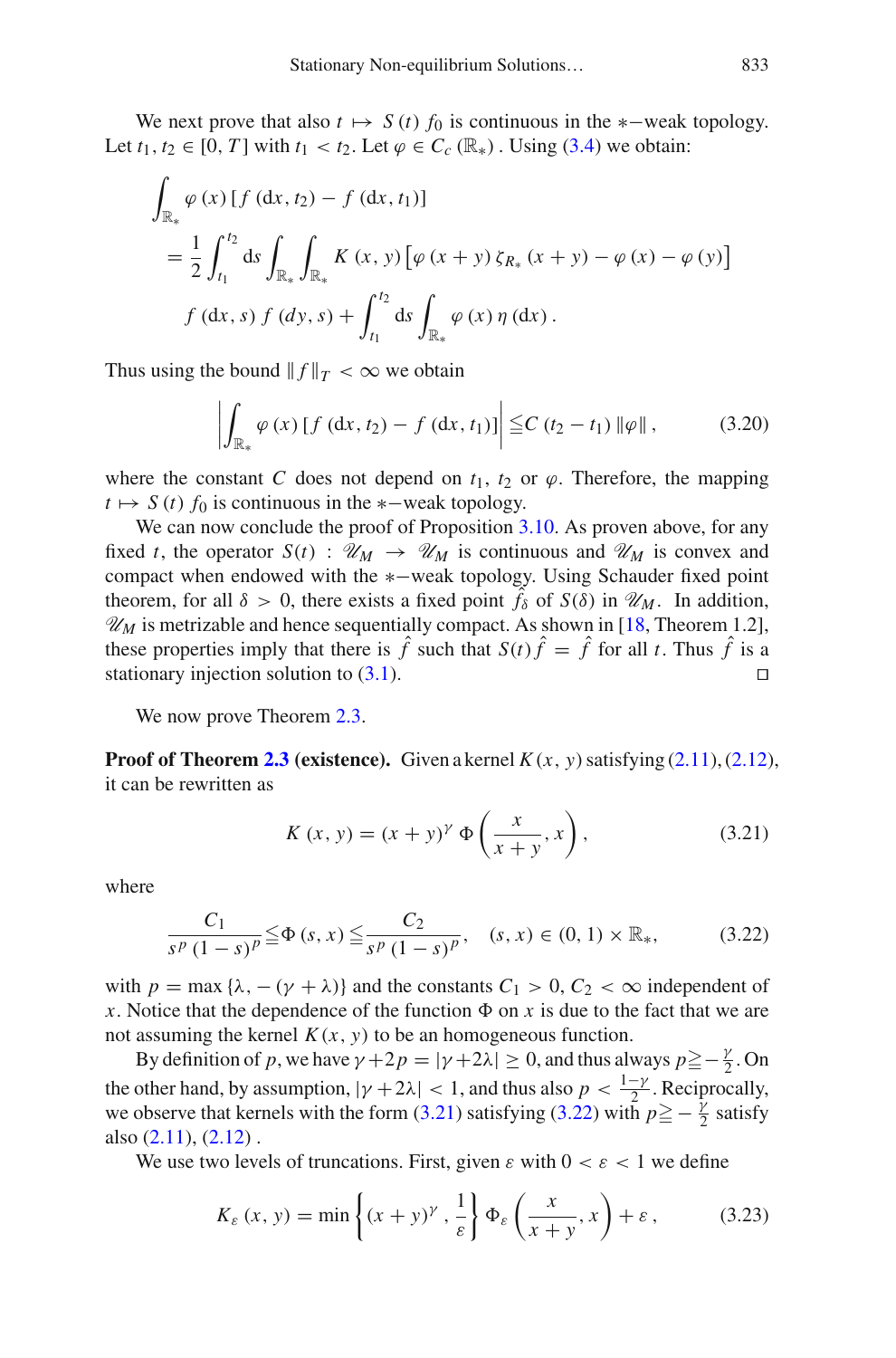We next prove that also $t \mapsto S(t) f_0$ is continuous in the $*-$weak topology. Let $t_1, t_2 \in [0, T]$ with $t_1 < t_2$. Let $\varphi \in C_c(\mathbb{R}_*)$. Using (3.4) we obtain:

$$
\begin{aligned}
&\int_{\mathbb{R}_*} \varphi(x) \left[ f(\mathrm{d}x, t_2) - f(\mathrm{d}x, t_1) \right] \\
&= \frac{1}{2} \int_{t_1}^{t_2} \mathrm{d}s \int_{\mathbb{R}_*} \int_{\mathbb{R}_*} K(x, y) \left[ \varphi(x+y) \zeta_{R_*}(x+y) - \varphi(x) - \varphi(y) \right] \\
&\quad f(\mathrm{d}x, s) f(dy, s) + \int_{t_1}^{t_2} \mathrm{d}s \int_{\mathbb{R}_*} \varphi(x) \eta(\mathrm{d}x).
\end{aligned}
$$

Thus using the bound $\|f\|_T < \infty$ we obtain

$$
\left| \int_{\mathbb{R}_*} \varphi(x) \left[ f(\mathrm{d}x, t_2) - f(\mathrm{d}x, t_1) \right] \right| \leqq C (t_2 - t_1) \|\varphi\|, \tag{3.20}
$$

where the constant $C$ does not depend on $t_1$, $t_2$ or $\varphi$. Therefore, the mapping $t \mapsto S(t) f_0$ is continuous in the $*-$weak topology.

We can now conclude the proof of Proposition 3.10. As proven above, for any fixed $t$, the operator $S(t) : \mathscr{U}_M \to \mathscr{U}_M$ is continuous and $\mathscr{U}_M$ is convex and compact when endowed with the $*-$weak topology. Using Schauder fixed point theorem, for all $\delta > 0$, there exists a fixed point $\hat{f}_\delta$ of $S(\delta)$ in $\mathscr{U}_M$. In addition, $\mathscr{U}_M$ is metrizable and hence sequentially compact. As shown in [18, Theorem 1.2], these properties imply that there is $\hat{f}$ such that $S(t)\hat{f} = \hat{f}$ for all $t$. Thus $\hat{f}$ is a stationary injection solution to (3.1). □

We now prove Theorem 2.3.

**Proof of Theorem 2.3 (existence).** Given a kernel $K(x, y)$ satisfying (2.11), (2.12), it can be rewritten as

$$
K(x, y) = (x+y)^\gamma \, \Phi\left( \frac{x}{x+y}, x \right), \tag{3.21}
$$

where

$$
\frac{C_1}{s^p (1-s)^p} \leqq \Phi(s, x) \leqq \frac{C_2}{s^p (1-s)^p}, \quad (s, x) \in (0, 1) \times \mathbb{R}_*, \tag{3.22}
$$

with $p = \max\{\lambda, -(\gamma+\lambda)\}$ and the constants $C_1 > 0$, $C_2 < \infty$ independent of $x$. Notice that the dependence of the function $\Phi$ on $x$ is due to the fact that we are not assuming the kernel $K(x, y)$ to be an homogeneous function.

By definition of $p$, we have $\gamma + 2p = |\gamma + 2\lambda| \geq 0$, and thus always $p \geqq -\frac{\gamma}{2}$. On the other hand, by assumption, $|\gamma + 2\lambda| < 1$, and thus also $p < \frac{1-\gamma}{2}$. Reciprocally, we observe that kernels with the form (3.21) satisfying (3.22) with $p \geqq -\frac{\gamma}{2}$ satisfy also (2.11), (2.12).

We use two levels of truncations. First, given $\varepsilon$ with $0 < \varepsilon < 1$ we define

$$
K_\varepsilon(x, y) = \min\left\{ (x+y)^\gamma, \frac{1}{\varepsilon} \right\} \Phi_\varepsilon\left( \frac{x}{x+y}, x \right) + \varepsilon, \tag{3.23}
$$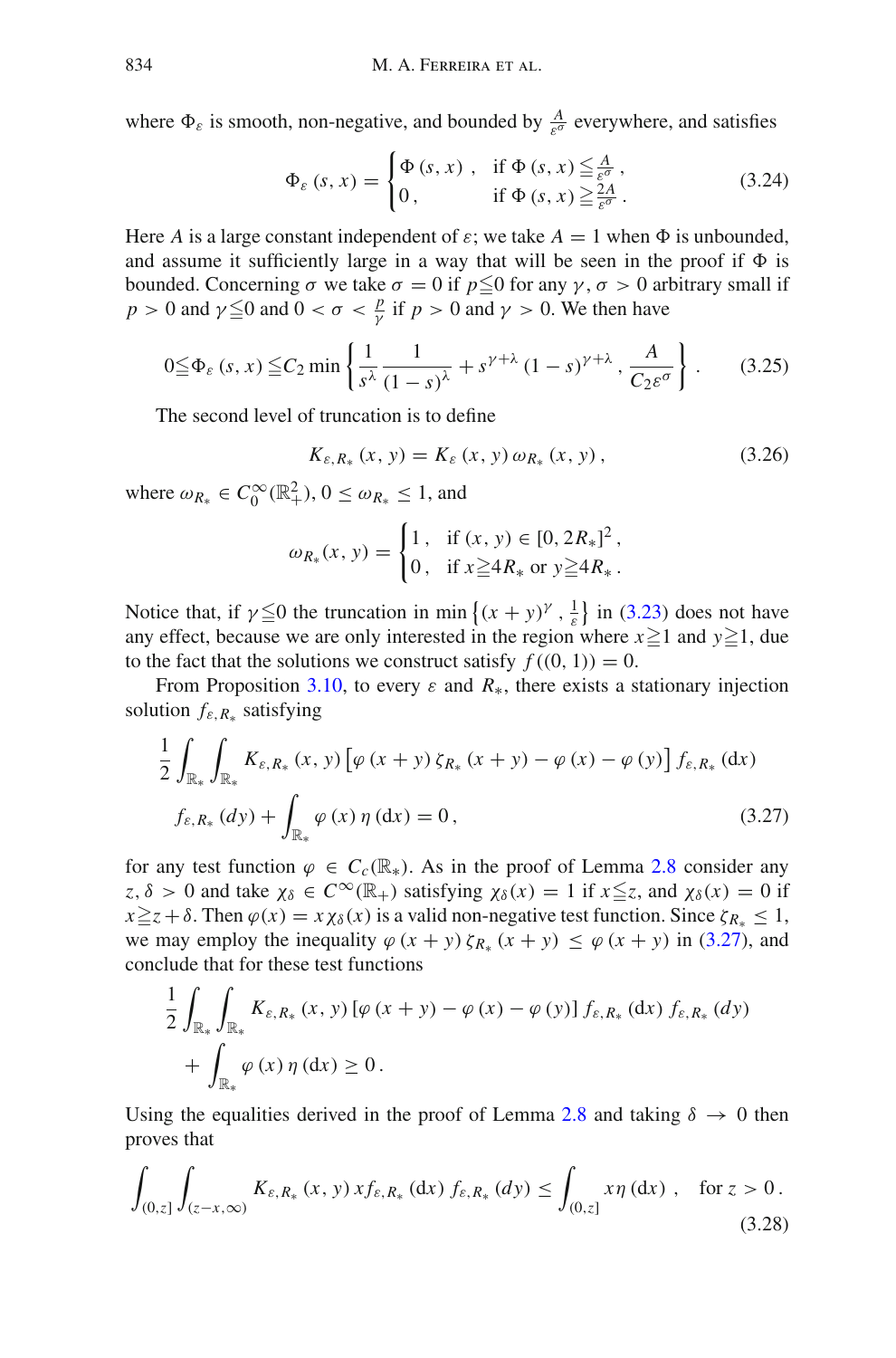where $\Phi_\varepsilon$ is smooth, non-negative, and bounded by $\frac{A}{\varepsilon^\sigma}$ everywhere, and satisfies

$$\Phi_\varepsilon(s,x) = \begin{cases} \Phi(s,x), & \text{if } \Phi(s,x) \leqq \frac{A}{\varepsilon^\sigma}, \\ 0, & \text{if } \Phi(s,x) \geqq \frac{2A}{\varepsilon^\sigma}. \end{cases} \tag{3.24}$$

Here $A$ is a large constant independent of $\varepsilon$; we take $A = 1$ when $\Phi$ is unbounded, and assume it sufficiently large in a way that will be seen in the proof if $\Phi$ is bounded. Concerning $\sigma$ we take $\sigma = 0$ if $p \leqq 0$ for any $\gamma$, $\sigma > 0$ arbitrary small if $p > 0$ and $\gamma \leqq 0$ and $0 < \sigma < \frac{p}{\gamma}$ if $p > 0$ and $\gamma > 0$. We then have

$$0 \leqq \Phi_\varepsilon(s,x) \leqq C_2 \min\left\{ \frac{1}{s^\lambda}\frac{1}{(1-s)^\lambda} + s^{\gamma+\lambda}(1-s)^{\gamma+\lambda}, \frac{A}{C_2 \varepsilon^\sigma} \right\}. \tag{3.25}$$

The second level of truncation is to define

$$K_{\varepsilon,R_*}(x,y) = K_\varepsilon(x,y)\,\omega_{R_*}(x,y), \tag{3.26}$$

where $\omega_{R_*} \in C_0^\infty(\mathbb{R}_+^2)$, $0 \leq \omega_{R_*} \leq 1$, and

$$\omega_{R_*}(x,y) = \begin{cases} 1, & \text{if } (x,y) \in [0, 2R_*]^2, \\ 0, & \text{if } x \geqq 4R_* \text{ or } y \geqq 4R_*. \end{cases}$$

Notice that, if $\gamma \leqq 0$ the truncation in $\min\left\{(x+y)^\gamma, \frac{1}{\varepsilon}\right\}$ in (3.23) does not have any effect, because we are only interested in the region where $x \geqq 1$ and $y \geqq 1$, due to the fact that the solutions we construct satisfy $f((0,1)) = 0$.

From Proposition 3.10, to every $\varepsilon$ and $R_*$, there exists a stationary injection solution $f_{\varepsilon,R_*}$ satisfying

$$\frac{1}{2}\int_{\mathbb{R}_*}\int_{\mathbb{R}_*} K_{\varepsilon,R_*}(x,y)\left[\varphi(x+y)\zeta_{R_*}(x+y) - \varphi(x) - \varphi(y)\right] f_{\varepsilon,R_*}(\mathrm{d}x)$$
$$f_{\varepsilon,R_*}(dy) + \int_{\mathbb{R}_*} \varphi(x)\,\eta(\mathrm{d}x) = 0, \tag{3.27}$$

for any test function $\varphi \in C_c(\mathbb{R}_*)$. As in the proof of Lemma 2.8 consider any $z, \delta > 0$ and take $\chi_\delta \in C^\infty(\mathbb{R}_+)$ satisfying $\chi_\delta(x) = 1$ if $x \leqq z$, and $\chi_\delta(x) = 0$ if $x \geqq z + \delta$. Then $\varphi(x) = x\chi_\delta(x)$ is a valid non-negative test function. Since $\zeta_{R_*} \leq 1$, we may employ the inequality $\varphi(x+y)\zeta_{R_*}(x+y) \leq \varphi(x+y)$ in (3.27), and conclude that for these test functions

$$\frac{1}{2}\int_{\mathbb{R}_*}\int_{\mathbb{R}_*} K_{\varepsilon,R_*}(x,y)\left[\varphi(x+y) - \varphi(x) - \varphi(y)\right] f_{\varepsilon,R_*}(\mathrm{d}x)\, f_{\varepsilon,R_*}(dy)$$
$$+ \int_{\mathbb{R}_*} \varphi(x)\,\eta(\mathrm{d}x) \geq 0.$$

Using the equalities derived in the proof of Lemma 2.8 and taking $\delta \to 0$ then proves that

$$\int_{(0,z]}\int_{(z-x,\infty)} K_{\varepsilon,R_*}(x,y)\, x f_{\varepsilon,R_*}(\mathrm{d}x)\, f_{\varepsilon,R_*}(dy) \leq \int_{(0,z]} x\eta(\mathrm{d}x), \quad \text{for } z > 0. \tag{3.28}$$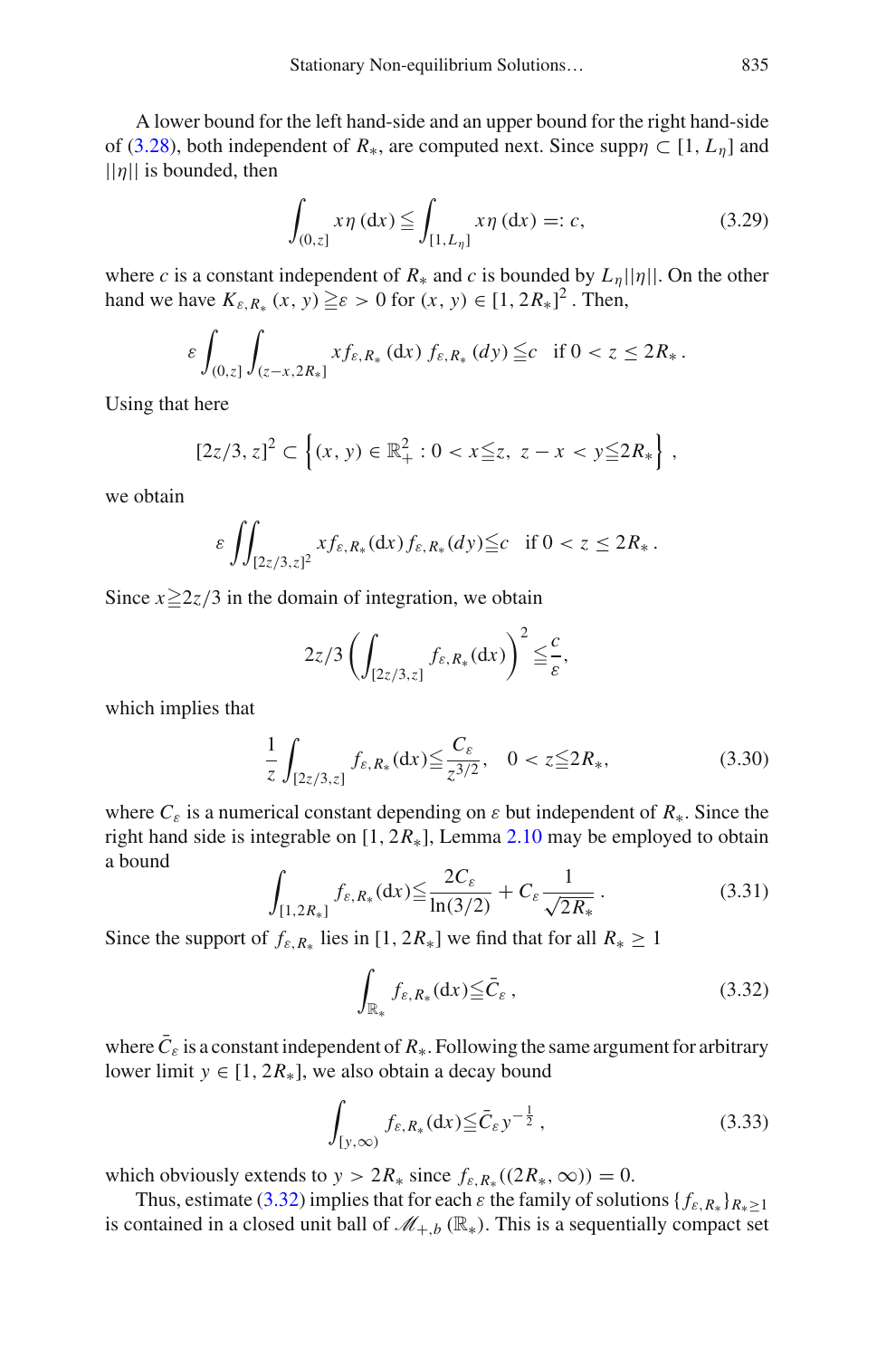A lower bound for the left hand-side and an upper bound for the right hand-side of (3.28), both independent of $R_*$, are computed next. Since $\text{supp}\eta \subset [1, L_\eta]$ and $||\eta||$ is bounded, then

$$\int_{(0,z]} x\eta\,(\mathrm{d}x) \leqq \int_{[1,L_\eta]} x\eta\,(\mathrm{d}x) =: c, \tag{3.29}$$

where $c$ is a constant independent of $R_*$ and $c$ is bounded by $L_\eta ||\eta||$. On the other hand we have $K_{\varepsilon,R_*}(x,y) \geqq \varepsilon > 0$ for $(x,y) \in [1, 2R_*]^2$. Then,

$$\varepsilon \int_{(0,z]} \int_{(z-x,2R_*]} x f_{\varepsilon,R_*}(\mathrm{d}x)\, f_{\varepsilon,R_*}(dy) \leqq c \quad \text{if } 0 < z \leq 2R_*.$$

Using that here

$$[2z/3, z]^2 \subset \left\{(x,y) \in \mathbb{R}_+^2 : 0 < x \leqq z,\ z - x < y \leqq 2R_*\right\},$$

we obtain

$$\varepsilon \iint_{[2z/3,z]^2} x f_{\varepsilon,R_*}(\mathrm{d}x) f_{\varepsilon,R_*}(dy) \leqq c \quad \text{if } 0 < z \leq 2R_*.$$

Since $x \geqq 2z/3$ in the domain of integration, we obtain

$$2z/3 \left(\int_{[2z/3,z]} f_{\varepsilon,R_*}(\mathrm{d}x)\right)^2 \leqq \frac{c}{\varepsilon},$$

which implies that

$$\frac{1}{z}\int_{[2z/3,z]} f_{\varepsilon,R_*}(\mathrm{d}x) \leqq \frac{C_\varepsilon}{z^{3/2}}, \quad 0 < z \leqq 2R_*, \tag{3.30}$$

where $C_\varepsilon$ is a numerical constant depending on $\varepsilon$ but independent of $R_*$. Since the right hand side is integrable on $[1, 2R_*]$, Lemma 2.10 may be employed to obtain a bound

$$\int_{[1,2R_*]} f_{\varepsilon,R_*}(\mathrm{d}x) \leqq \frac{2C_\varepsilon}{\ln(3/2)} + C_\varepsilon \frac{1}{\sqrt{2R_*}}. \tag{3.31}$$

Since the support of $f_{\varepsilon,R_*}$ lies in $[1, 2R_*]$ we find that for all $R_* \geq 1$

$$\int_{\mathbb{R}_*} f_{\varepsilon,R_*}(\mathrm{d}x) \leqq \bar{C}_\varepsilon, \tag{3.32}$$

where $\bar{C}_\varepsilon$ is a constant independent of $R_*$. Following the same argument for arbitrary lower limit $y \in [1, 2R_*]$, we also obtain a decay bound

$$\int_{[y,\infty)} f_{\varepsilon,R_*}(\mathrm{d}x) \leqq \bar{C}_\varepsilon y^{-\frac{1}{2}}, \tag{3.33}$$

which obviously extends to $y > 2R_*$ since $f_{\varepsilon,R_*}((2R_*, \infty)) = 0$.

Thus, estimate (3.32) implies that for each $\varepsilon$ the family of solutions $\{f_{\varepsilon,R_*}\}_{R_* \geq 1}$ is contained in a closed unit ball of $\mathscr{M}_{+,b}(\mathbb{R}_*)$. This is a sequentially compact set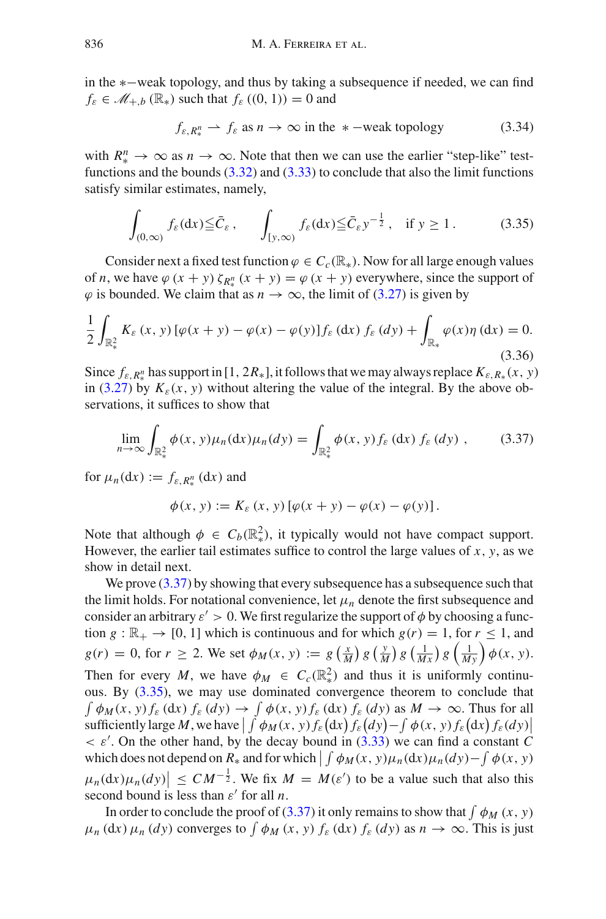in the $*-$weak topology, and thus by taking a subsequence if needed, we can find $f_\varepsilon \in \mathscr{M}_{+,b}(\mathbb{R}_*)$ such that $f_\varepsilon((0,1)) = 0$ and

$$f_{\varepsilon, R_*^n} \rightharpoonup f_\varepsilon \text{ as } n \to \infty \text{ in the } *-\text{weak topology} \tag{3.34}$$

with $R_*^n \to \infty$ as $n \to \infty$. Note that then we can use the earlier "step-like" test-functions and the bounds (3.32) and (3.33) to conclude that also the limit functions satisfy similar estimates, namely,

$$\int_{(0,\infty)} f_\varepsilon(\mathrm{d}x) \leqq \bar{C}_\varepsilon\,, \qquad \int_{[y,\infty)} f_\varepsilon(\mathrm{d}x) \leqq \bar{C}_\varepsilon y^{-\frac{1}{2}}\,, \quad \text{if } y \geq 1\,. \tag{3.35}$$

Consider next a fixed test function $\varphi \in C_c(\mathbb{R}_*)$. Now for all large enough values of $n$, we have $\varphi(x+y)\,\zeta_{R_*^n}(x+y) = \varphi(x+y)$ everywhere, since the support of $\varphi$ is bounded. We claim that as $n \to \infty$, the limit of (3.27) is given by

$$\frac{1}{2}\int_{\mathbb{R}_*^2} K_\varepsilon(x,y)\,[\varphi(x+y) - \varphi(x) - \varphi(y)] f_\varepsilon(\mathrm{d}x)\, f_\varepsilon(dy) + \int_{\mathbb{R}_*} \varphi(x)\eta(\mathrm{d}x) = 0. \tag{3.36}$$

Since $f_{\varepsilon, R_*^n}$ has support in $[1, 2R_*]$, it follows that we may always replace $K_{\varepsilon, R_*}(x,y)$ in (3.27) by $K_\varepsilon(x,y)$ without altering the value of the integral. By the above observations, it suffices to show that

$$\lim_{n\to\infty} \int_{\mathbb{R}_*^2} \phi(x,y)\mu_n(\mathrm{d}x)\mu_n(dy) = \int_{\mathbb{R}_*^2} \phi(x,y) f_\varepsilon(\mathrm{d}x)\, f_\varepsilon(dy)\,, \tag{3.37}$$

for $\mu_n(\mathrm{d}x) := f_{\varepsilon, R_*^n}(\mathrm{d}x)$ and

$$\phi(x,y) := K_\varepsilon(x,y)\,[\varphi(x+y) - \varphi(x) - \varphi(y)]\,.$$

Note that although $\phi \in C_b(\mathbb{R}_*^2)$, it typically would not have compact support. However, the earlier tail estimates suffice to control the large values of $x$, $y$, as we show in detail next.

We prove (3.37) by showing that every subsequence has a subsequence such that the limit holds. For notational convenience, let $\mu_n$ denote the first subsequence and consider an arbitrary $\varepsilon' > 0$. We first regularize the support of $\phi$ by choosing a function $g : \mathbb{R}_+ \to [0,1]$ which is continuous and for which $g(r) = 1$, for $r \leq 1$, and $g(r) = 0$, for $r \geq 2$. We set $\phi_M(x,y) := g\left(\frac{x}{M}\right) g\left(\frac{y}{M}\right) g\left(\frac{1}{Mx}\right) g\left(\frac{1}{My}\right) \phi(x,y)$. Then for every $M$, we have $\phi_M \in C_c(\mathbb{R}_*^2)$ and thus it is uniformly continuous. By (3.35), we may use dominated convergence theorem to conclude that $\int \phi_M(x,y) f_\varepsilon(\mathrm{d}x)\, f_\varepsilon(dy) \to \int \phi(x,y) f_\varepsilon(\mathrm{d}x)\, f_\varepsilon(dy)$ as $M \to \infty$. Thus for all sufficiently large $M$, we have $\left|\int \phi_M(x,y) f_\varepsilon(\mathrm{d}x) f_\varepsilon(dy) - \int \phi(x,y) f_\varepsilon(\mathrm{d}x) f_\varepsilon(dy)\right| < \varepsilon'$. On the other hand, by the decay bound in (3.33) we can find a constant $C$ which does not depend on $R_*$ and for which $\left|\int \phi_M(x,y)\mu_n(\mathrm{d}x)\mu_n(dy) - \int \phi(x,y) \mu_n(\mathrm{d}x)\mu_n(dy)\right| \leq CM^{-\frac{1}{2}}$. We fix $M = M(\varepsilon')$ to be a value such that also this second bound is less than $\varepsilon'$ for all $n$.

In order to conclude the proof of (3.37) it only remains to show that $\int \phi_M(x,y)\, \mu_n(\mathrm{d}x)\, \mu_n(dy)$ converges to $\int \phi_M(x,y)\, f_\varepsilon(\mathrm{d}x)\, f_\varepsilon(dy)$ as $n \to \infty$. This is just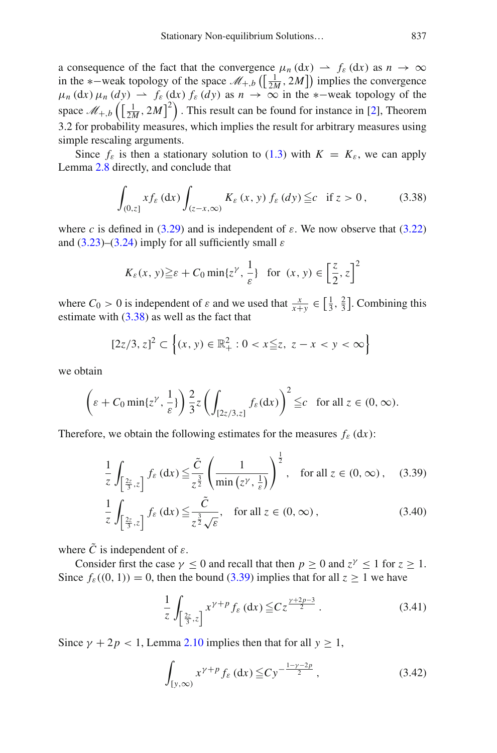a consequence of the fact that the convergence $\mu_n(\mathrm{d}x) \rightharpoonup f_\varepsilon(\mathrm{d}x)$ as $n \to \infty$ in the $*-$weak topology of the space $\mathscr{M}_{+,b}\left(\left[\frac{1}{2M}, 2M\right]\right)$ implies the convergence $\mu_n(\mathrm{d}x)\,\mu_n(dy) \rightharpoonup f_\varepsilon(\mathrm{d}x)\, f_\varepsilon(dy)$ as $n \to \infty$ in the $*-$weak topology of the space $\mathscr{M}_{+,b}\left(\left[\frac{1}{2M}, 2M\right]^2\right)$. This result can be found for instance in [2], Theorem 3.2 for probability measures, which implies the result for arbitrary measures using simple rescaling arguments.

Since $f_\varepsilon$ is then a stationary solution to (1.3) with $K = K_\varepsilon$, we can apply Lemma 2.8 directly, and conclude that

$$\int_{(0,z]} x f_\varepsilon(\mathrm{d}x) \int_{(z-x,\infty)} K_\varepsilon(x, y)\, f_\varepsilon(dy) \leqq c \quad \text{if } z > 0\,, \tag{3.38}$$

where $c$ is defined in (3.29) and is independent of $\varepsilon$. We now observe that (3.22) and (3.23)–(3.24) imply for all sufficiently small $\varepsilon$

$$K_\varepsilon(x, y) \geqq \varepsilon + C_0 \min\{z^\gamma, \frac{1}{\varepsilon}\} \quad \text{for } (x, y) \in \left[\frac{z}{2}, z\right]^2$$

where $C_0 > 0$ is independent of $\varepsilon$ and we used that $\frac{x}{x+y} \in \left[\frac{1}{3}, \frac{2}{3}\right]$. Combining this estimate with (3.38) as well as the fact that

$$[2z/3, z]^2 \subset \left\{(x, y) \in \mathbb{R}_+^2 : 0 < x \leqq z,\ z - x < y < \infty\right\}$$

we obtain

$$\left(\varepsilon + C_0 \min\{z^\gamma, \frac{1}{\varepsilon}\}\right) \frac{2}{3} z \left(\int_{[2z/3,z]} f_\varepsilon(\mathrm{d}x)\right)^2 \leqq c \quad \text{for all } z \in (0, \infty).$$

Therefore, we obtain the following estimates for the measures $f_\varepsilon(\mathrm{d}x)$:

$$\frac{1}{z} \int_{\left[\frac{2z}{3},z\right]} f_\varepsilon(\mathrm{d}x) \leqq \frac{\tilde{C}}{z^{\frac{3}{2}}} \left(\frac{1}{\min\left(z^\gamma, \frac{1}{\varepsilon}\right)}\right)^{\frac{1}{2}}, \quad \text{for all } z \in (0, \infty)\,, \tag{3.39}$$

$$\frac{1}{z} \int_{\left[\frac{2z}{3},z\right]} f_\varepsilon(\mathrm{d}x) \leqq \frac{\tilde{C}}{z^{\frac{3}{2}} \sqrt{\varepsilon}}, \quad \text{for all } z \in (0, \infty)\,, \tag{3.40}$$

where $\tilde{C}$ is independent of $\varepsilon$.

Consider first the case $\gamma \leq 0$ and recall that then $p \geq 0$ and $z^\gamma \leq 1$ for $z \geq 1$. Since $f_\varepsilon((0, 1)) = 0$, then the bound (3.39) implies that for all $z \geq 1$ we have

$$\frac{1}{z} \int_{\left[\frac{2z}{3},z\right]} x^{\gamma+p} f_\varepsilon(\mathrm{d}x) \leqq C z^{\frac{\gamma+2p-3}{2}}\,. \tag{3.41}$$

Since $\gamma + 2p < 1$, Lemma 2.10 implies then that for all $y \geq 1$,

$$\int_{[y,\infty)} x^{\gamma+p} f_\varepsilon(\mathrm{d}x) \leqq C y^{-\frac{1-\gamma-2p}{2}}\,, \tag{3.42}$$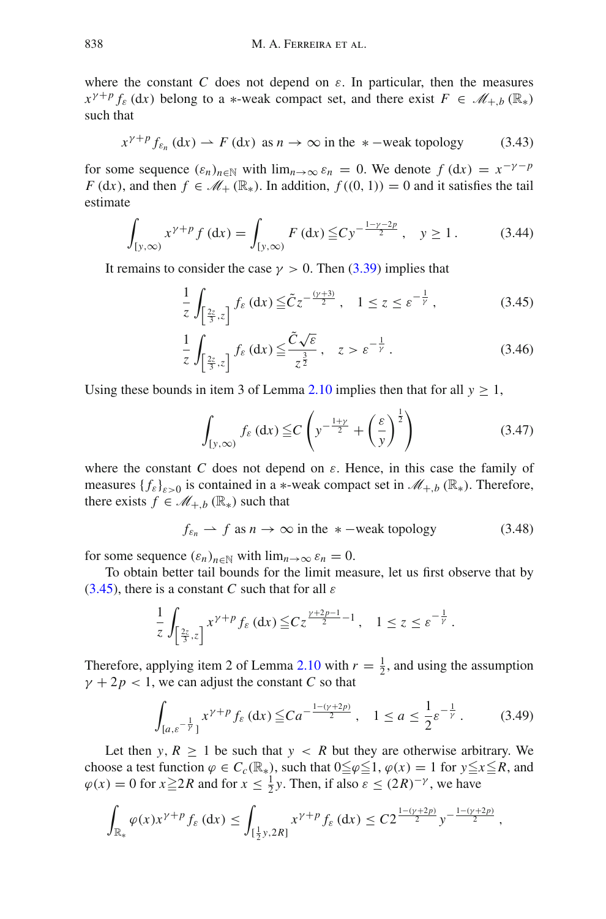where the constant $C$ does not depend on $\varepsilon$. In particular, then the measures $x^{\gamma+p} f_\varepsilon(\mathrm{d}x)$ belong to a $*$-weak compact set, and there exist $F \in \mathscr{M}_{+,b}(\mathbb{R}_*)$ such that

$$x^{\gamma+p} f_{\varepsilon_n}(\mathrm{d}x) \rightharpoonup F(\mathrm{d}x) \text{ as } n \to \infty \text{ in the } *-\text{weak topology} \tag{3.43}$$

for some sequence $(\varepsilon_n)_{n\in\mathbb{N}}$ with $\lim_{n\to\infty} \varepsilon_n = 0$. We denote $f(\mathrm{d}x) = x^{-\gamma-p} F(\mathrm{d}x)$, and then $f \in \mathscr{M}_+(\mathbb{R}_*)$. In addition, $f((0,1)) = 0$ and it satisfies the tail estimate

$$\int_{[y,\infty)} x^{\gamma+p} f(\mathrm{d}x) = \int_{[y,\infty)} F(\mathrm{d}x) \leqq C y^{-\frac{1-\gamma-2p}{2}}, \quad y \geq 1. \tag{3.44}$$

It remains to consider the case $\gamma > 0$. Then (3.39) implies that

$$\frac{1}{z}\int_{\left[\frac{2z}{3},z\right]} f_\varepsilon(\mathrm{d}x) \leqq \tilde{C} z^{-\frac{(\gamma+3)}{2}}, \quad 1 \leq z \leq \varepsilon^{-\frac{1}{\gamma}}, \tag{3.45}$$

$$\frac{1}{z}\int_{\left[\frac{2z}{3},z\right]} f_\varepsilon(\mathrm{d}x) \leqq \frac{\tilde{C}\sqrt{\varepsilon}}{z^{\frac{3}{2}}}, \quad z > \varepsilon^{-\frac{1}{\gamma}}. \tag{3.46}$$

Using these bounds in item 3 of Lemma 2.10 implies then that for all $y \geq 1$,

$$\int_{[y,\infty)} f_\varepsilon(\mathrm{d}x) \leqq C\left(y^{-\frac{1+\gamma}{2}} + \left(\frac{\varepsilon}{y}\right)^{\frac{1}{2}}\right) \tag{3.47}$$

where the constant $C$ does not depend on $\varepsilon$. Hence, in this case the family of measures $\{f_\varepsilon\}_{\varepsilon>0}$ is contained in a $*$-weak compact set in $\mathscr{M}_{+,b}(\mathbb{R}_*)$. Therefore, there exists $f \in \mathscr{M}_{+,b}(\mathbb{R}_*)$ such that

$$f_{\varepsilon_n} \rightharpoonup f \text{ as } n \to \infty \text{ in the } *-\text{weak topology} \tag{3.48}$$

for some sequence $(\varepsilon_n)_{n\in\mathbb{N}}$ with $\lim_{n\to\infty} \varepsilon_n = 0$.

To obtain better tail bounds for the limit measure, let us first observe that by (3.45), there is a constant $C$ such that for all $\varepsilon$

$$\frac{1}{z}\int_{\left[\frac{2z}{3},z\right]} x^{\gamma+p} f_\varepsilon(\mathrm{d}x) \leqq C z^{\frac{\gamma+2p-1}{2}-1}, \quad 1 \leq z \leq \varepsilon^{-\frac{1}{\gamma}}.$$

Therefore, applying item 2 of Lemma 2.10 with $r = \frac{1}{2}$, and using the assumption $\gamma + 2p < 1$, we can adjust the constant $C$ so that

$$\int_{[a,\varepsilon^{-\frac{1}{\gamma}}]} x^{\gamma+p} f_\varepsilon(\mathrm{d}x) \leqq C a^{-\frac{1-(\gamma+2p)}{2}}, \quad 1 \leq a \leq \frac{1}{2}\varepsilon^{-\frac{1}{\gamma}}. \tag{3.49}$$

Let then $y, R \geq 1$ be such that $y < R$ but they are otherwise arbitrary. We choose a test function $\varphi \in C_c(\mathbb{R}_*)$, such that $0 \leqq \varphi \leqq 1$, $\varphi(x) = 1$ for $y \leqq x \leqq R$, and $\varphi(x) = 0$ for $x \geqq 2R$ and for $x \leq \frac{1}{2}y$. Then, if also $\varepsilon \leq (2R)^{-\gamma}$, we have

$$\int_{\mathbb{R}_*} \varphi(x) x^{\gamma+p} f_\varepsilon(\mathrm{d}x) \leq \int_{[\frac{1}{2}y,2R]} x^{\gamma+p} f_\varepsilon(\mathrm{d}x) \leq C 2^{\frac{1-(\gamma+2p)}{2}} y^{-\frac{1-(\gamma+2p)}{2}},$$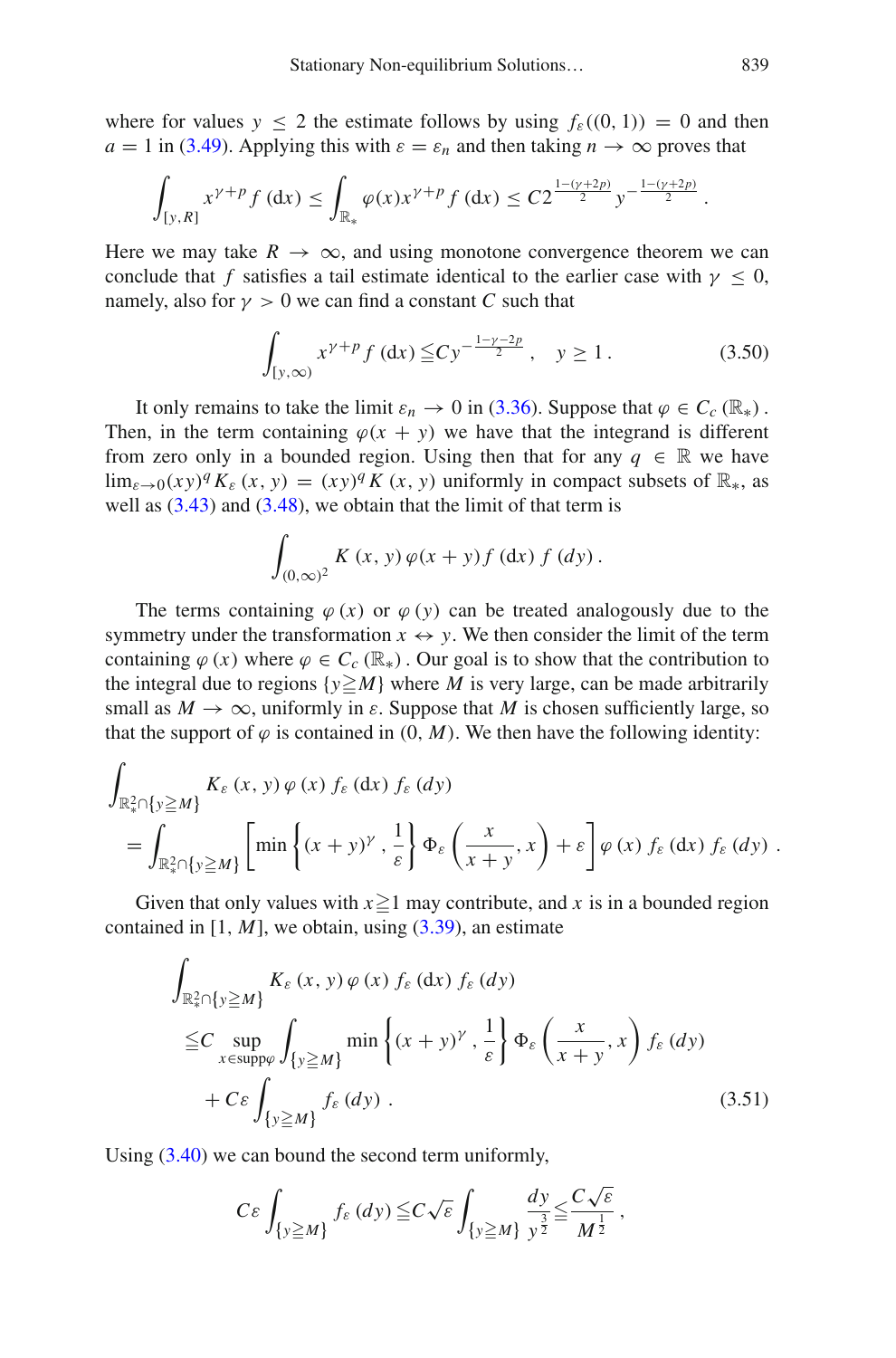where for values $y \leq 2$ the estimate follows by using $f_\varepsilon((0,1)) = 0$ and then $a = 1$ in (3.49). Applying this with $\varepsilon = \varepsilon_n$ and then taking $n \to \infty$ proves that

$$\int_{[y,R]} x^{\gamma+p} f(dx) \leq \int_{\mathbb{R}_*} \varphi(x) x^{\gamma+p} f(dx) \leq C 2^{\frac{1-(\gamma+2p)}{2}} y^{-\frac{1-(\gamma+2p)}{2}} .$$

Here we may take $R \to \infty$, and using monotone convergence theorem we can conclude that $f$ satisfies a tail estimate identical to the earlier case with $\gamma \leq 0$, namely, also for $\gamma > 0$ we can find a constant $C$ such that

$$\int_{[y,\infty)} x^{\gamma+p} f(dx) \leqq C y^{-\frac{1-\gamma-2p}{2}} , \quad y \geq 1 . \tag{3.50}$$

It only remains to take the limit $\varepsilon_n \to 0$ in (3.36). Suppose that $\varphi \in C_c(\mathbb{R}_*)$. Then, in the term containing $\varphi(x+y)$ we have that the integrand is different from zero only in a bounded region. Using then that for any $q \in \mathbb{R}$ we have $\lim_{\varepsilon \to 0} (xy)^q K_\varepsilon(x,y) = (xy)^q K(x,y)$ uniformly in compact subsets of $\mathbb{R}_*$, as well as (3.43) and (3.48), we obtain that the limit of that term is

$$\int_{(0,\infty)^2} K(x,y) \varphi(x+y) f(dx) f(dy) .$$

The terms containing $\varphi(x)$ or $\varphi(y)$ can be treated analogously due to the symmetry under the transformation $x \leftrightarrow y$. We then consider the limit of the term containing $\varphi(x)$ where $\varphi \in C_c(\mathbb{R}_*)$. Our goal is to show that the contribution to the integral due to regions $\{y \geqq M\}$ where $M$ is very large, can be made arbitrarily small as $M \to \infty$, uniformly in $\varepsilon$. Suppose that $M$ is chosen sufficiently large, so that the support of $\varphi$ is contained in $(0, M)$. We then have the following identity:

$$\begin{aligned}
&\int_{\mathbb{R}_*^2 \cap \{y \geqq M\}} K_\varepsilon(x,y) \varphi(x) f_\varepsilon(dx) f_\varepsilon(dy) \\
&= \int_{\mathbb{R}_*^2 \cap \{y \geqq M\}} \left[ \min\left\{ (x+y)^\gamma, \frac{1}{\varepsilon} \right\} \Phi_\varepsilon\left( \frac{x}{x+y}, x \right) + \varepsilon \right] \varphi(x) f_\varepsilon(dx) f_\varepsilon(dy) .
\end{aligned}$$

Given that only values with $x \geqq 1$ may contribute, and $x$ is in a bounded region contained in $[1, M]$, we obtain, using (3.39), an estimate

$$\begin{aligned}
&\int_{\mathbb{R}_*^2 \cap \{y \geqq M\}} K_\varepsilon(x,y) \varphi(x) f_\varepsilon(dx) f_\varepsilon(dy) \\
&\leqq C \sup_{x \in \operatorname{supp}\varphi} \int_{\{y \geqq M\}} \min\left\{ (x+y)^\gamma, \frac{1}{\varepsilon} \right\} \Phi_\varepsilon\left( \frac{x}{x+y}, x \right) f_\varepsilon(dy) \\
&\quad + C\varepsilon \int_{\{y \geqq M\}} f_\varepsilon(dy) .
\end{aligned} \tag{3.51}$$

Using (3.40) we can bound the second term uniformly,

$$C\varepsilon \int_{\{y \geqq M\}} f_\varepsilon(dy) \leqq C\sqrt{\varepsilon} \int_{\{y \geqq M\}} \frac{dy}{y^{\frac{3}{2}}} \leqq \frac{C\sqrt{\varepsilon}}{M^{\frac{1}{2}}} ,$$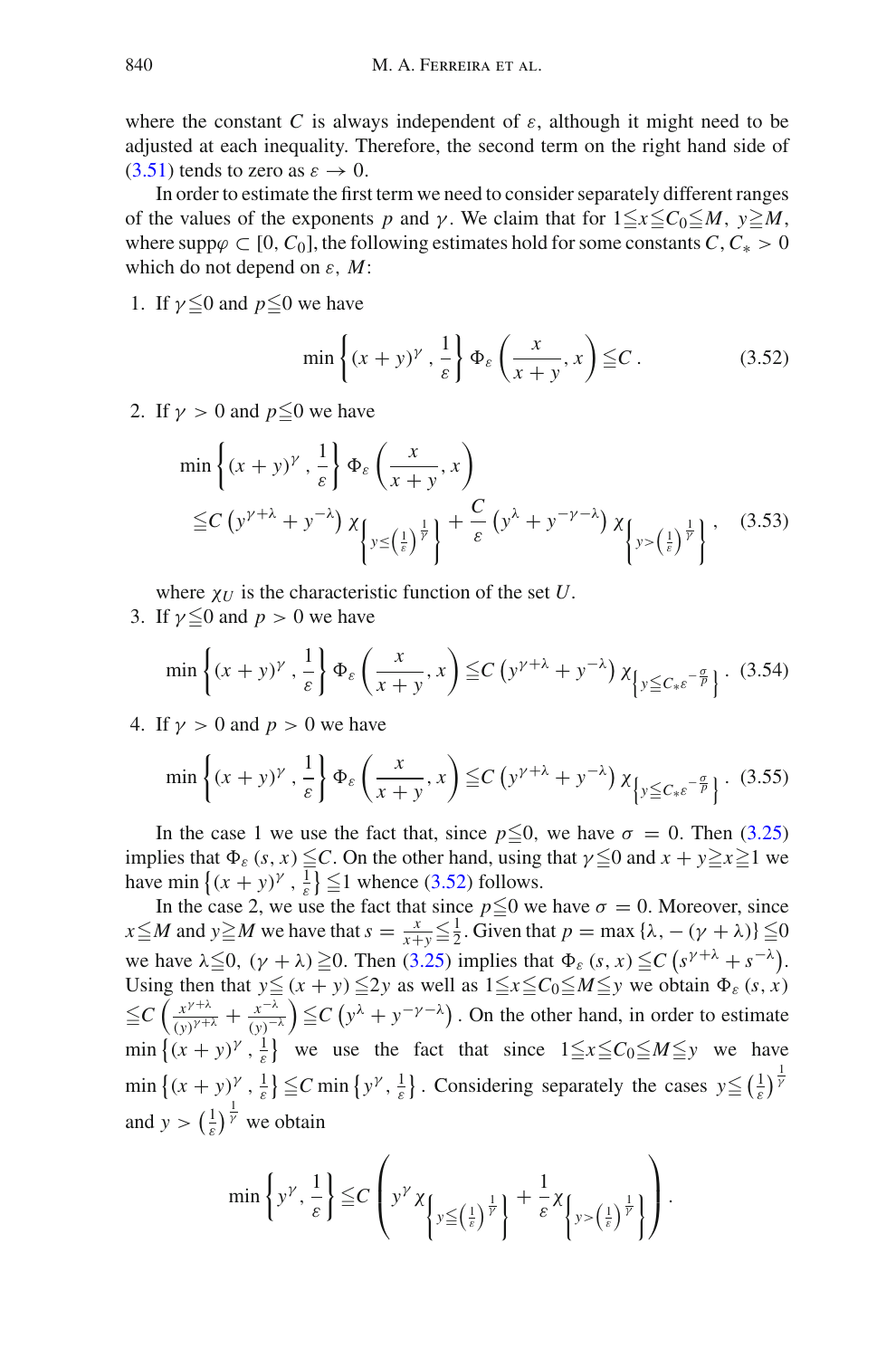where the constant $C$ is always independent of $\varepsilon$, although it might need to be adjusted at each inequality. Therefore, the second term on the right hand side of (3.51) tends to zero as $\varepsilon \to 0$.

In order to estimate the first term we need to consider separately different ranges of the values of the exponents $p$ and $\gamma$. We claim that for $1 \leqq x \leqq C_0 \leqq M,\ y \geqq M$, where $\operatorname{supp}\varphi \subset [0, C_0]$, the following estimates hold for some constants $C, C_* > 0$ which do not depend on $\varepsilon$, $M$:

1. If $\gamma \leqq 0$ and $p \leqq 0$ we have

$$\min\left\{(x+y)^{\gamma}, \frac{1}{\varepsilon}\right\} \Phi_{\varepsilon}\left(\frac{x}{x+y}, x\right) \leqq C. \tag{3.52}$$

2. If $\gamma > 0$ and $p \leqq 0$ we have

$$\begin{aligned}
&\min\left\{(x+y)^{\gamma}, \frac{1}{\varepsilon}\right\} \Phi_{\varepsilon}\left(\frac{x}{x+y}, x\right) \\
&\leqq C\left(y^{\gamma+\lambda} + y^{-\lambda}\right) \chi_{\left\{y \leq \left(\frac{1}{\varepsilon}\right)^{\frac{1}{\gamma}}\right\}} + \frac{C}{\varepsilon}\left(y^{\lambda} + y^{-\gamma-\lambda}\right) \chi_{\left\{y > \left(\frac{1}{\varepsilon}\right)^{\frac{1}{\gamma}}\right\}},
\end{aligned} \tag{3.53}$$

where $\chi_U$ is the characteristic function of the set $U$.

3. If $\gamma \leqq 0$ and $p > 0$ we have

$$\min\left\{(x+y)^{\gamma}, \frac{1}{\varepsilon}\right\} \Phi_{\varepsilon}\left(\frac{x}{x+y}, x\right) \leqq C\left(y^{\gamma+\lambda} + y^{-\lambda}\right) \chi_{\left\{y \leqq C_* \varepsilon^{-\frac{\sigma}{p}}\right\}}. \tag{3.54}$$

4. If $\gamma > 0$ and $p > 0$ we have

$$\min\left\{(x+y)^{\gamma}, \frac{1}{\varepsilon}\right\} \Phi_{\varepsilon}\left(\frac{x}{x+y}, x\right) \leqq C\left(y^{\gamma+\lambda} + y^{-\lambda}\right) \chi_{\left\{y \leqq C_* \varepsilon^{-\frac{\sigma}{p}}\right\}}. \tag{3.55}$$

In the case 1 we use the fact that, since $p \leqq 0$, we have $\sigma = 0$. Then (3.25) implies that $\Phi_{\varepsilon}(s, x) \leqq C$. On the other hand, using that $\gamma \leqq 0$ and $x + y \geqq x \geqq 1$ we have $\min\left\{(x+y)^{\gamma}, \frac{1}{\varepsilon}\right\} \leqq 1$ whence (3.52) follows.

In the case 2, we use the fact that since $p \leqq 0$ we have $\sigma = 0$. Moreover, since $x \leqq M$ and $y \geqq M$ we have that $s = \frac{x}{x+y} \leqq \frac{1}{2}$. Given that $p = \max\{\lambda, -(\gamma+\lambda)\} \leqq 0$ we have $\lambda \leqq 0$, $(\gamma + \lambda) \geqq 0$. Then (3.25) implies that $\Phi_{\varepsilon}(s, x) \leqq C\left(s^{\gamma+\lambda} + s^{-\lambda}\right)$. Using then that $y \leqq (x+y) \leqq 2y$ as well as $1 \leqq x \leqq C_0 \leqq M \leqq y$ we obtain $\Phi_{\varepsilon}(s, x) \leqq C\left(\frac{x^{\gamma+\lambda}}{(y)^{\gamma+\lambda}} + \frac{x^{-\lambda}}{(y)^{-\lambda}}\right) \leqq C\left(y^{\lambda} + y^{-\gamma-\lambda}\right)$. On the other hand, in order to estimate $\min\left\{(x+y)^{\gamma}, \frac{1}{\varepsilon}\right\}$ we use the fact that since $1 \leqq x \leqq C_0 \leqq M \leqq y$ we have $\min\left\{(x+y)^{\gamma}, \frac{1}{\varepsilon}\right\} \leqq C \min\left\{y^{\gamma}, \frac{1}{\varepsilon}\right\}$. Considering separately the cases $y \leqq \left(\frac{1}{\varepsilon}\right)^{\frac{1}{\gamma}}$ and $y > \left(\frac{1}{\varepsilon}\right)^{\frac{1}{\gamma}}$ we obtain

$$\min\left\{y^{\gamma}, \frac{1}{\varepsilon}\right\} \leqq C\left(y^{\gamma} \chi_{\left\{y \leqq \left(\frac{1}{\varepsilon}\right)^{\frac{1}{\gamma}}\right\}} + \frac{1}{\varepsilon} \chi_{\left\{y > \left(\frac{1}{\varepsilon}\right)^{\frac{1}{\gamma}}\right\}}\right).$$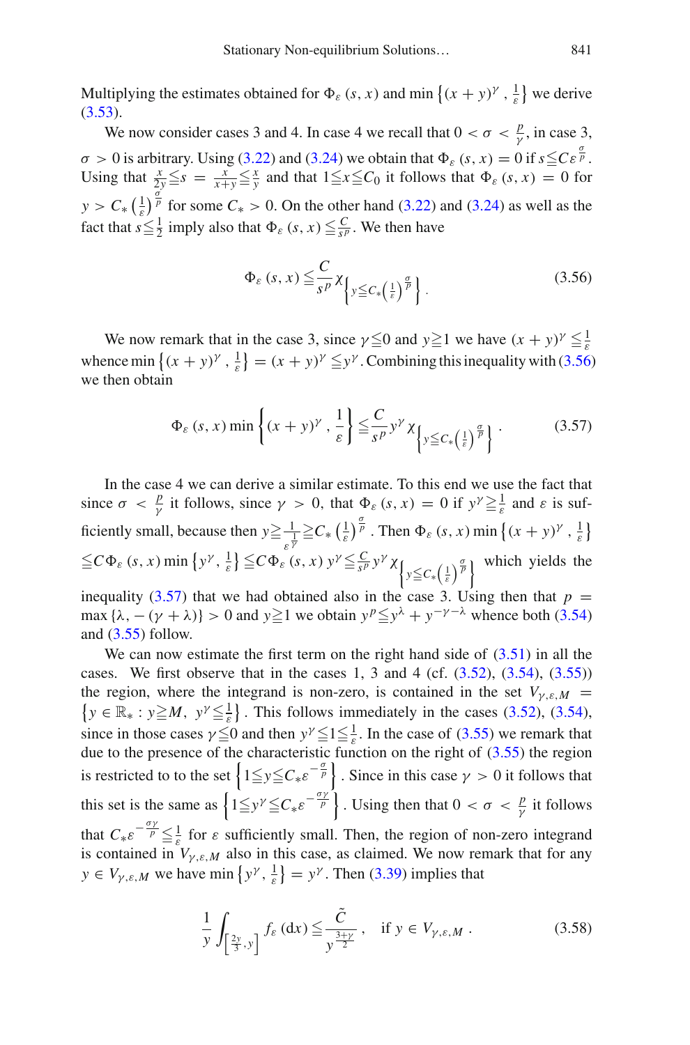Multiplying the estimates obtained for $\Phi_\varepsilon(s,x)$ and $\min\left\{(x+y)^\gamma, \frac{1}{\varepsilon}\right\}$ we derive (3.53).

We now consider cases 3 and 4. In case 4 we recall that $0 < \sigma < \frac{p}{\gamma}$, in case 3, $\sigma > 0$ is arbitrary. Using (3.22) and (3.24) we obtain that $\Phi_\varepsilon(s,x) = 0$ if $s \leqq C\varepsilon^{\frac{\sigma}{p}}$. Using that $\frac{x}{2y} \leqq s = \frac{x}{x+y} \leqq \frac{x}{y}$ and that $1 \leqq x \leqq C_0$ it follows that $\Phi_\varepsilon(s,x) = 0$ for $y > C_*\left(\frac{1}{\varepsilon}\right)^{\frac{\sigma}{p}}$ for some $C_* > 0$. On the other hand (3.22) and (3.24) as well as the fact that $s \leqq \frac{1}{2}$ imply also that $\Phi_\varepsilon(s,x) \leqq \frac{C}{s^p}$. We then have

$$\Phi_\varepsilon(s,x) \leqq \frac{C}{s^p}\chi_{\left\{y \leqq C_*\left(\frac{1}{\varepsilon}\right)^{\frac{\sigma}{p}}\right\}}. \tag{3.56}$$

We now remark that in the case 3, since $\gamma \leqq 0$ and $y \geqq 1$ we have $(x+y)^\gamma \leqq \frac{1}{\varepsilon}$ whence $\min\left\{(x+y)^\gamma, \frac{1}{\varepsilon}\right\} = (x+y)^\gamma \leqq y^\gamma$. Combining this inequality with (3.56) we then obtain

$$\Phi_\varepsilon(s,x)\min\left\{(x+y)^\gamma, \frac{1}{\varepsilon}\right\} \leqq \frac{C}{s^p}y^\gamma\chi_{\left\{y \leqq C_*\left(\frac{1}{\varepsilon}\right)^{\frac{\sigma}{p}}\right\}}. \tag{3.57}$$

In the case 4 we can derive a similar estimate. To this end we use the fact that since $\sigma < \frac{p}{\gamma}$ it follows, since $\gamma > 0$, that $\Phi_\varepsilon(s,x) = 0$ if $y^\gamma \geqq \frac{1}{\varepsilon}$ and $\varepsilon$ is sufficiently small, because then $y \geqq \frac{1}{\varepsilon^{\frac{1}{\gamma}}} \geqq C_*\left(\frac{1}{\varepsilon}\right)^{\frac{\sigma}{p}}$. Then $\Phi_\varepsilon(s,x)\min\left\{(x+y)^\gamma, \frac{1}{\varepsilon}\right\}$ $\leqq C\Phi_\varepsilon(s,x)\min\left\{y^\gamma, \frac{1}{\varepsilon}\right\} \leqq C\Phi_\varepsilon(s,x)\,y^\gamma \leqq \frac{C}{s^p}y^\gamma\chi_{\left\{y \leqq C_*\left(\frac{1}{\varepsilon}\right)^{\frac{\sigma}{p}}\right\}}$ which yields the inequality (3.57) that we had obtained also in the case 3. Using then that $p = \max\{\lambda, -(\gamma+\lambda)\} > 0$ and $y \geqq 1$ we obtain $y^p \leqq y^\lambda + y^{-\gamma-\lambda}$ whence both (3.54) and (3.55) follow.

We can now estimate the first term on the right hand side of (3.51) in all the cases. We first observe that in the cases 1, 3 and 4 (cf. (3.52), (3.54), (3.55)) the region, where the integrand is non-zero, is contained in the set $V_{\gamma,\varepsilon,M} = \left\{y \in \mathbb{R}_* : y \geqq M,\ y^\gamma \leqq \frac{1}{\varepsilon}\right\}$. This follows immediately in the cases (3.52), (3.54), since in those cases $\gamma \leqq 0$ and then $y^\gamma \leqq 1 \leqq \frac{1}{\varepsilon}$. In the case of (3.55) we remark that due to the presence of the characteristic function on the right of (3.55) the region is restricted to to the set $\left\{1 \leqq y \leqq C_*\varepsilon^{-\frac{\sigma}{p}}\right\}$. Since in this case $\gamma > 0$ it follows that this set is the same as $\left\{1 \leqq y^\gamma \leqq C_*\varepsilon^{-\frac{\sigma\gamma}{p}}\right\}$. Using then that $0 < \sigma < \frac{p}{\gamma}$ it follows that $C_*\varepsilon^{-\frac{\sigma\gamma}{p}} \leqq \frac{1}{\varepsilon}$ for $\varepsilon$ sufficiently small. Then, the region of non-zero integrand is contained in $V_{\gamma,\varepsilon,M}$ also in this case, as claimed. We now remark that for any $y \in V_{\gamma,\varepsilon,M}$ we have $\min\left\{y^\gamma, \frac{1}{\varepsilon}\right\} = y^\gamma$. Then (3.39) implies that

$$\frac{1}{y}\int_{\left[\frac{2y}{3},y\right]} f_\varepsilon(dx) \leqq \frac{\tilde{C}}{y^{\frac{3+\gamma}{2}}}, \quad \text{if } y \in V_{\gamma,\varepsilon,M}. \tag{3.58}$$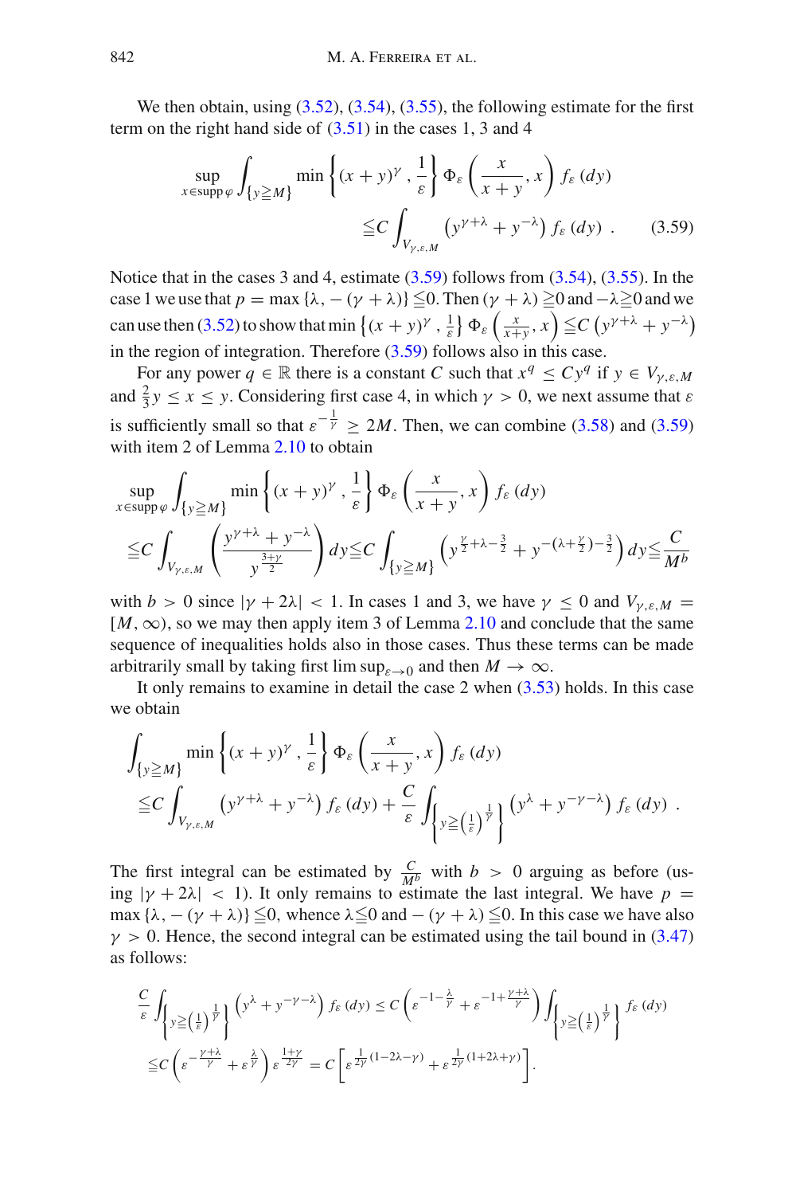We then obtain, using (3.52), (3.54), (3.55), the following estimate for the first term on the right hand side of (3.51) in the cases 1, 3 and 4

$$\sup_{x\in \operatorname{supp}\varphi} \int_{\{y\geqq M\}} \min\left\{(x+y)^{\gamma}, \frac{1}{\varepsilon}\right\} \Phi_{\varepsilon}\left(\frac{x}{x+y}, x\right) f_{\varepsilon}(dy) \leqq C \int_{V_{\gamma,\varepsilon,M}} \left(y^{\gamma+\lambda} + y^{-\lambda}\right) f_{\varepsilon}(dy) \,. \tag{3.59}$$

Notice that in the cases 3 and 4, estimate (3.59) follows from (3.54), (3.55). In the case 1 we use that $p = \max\{\lambda, -(\gamma+\lambda)\} \leqq 0$. Then $(\gamma+\lambda) \geqq 0$ and $-\lambda \geqq 0$ and we can use then (3.52) to show that $\min\left\{(x+y)^{\gamma}, \frac{1}{\varepsilon}\right\} \Phi_{\varepsilon}\left(\frac{x}{x+y}, x\right) \leqq C\left(y^{\gamma+\lambda} + y^{-\lambda}\right)$ in the region of integration. Therefore (3.59) follows also in this case.

For any power $q \in \mathbb{R}$ there is a constant $C$ such that $x^q \leq C y^q$ if $y \in V_{\gamma,\varepsilon,M}$ and $\frac{2}{3}y \leq x \leq y$. Considering first case 4, in which $\gamma > 0$, we next assume that $\varepsilon$ is sufficiently small so that $\varepsilon^{-\frac{1}{\gamma}} \geq 2M$. Then, we can combine (3.58) and (3.59) with item 2 of Lemma 2.10 to obtain

$$\begin{aligned}
&\sup_{x\in \operatorname{supp}\varphi} \int_{\{y\geqq M\}} \min\left\{(x+y)^{\gamma}, \frac{1}{\varepsilon}\right\} \Phi_{\varepsilon}\left(\frac{x}{x+y}, x\right) f_{\varepsilon}(dy) \\
&\leqq C \int_{V_{\gamma,\varepsilon,M}} \left(\frac{y^{\gamma+\lambda} + y^{-\lambda}}{y^{\frac{3+\gamma}{2}}}\right) dy \leqq C \int_{\{y\geqq M\}} \left(y^{\frac{\gamma}{2}+\lambda-\frac{3}{2}} + y^{-\left(\lambda+\frac{\gamma}{2}\right)-\frac{3}{2}}\right) dy \leqq \frac{C}{M^b}
\end{aligned}$$

with $b > 0$ since $|\gamma + 2\lambda| < 1$. In cases 1 and 3, we have $\gamma \leq 0$ and $V_{\gamma,\varepsilon,M} = [M, \infty)$, so we may then apply item 3 of Lemma 2.10 and conclude that the same sequence of inequalities holds also in those cases. Thus these terms can be made arbitrarily small by taking first $\limsup_{\varepsilon\to 0}$ and then $M \to \infty$.

It only remains to examine in detail the case 2 when (3.53) holds. In this case we obtain

$$\begin{aligned}
&\int_{\{y\geqq M\}} \min\left\{(x+y)^{\gamma}, \frac{1}{\varepsilon}\right\} \Phi_{\varepsilon}\left(\frac{x}{x+y}, x\right) f_{\varepsilon}(dy) \\
&\leqq C \int_{V_{\gamma,\varepsilon,M}} \left(y^{\gamma+\lambda} + y^{-\lambda}\right) f_{\varepsilon}(dy) + \frac{C}{\varepsilon} \int_{\left\{y \geqq \left(\frac{1}{\varepsilon}\right)^{\frac{1}{\gamma}}\right\}} \left(y^{\lambda} + y^{-\gamma-\lambda}\right) f_{\varepsilon}(dy) \,.
\end{aligned}$$

The first integral can be estimated by $\frac{C}{M^b}$ with $b > 0$ arguing as before (using $|\gamma + 2\lambda| < 1$). It only remains to estimate the last integral. We have $p = \max\{\lambda, -(\gamma+\lambda)\} \leqq 0$, whence $\lambda \leqq 0$ and $-(\gamma+\lambda) \leqq 0$. In this case we have also $\gamma > 0$. Hence, the second integral can be estimated using the tail bound in (3.47) as follows:

$$\begin{aligned}
&\frac{C}{\varepsilon} \int_{\left\{y \geqq \left(\frac{1}{\varepsilon}\right)^{\frac{1}{\gamma}}\right\}} \left(y^{\lambda} + y^{-\gamma-\lambda}\right) f_{\varepsilon}(dy) \leq C\left(\varepsilon^{-1-\frac{\lambda}{\gamma}} + \varepsilon^{-1+\frac{\gamma+\lambda}{\gamma}}\right) \int_{\left\{y \geqq \left(\frac{1}{\varepsilon}\right)^{\frac{1}{\gamma}}\right\}} f_{\varepsilon}(dy) \\
&\leqq C\left(\varepsilon^{-\frac{\gamma+\lambda}{\gamma}} + \varepsilon^{\frac{\lambda}{\gamma}}\right) \varepsilon^{\frac{1+\gamma}{2\gamma}} = C\left[\varepsilon^{\frac{1}{2\gamma}(1-2\lambda-\gamma)} + \varepsilon^{\frac{1}{2\gamma}(1+2\lambda+\gamma)}\right].
\end{aligned}$$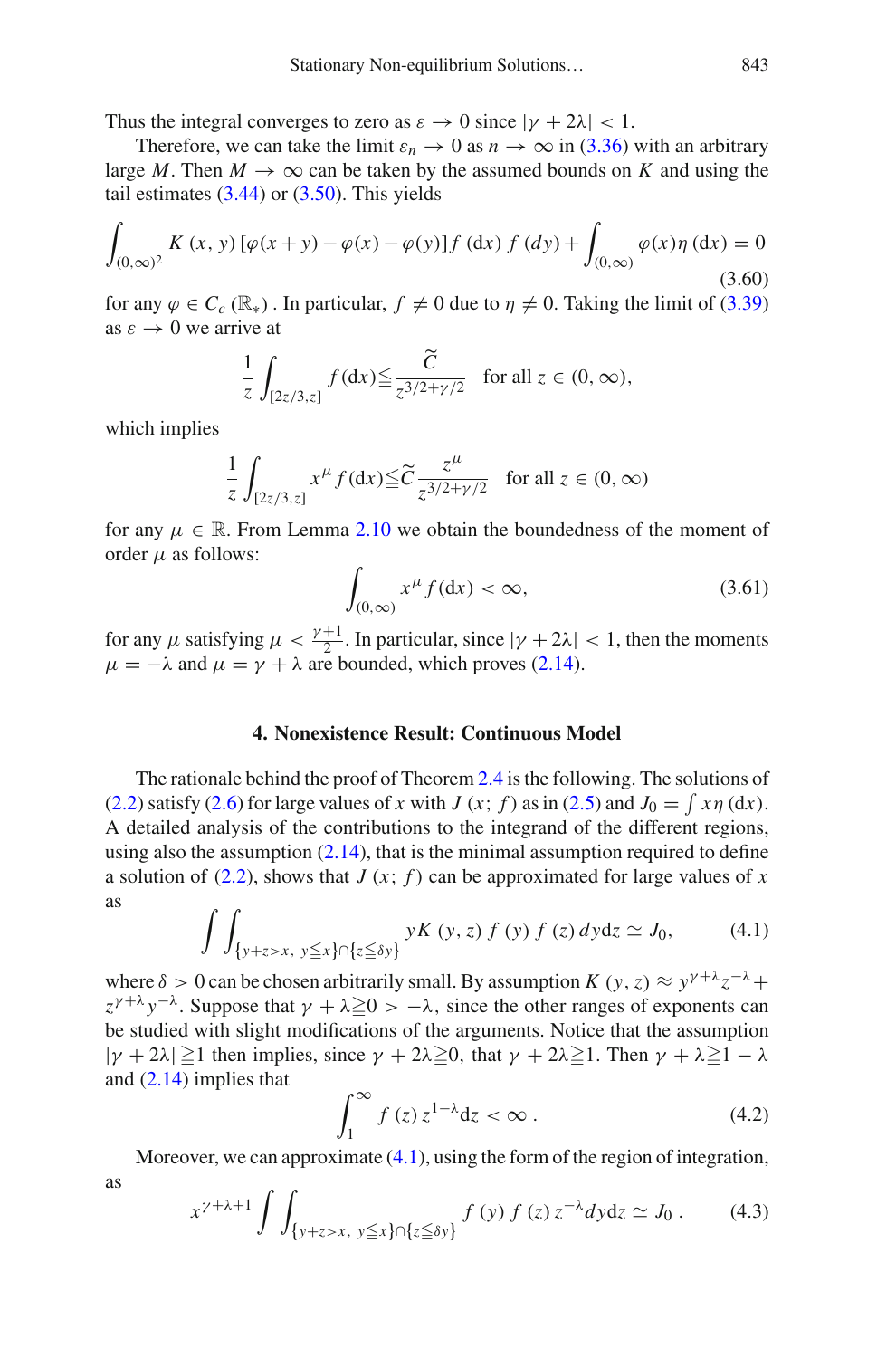Thus the integral converges to zero as $\varepsilon \to 0$ since $|\gamma + 2\lambda| < 1$.

Therefore, we can take the limit $\varepsilon_n \to 0$ as $n \to \infty$ in (3.36) with an arbitrary large $M$. Then $M \to \infty$ can be taken by the assumed bounds on $K$ and using the tail estimates (3.44) or (3.50). This yields

$$\int_{(0,\infty)^2} K(x,y)\left[\varphi(x+y) - \varphi(x) - \varphi(y)\right] f(\mathrm{d}x)\, f(dy) + \int_{(0,\infty)} \varphi(x)\eta(\mathrm{d}x) = 0 \tag{3.60}$$

for any $\varphi \in C_c(\mathbb{R}_*)$. In particular, $f \neq 0$ due to $\eta \neq 0$. Taking the limit of (3.39) as $\varepsilon \to 0$ we arrive at

$$\frac{1}{z}\int_{[2z/3,z]} f(\mathrm{d}x) \leqq \frac{\widetilde{C}}{z^{3/2+\gamma/2}} \quad \text{for all } z \in (0,\infty),$$

which implies

$$\frac{1}{z}\int_{[2z/3,z]} x^{\mu} f(\mathrm{d}x) \leqq \widetilde{C}\frac{z^{\mu}}{z^{3/2+\gamma/2}} \quad \text{for all } z \in (0,\infty)$$

for any $\mu \in \mathbb{R}$. From Lemma 2.10 we obtain the boundedness of the moment of order $\mu$ as follows:

$$\int_{(0,\infty)} x^{\mu} f(\mathrm{d}x) < \infty, \tag{3.61}$$

for any $\mu$ satisfying $\mu < \frac{\gamma+1}{2}$. In particular, since $|\gamma + 2\lambda| < 1$, then the moments $\mu = -\lambda$ and $\mu = \gamma + \lambda$ are bounded, which proves (2.14).

## 4. Nonexistence Result: Continuous Model

The rationale behind the proof of Theorem 2.4 is the following. The solutions of (2.2) satisfy (2.6) for large values of $x$ with $J(x; f)$ as in (2.5) and $J_0 = \int x\eta(\mathrm{d}x)$. A detailed analysis of the contributions to the integrand of the different regions, using also the assumption (2.14), that is the minimal assumption required to define a solution of (2.2), shows that $J(x; f)$ can be approximated for large values of $x$ as

$$\int\int_{\{y+z>x,\ y\leqq x\}\cap\{z\leqq \delta y\}} yK(y,z)\, f(y)\, f(z)\, dy\mathrm{d}z \simeq J_0, \tag{4.1}$$

where $\delta > 0$ can be chosen arbitrarily small. By assumption $K(y,z) \approx y^{\gamma+\lambda}z^{-\lambda} + z^{\gamma+\lambda}y^{-\lambda}$. Suppose that $\gamma + \lambda \geqq 0 > -\lambda$, since the other ranges of exponents can be studied with slight modifications of the arguments. Notice that the assumption $|\gamma + 2\lambda| \geqq 1$ then implies, since $\gamma + 2\lambda \geqq 0$, that $\gamma + 2\lambda \geqq 1$. Then $\gamma + \lambda \geqq 1 - \lambda$ and (2.14) implies that

$$\int_1^{\infty} f(z)\, z^{1-\lambda}\mathrm{d}z < \infty\,. \tag{4.2}$$

Moreover, we can approximate (4.1), using the form of the region of integration, as

$$x^{\gamma+\lambda+1}\int\int_{\{y+z>x,\ y\leqq x\}\cap\{z\leqq \delta y\}} f(y)\, f(z)\, z^{-\lambda} dy\mathrm{d}z \simeq J_0\,. \tag{4.3}$$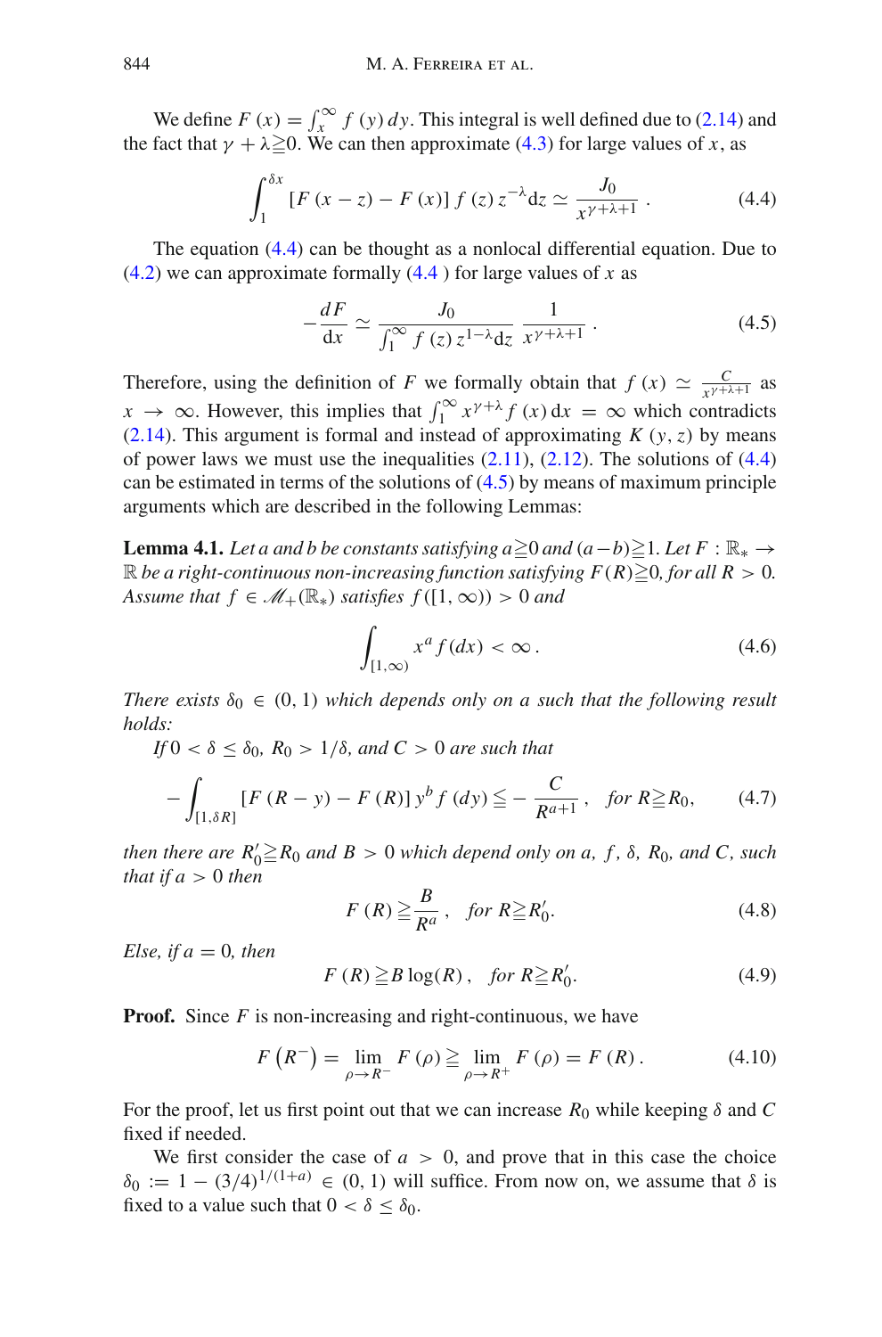We define $F(x) = \int_x^\infty f(y)\,dy$. This integral is well defined due to (2.14) and the fact that $\gamma + \lambda \geqq 0$. We can then approximate (4.3) for large values of $x$, as

$$\int_1^{\delta x} [F(x-z) - F(x)]\, f(z)\, z^{-\lambda} \mathrm{d}z \simeq \frac{J_0}{x^{\gamma+\lambda+1}}\,. \tag{4.4}$$

The equation (4.4) can be thought as a nonlocal differential equation. Due to (4.2) we can approximate formally (4.4 ) for large values of $x$ as

$$-\frac{dF}{\mathrm{d}x} \simeq \frac{J_0}{\int_1^\infty f(z)\, z^{1-\lambda} \mathrm{d}z}\, \frac{1}{x^{\gamma+\lambda+1}}\,. \tag{4.5}$$

Therefore, using the definition of $F$ we formally obtain that $f(x) \simeq \frac{C}{x^{\gamma+\lambda+1}}$ as $x \to \infty$. However, this implies that $\int_1^\infty x^{\gamma+\lambda} f(x)\,\mathrm{d}x = \infty$ which contradicts (2.14). This argument is formal and instead of approximating $K(y,z)$ by means of power laws we must use the inequalities (2.11), (2.12). The solutions of (4.4) can be estimated in terms of the solutions of (4.5) by means of maximum principle arguments which are described in the following Lemmas:

**Lemma 4.1.** *Let $a$ and $b$ be constants satisfying $a \geqq 0$ and $(a-b) \geqq 1$. Let $F : \mathbb{R}_* \to \mathbb{R}$ be a right-continuous non-increasing function satisfying $F(R) \geqq 0$, for all $R > 0$. Assume that $f \in \mathscr{M}_+(\mathbb{R}_*)$ satisfies $f([1,\infty)) > 0$ and*

$$\int_{[1,\infty)} x^a f(dx) < \infty\,. \tag{4.6}$$

*There exists $\delta_0 \in (0,1)$ which depends only on $a$ such that the following result holds:*

*If $0 < \delta \leq \delta_0$, $R_0 > 1/\delta$, and $C > 0$ are such that*

$$-\int_{[1,\delta R]} [F(R-y) - F(R)]\, y^b f(dy) \leqq -\frac{C}{R^{a+1}}\,, \quad \text{for } R \geqq R_0, \tag{4.7}$$

*then there are $R_0' \geqq R_0$ and $B > 0$ which depend only on $a$, $f$, $\delta$, $R_0$, and $C$, such that if $a > 0$ then*

$$F(R) \geqq \frac{B}{R^a}\,, \quad \text{for } R \geqq R_0'. \tag{4.8}$$

*Else, if $a = 0$, then*

$$F(R) \geqq B \log(R)\,, \quad \text{for } R \geqq R_0'. \tag{4.9}$$

**Proof.** Since $F$ is non-increasing and right-continuous, we have

$$F\left(R^-\right) = \lim_{\rho \to R^-} F(\rho) \geqq \lim_{\rho \to R^+} F(\rho) = F(R)\,. \tag{4.10}$$

For the proof, let us first point out that we can increase $R_0$ while keeping $\delta$ and $C$ fixed if needed.

We first consider the case of $a > 0$, and prove that in this case the choice $\delta_0 := 1 - (3/4)^{1/(1+a)} \in (0,1)$ will suffice. From now on, we assume that $\delta$ is fixed to a value such that $0 < \delta \leq \delta_0$.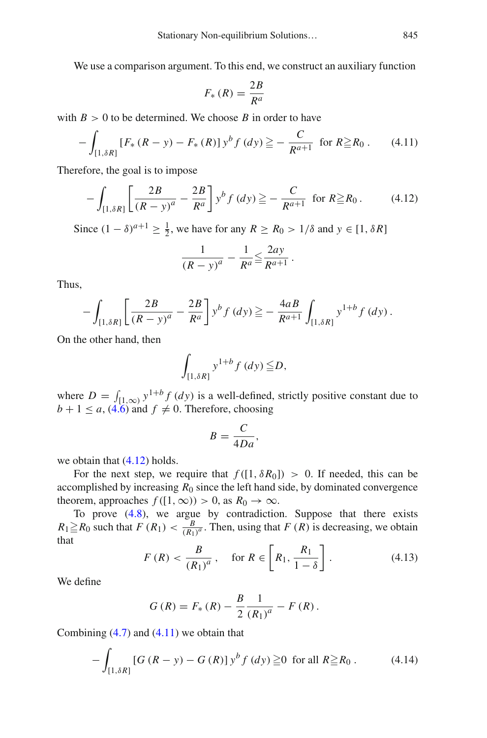We use a comparison argument. To this end, we construct an auxiliary function

$$F_*(R) = \frac{2B}{R^a}$$

with $B > 0$ to be determined. We choose $B$ in order to have

$$-\int_{[1,\delta R]} \left[F_*(R-y) - F_*(R)\right] y^b f(dy) \geqq -\frac{C}{R^{a+1}} \quad \text{for } R \geqq R_0 \,. \tag{4.11}$$

Therefore, the goal is to impose

$$-\int_{[1,\delta R]} \left[\frac{2B}{(R-y)^a} - \frac{2B}{R^a}\right] y^b f(dy) \geqq -\frac{C}{R^{a+1}} \quad \text{for } R \geqq R_0 \,. \tag{4.12}$$

Since $(1-\delta)^{a+1} \geq \frac{1}{2}$, we have for any $R \geq R_0 > 1/\delta$ and $y \in [1, \delta R]$

$$\frac{1}{(R-y)^a} - \frac{1}{R^a} \leqq \frac{2ay}{R^{a+1}} \,.$$

Thus,

$$-\int_{[1,\delta R]} \left[\frac{2B}{(R-y)^a} - \frac{2B}{R^a}\right] y^b f(dy) \geqq -\frac{4aB}{R^{a+1}} \int_{[1,\delta R]} y^{1+b} f(dy) \,.$$

On the other hand, then

$$\int_{[1,\delta R]} y^{1+b} f(dy) \leqq D,$$

where $D = \int_{[1,\infty)} y^{1+b} f(dy)$ is a well-defined, strictly positive constant due to $b + 1 \leq a$, (4.6) and $f \neq 0$. Therefore, choosing

$$B = \frac{C}{4Da},$$

we obtain that (4.12) holds.

For the next step, we require that $f([1, \delta R_0]) > 0$. If needed, this can be accomplished by increasing $R_0$ since the left hand side, by dominated convergence theorem, approaches $f([1, \infty)) > 0$, as $R_0 \to \infty$.

To prove (4.8), we argue by contradiction. Suppose that there exists $R_1 \geqq R_0$ such that $F(R_1) < \frac{B}{(R_1)^a}$. Then, using that $F(R)$ is decreasing, we obtain that

$$F(R) < \frac{B}{(R_1)^a} \,, \quad \text{for } R \in \left[R_1, \frac{R_1}{1-\delta}\right] . \tag{4.13}$$

We define

$$G(R) = F_*(R) - \frac{B}{2} \frac{1}{(R_1)^a} - F(R) \,.$$

Combining (4.7) and (4.11) we obtain that

$$-\int_{[1,\delta R]} \left[G(R-y) - G(R)\right] y^b f(dy) \geqq 0 \quad \text{for all } R \geqq R_0 \,. \tag{4.14}$$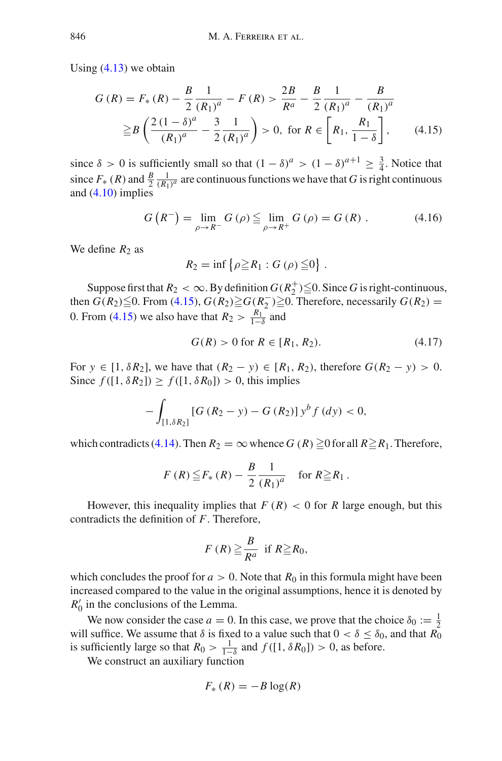Using (4.13) we obtain

$$G(R) = F_*(R) - \frac{B}{2}\frac{1}{(R_1)^a} - F(R) > \frac{2B}{R^a} - \frac{B}{2}\frac{1}{(R_1)^a} - \frac{B}{(R_1)^a}$$
$$\geqq B\left(\frac{2(1-\delta)^a}{(R_1)^a} - \frac{3}{2}\frac{1}{(R_1)^a}\right) > 0, \text{ for } R \in \left[R_1, \frac{R_1}{1-\delta}\right], \tag{4.15}$$

since $\delta > 0$ is sufficiently small so that $(1-\delta)^a > (1-\delta)^{a+1} \geq \frac{3}{4}$. Notice that since $F_*(R)$ and $\frac{B}{2}\frac{1}{(R_1)^a}$ are continuous functions we have that $G$ is right continuous and (4.10) implies

$$G(R^-) = \lim_{\rho \to R^-} G(\rho) \leqq \lim_{\rho \to R^+} G(\rho) = G(R). \tag{4.16}$$

We define $R_2$ as

$$R_2 = \inf\left\{\rho \geqq R_1 : G(\rho) \leqq 0\right\}.$$

Suppose first that $R_2 < \infty$. By definition $G(R_2^+) \leqq 0$. Since $G$ is right-continuous, then $G(R_2) \leqq 0$. From (4.15), $G(R_2) \geqq G(R_2^-) \geqq 0$. Therefore, necessarily $G(R_2) = 0$. From (4.15) we also have that $R_2 > \frac{R_1}{1-\delta}$ and

$$G(R) > 0 \text{ for } R \in [R_1, R_2). \tag{4.17}$$

For $y \in [1, \delta R_2]$, we have that $(R_2 - y) \in [R_1, R_2)$, therefore $G(R_2 - y) > 0$. Since $f([1, \delta R_2]) \geq f([1, \delta R_0]) > 0$, this implies

$$-\int_{[1,\delta R_2]} \left[G(R_2 - y) - G(R_2)\right] y^b f(dy) < 0,$$

which contradicts (4.14). Then $R_2 = \infty$ whence $G(R) \geqq 0$ for all $R \geqq R_1$. Therefore,

$$F(R) \leqq F_*(R) - \frac{B}{2}\frac{1}{(R_1)^a} \quad \text{for } R \geqq R_1.$$

However, this inequality implies that $F(R) < 0$ for $R$ large enough, but this contradicts the definition of $F$. Therefore,

$$F(R) \geqq \frac{B}{R^a} \text{ if } R \geqq R_0,$$

which concludes the proof for $a > 0$. Note that $R_0$ in this formula might have been increased compared to the value in the original assumptions, hence it is denoted by $R_0'$ in the conclusions of the Lemma.

We now consider the case $a = 0$. In this case, we prove that the choice $\delta_0 := \frac{1}{2}$ will suffice. We assume that $\delta$ is fixed to a value such that $0 < \delta \leq \delta_0$, and that $R_0$ is sufficiently large so that $R_0 > \frac{1}{1-\delta}$ and $f([1, \delta R_0]) > 0$, as before.

We construct an auxiliary function

$$F_*(R) = -B\log(R)$$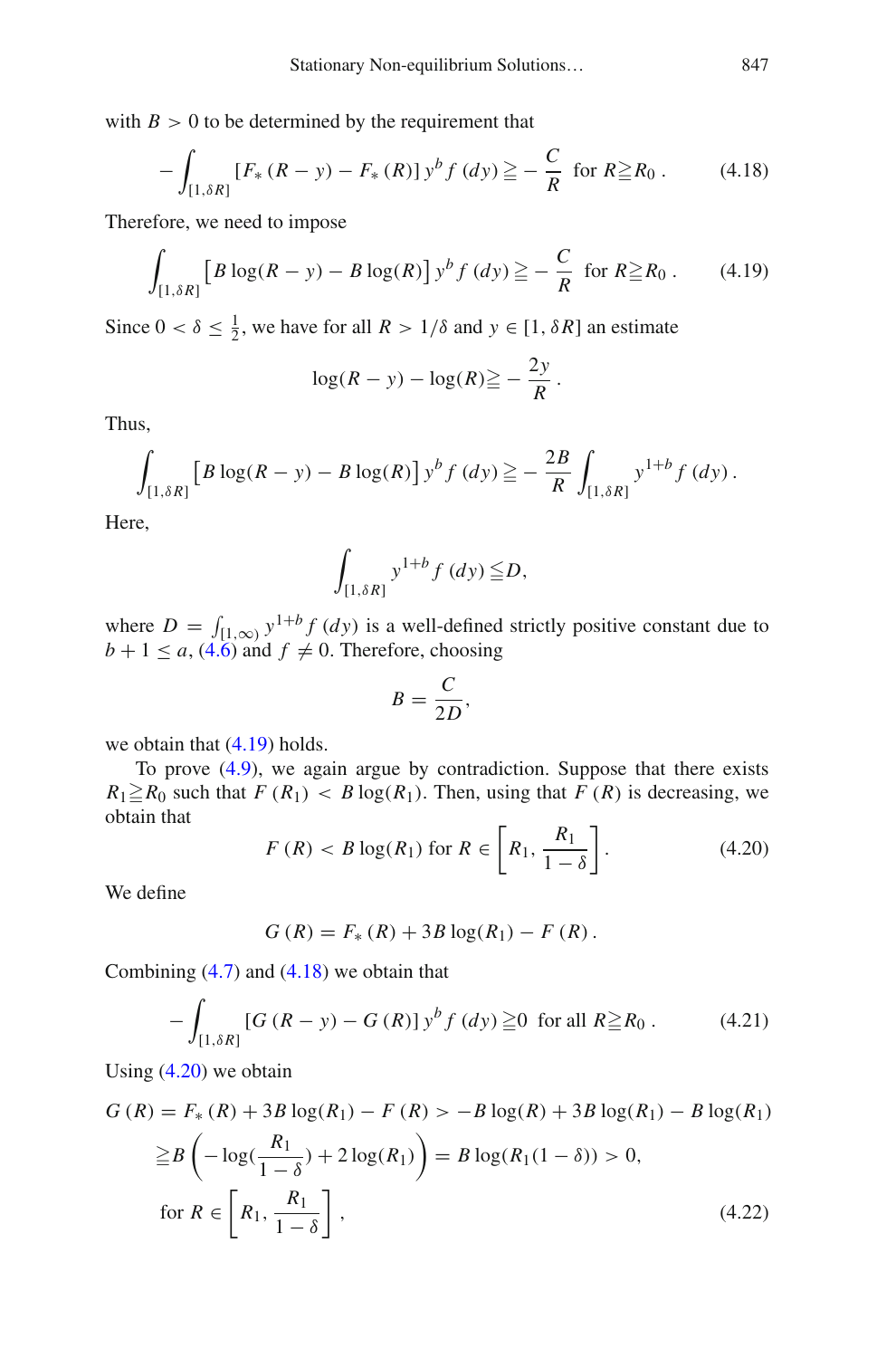with $B > 0$ to be determined by the requirement that

$$- \int_{[1,\delta R]} [F_* (R-y) - F_* (R)] \, y^b f(dy) \geqq - \frac{C}{R} \quad \text{for } R \geqq R_0 \,. \tag{4.18}$$

Therefore, we need to impose

$$\int_{[1,\delta R]} \left[ B \log(R-y) - B \log(R) \right] y^b f(dy) \geqq - \frac{C}{R} \quad \text{for } R \geqq R_0 \,. \tag{4.19}$$

Since $0 < \delta \leq \frac{1}{2}$, we have for all $R > 1/\delta$ and $y \in [1, \delta R]$ an estimate

$$\log(R-y) - \log(R) \geqq - \frac{2y}{R} \,.$$

Thus,

$$\int_{[1,\delta R]} \left[ B \log(R-y) - B \log(R) \right] y^b f(dy) \geqq - \frac{2B}{R} \int_{[1,\delta R]} y^{1+b} f(dy) \,.$$

Here,

$$\int_{[1,\delta R]} y^{1+b} f(dy) \leqq D,$$

where $D = \int_{[1,\infty)} y^{1+b} f(dy)$ is a well-defined strictly positive constant due to $b + 1 \leq a$, (4.6) and $f \neq 0$. Therefore, choosing

$$B = \frac{C}{2D},$$

we obtain that (4.19) holds.

To prove (4.9), we again argue by contradiction. Suppose that there exists $R_1 \geqq R_0$ such that $F(R_1) < B \log(R_1)$. Then, using that $F(R)$ is decreasing, we obtain that

$$F(R) < B \log(R_1) \text{ for } R \in \left[ R_1, \frac{R_1}{1-\delta} \right]. \tag{4.20}$$

We define

$$G(R) = F_* (R) + 3B \log(R_1) - F(R) \,.$$

Combining (4.7) and (4.18) we obtain that

$$- \int_{[1,\delta R]} [G(R-y) - G(R)] \, y^b f(dy) \geqq 0 \quad \text{for all } R \geqq R_0 \,. \tag{4.21}$$

Using (4.20) we obtain

$$\begin{aligned}
G(R) &= F_* (R) + 3B \log(R_1) - F(R) > -B \log(R) + 3B \log(R_1) - B \log(R_1) \\
&\geqq B \left( -\log\left(\frac{R_1}{1-\delta}\right) + 2 \log(R_1) \right) = B \log(R_1 (1-\delta)) > 0, \\
&\text{for } R \in \left[ R_1, \frac{R_1}{1-\delta} \right],
\end{aligned} \tag{4.22}$$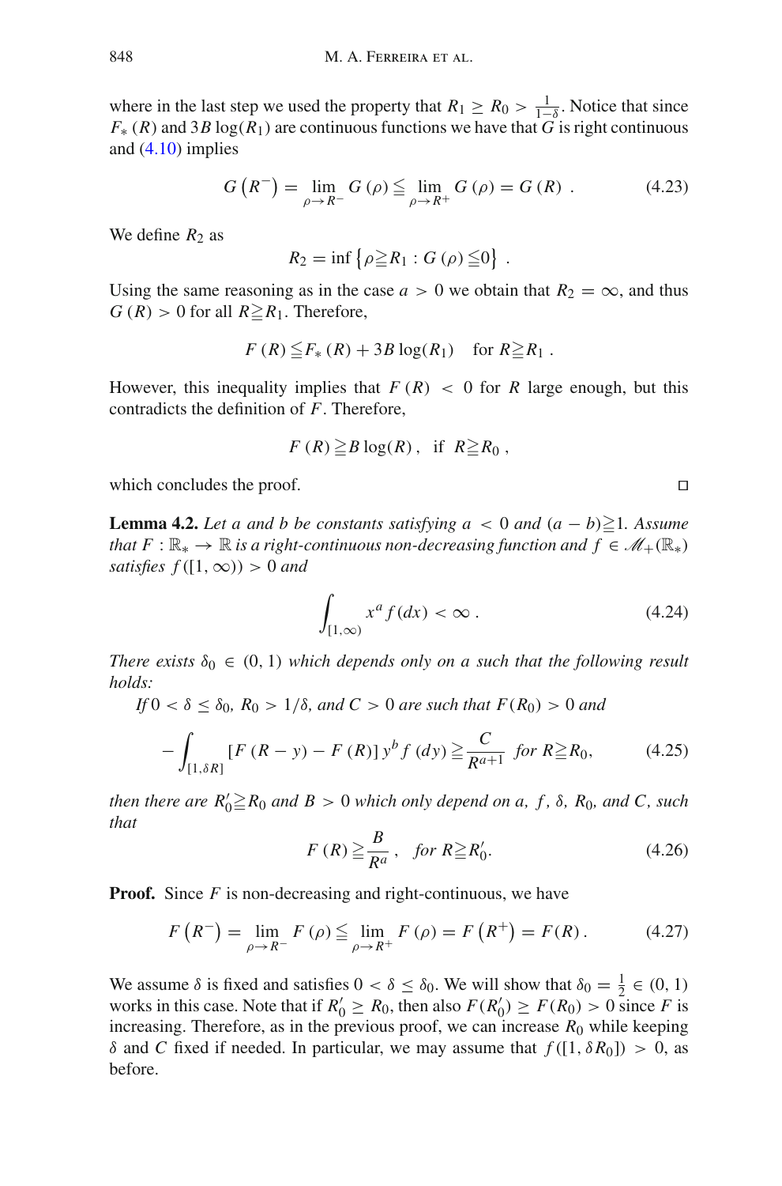where in the last step we used the property that $R_1 \geq R_0 > \frac{1}{1-\delta}$. Notice that since $F_*(R)$ and $3B\log(R_1)$ are continuous functions we have that $G$ is right continuous and (4.10) implies

$$G\left(R^-\right) = \lim_{\rho \to R^-} G(\rho) \leqq \lim_{\rho \to R^+} G(\rho) = G(R) \ . \tag{4.23}$$

We define $R_2$ as

$$R_2 = \inf\left\{\rho \geqq R_1 : G(\rho) \leqq 0\right\} \ .$$

Using the same reasoning as in the case $a > 0$ we obtain that $R_2 = \infty$, and thus $G(R) > 0$ for all $R \geqq R_1$. Therefore,

$$F(R) \leqq F_*(R) + 3B\log(R_1) \quad \text{for } R \geqq R_1 \ .$$

However, this inequality implies that $F(R) < 0$ for $R$ large enough, but this contradicts the definition of $F$. Therefore,

$$F(R) \geqq B\log(R) \ , \quad \text{if} \quad R \geqq R_0 \ ,$$

which concludes the proof. □

**Lemma 4.2.** *Let $a$ and $b$ be constants satisfying $a < 0$ and $(a-b) \geqq 1$. Assume that $F : \mathbb{R}_* \to \mathbb{R}$ is a right-continuous non-decreasing function and $f \in \mathscr{M}_+(\mathbb{R}_*)$ satisfies $f([1,\infty)) > 0$ and*

$$\int_{[1,\infty)} x^a f(dx) < \infty \ . \tag{4.24}$$

*There exists $\delta_0 \in (0,1)$ which depends only on $a$ such that the following result holds:*

*If $0 < \delta \leq \delta_0$, $R_0 > 1/\delta$, and $C > 0$ are such that $F(R_0) > 0$ and*

$$-\int_{[1,\delta R]} \left[F(R-y) - F(R)\right] y^b f(dy) \geqq \frac{C}{R^{a+1}} \ \ \text{for } R \geqq R_0, \tag{4.25}$$

*then there are $R_0' \geqq R_0$ and $B > 0$ which only depend on $a$, $f$, $\delta$, $R_0$, and $C$, such that*

$$F(R) \geqq \frac{B}{R^a} \ , \quad \text{for } R \geqq R_0'. \tag{4.26}$$

**Proof.** Since $F$ is non-decreasing and right-continuous, we have

$$F\left(R^-\right) = \lim_{\rho \to R^-} F(\rho) \leqq \lim_{\rho \to R^+} F(\rho) = F\left(R^+\right) = F(R) \ . \tag{4.27}$$

We assume $\delta$ is fixed and satisfies $0 < \delta \leq \delta_0$. We will show that $\delta_0 = \frac{1}{2} \in (0,1)$ works in this case. Note that if $R_0' \geq R_0$, then also $F(R_0') \geq F(R_0) > 0$ since $F$ is increasing. Therefore, as in the previous proof, we can increase $R_0$ while keeping $\delta$ and $C$ fixed if needed. In particular, we may assume that $f([1, \delta R_0]) > 0$, as before.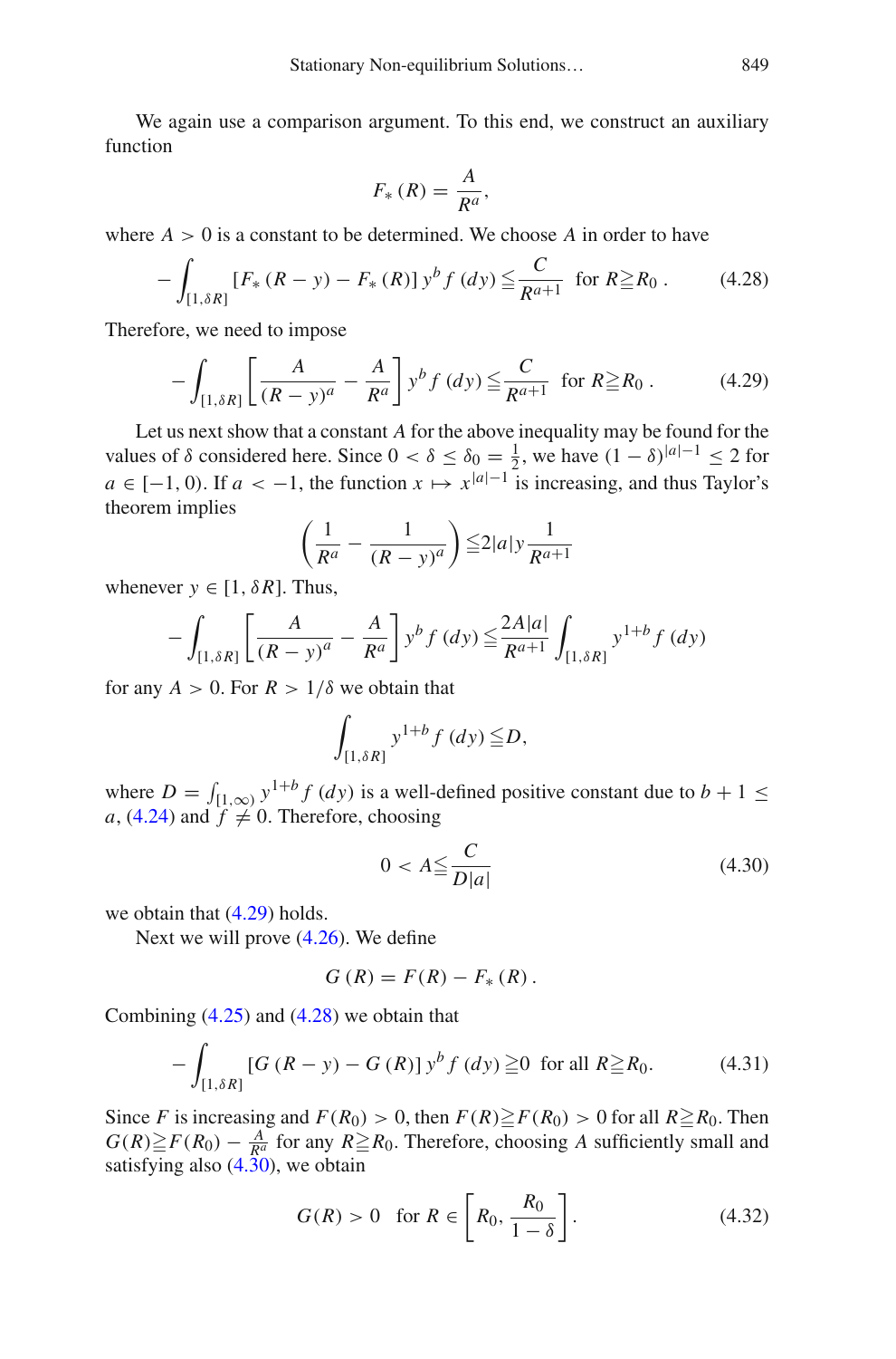We again use a comparison argument. To this end, we construct an auxiliary function

$$F_*(R) = \frac{A}{R^a},$$

where $A > 0$ is a constant to be determined. We choose $A$ in order to have

$$-\int_{[1,\delta R]} [F_*(R-y) - F_*(R)]\, y^b f(dy) \leqq \frac{C}{R^{a+1}} \quad \text{for } R \geqq R_0 \,. \tag{4.28}$$

Therefore, we need to impose

$$-\int_{[1,\delta R]} \left[\frac{A}{(R-y)^a} - \frac{A}{R^a}\right] y^b f(dy) \leqq \frac{C}{R^{a+1}} \quad \text{for } R \geqq R_0 \,. \tag{4.29}$$

Let us next show that a constant $A$ for the above inequality may be found for the values of $\delta$ considered here. Since $0 < \delta \leq \delta_0 = \frac{1}{2}$, we have $(1-\delta)^{|a|-1} \leq 2$ for $a \in [-1, 0)$. If $a < -1$, the function $x \mapsto x^{|a|-1}$ is increasing, and thus Taylor's theorem implies

$$\left(\frac{1}{R^a} - \frac{1}{(R-y)^a}\right) \leqq 2|a|y \frac{1}{R^{a+1}}$$

whenever $y \in [1, \delta R]$. Thus,

$$-\int_{[1,\delta R]} \left[\frac{A}{(R-y)^a} - \frac{A}{R^a}\right] y^b f(dy) \leqq \frac{2A|a|}{R^{a+1}} \int_{[1,\delta R]} y^{1+b} f(dy)$$

for any $A > 0$. For $R > 1/\delta$ we obtain that

$$\int_{[1,\delta R]} y^{1+b} f(dy) \leqq D,$$

where $D = \int_{[1,\infty)} y^{1+b} f(dy)$ is a well-defined positive constant due to $b + 1 \leq a$, (4.24) and $f \neq 0$. Therefore, choosing

$$0 < A \leqq \frac{C}{D|a|} \tag{4.30}$$

we obtain that (4.29) holds.

Next we will prove (4.26). We define

$$G(R) = F(R) - F_*(R)\,.$$

Combining (4.25) and (4.28) we obtain that

$$-\int_{[1,\delta R]} [G(R-y) - G(R)]\, y^b f(dy) \geqq 0 \quad \text{for all } R \geqq R_0. \tag{4.31}$$

Since $F$ is increasing and $F(R_0) > 0$, then $F(R) \geqq F(R_0) > 0$ for all $R \geqq R_0$. Then $G(R) \geqq F(R_0) - \frac{A}{R^a}$ for any $R \geqq R_0$. Therefore, choosing $A$ sufficiently small and satisfying also (4.30), we obtain

$$G(R) > 0 \quad \text{for } R \in \left[R_0, \frac{R_0}{1-\delta}\right]. \tag{4.32}$$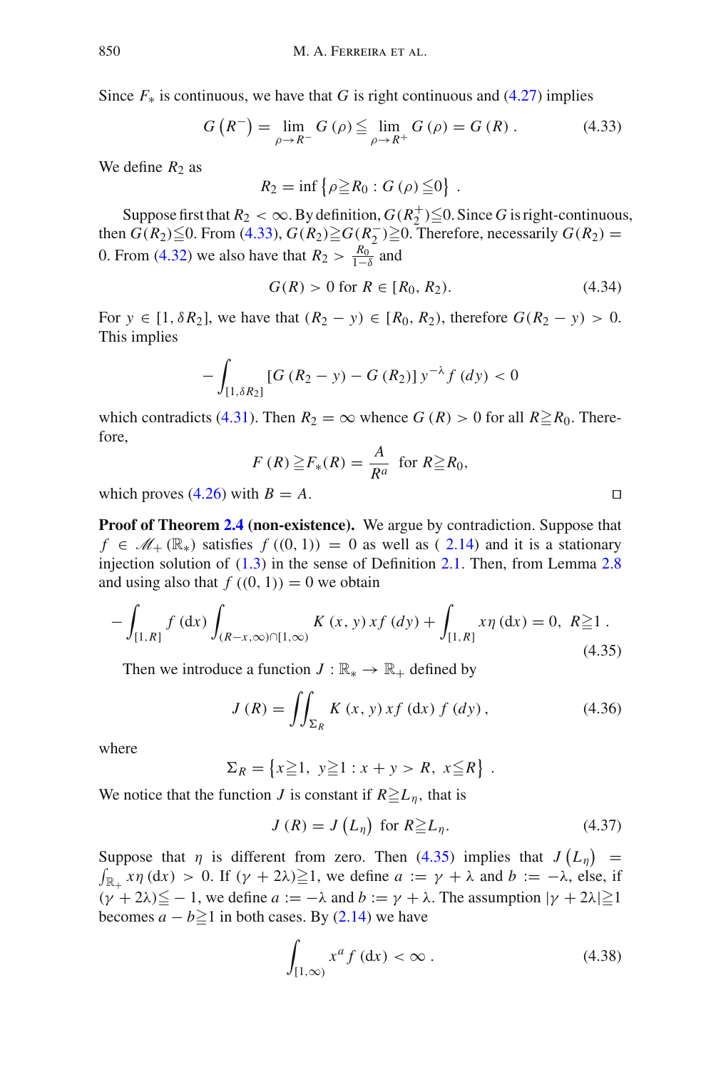Since $F_*$ is continuous, we have that $G$ is right continuous and (4.27) implies

$$G\left(R^{-}\right) = \lim_{\rho \to R^{-}} G(\rho) \leqq \lim_{\rho \to R^{+}} G(\rho) = G(R). \tag{4.33}$$

We define $R_2$ as

$$R_2 = \inf\left\{\rho \geqq R_0 : G(\rho) \leqq 0\right\}.$$

Suppose first that $R_2 < \infty$. By definition, $G(R_2^{+}) \leqq 0$. Since $G$ is right-continuous, then $G(R_2) \leqq 0$. From (4.33), $G(R_2) \geqq G(R_2^{-}) \geqq 0$. Therefore, necessarily $G(R_2) = 0$. From (4.32) we also have that $R_2 > \frac{R_0}{1-\delta}$ and

$$G(R) > 0 \text{ for } R \in [R_0, R_2). \tag{4.34}$$

For $y \in [1, \delta R_2]$, we have that $(R_2 - y) \in [R_0, R_2)$, therefore $G(R_2 - y) > 0$. This implies

$$-\int_{[1,\delta R_2]} \left[G(R_2 - y) - G(R_2)\right] y^{-\lambda} f(dy) < 0$$

which contradicts (4.31). Then $R_2 = \infty$ whence $G(R) > 0$ for all $R \geqq R_0$. Therefore,

$$F(R) \geqq F_*(R) = \frac{A}{R^a} \quad \text{for } R \geqq R_0,$$

which proves (4.26) with $B = A$. □

**Proof of Theorem 2.4 (non-existence).** We argue by contradiction. Suppose that $f \in \mathscr{M}_+(\mathbb{R}_*)$ satisfies $f((0,1)) = 0$ as well as (2.14) and it is a stationary injection solution of (1.3) in the sense of Definition 2.1. Then, from Lemma 2.8 and using also that $f((0,1)) = 0$ we obtain

$$-\int_{[1,R]} f(\mathrm{d}x) \int_{(R-x,\infty)\cap[1,\infty)} K(x,y)\, x f(dy) + \int_{[1,R]} x\eta(\mathrm{d}x) = 0, \quad R \geqq 1. \tag{4.35}$$

Then we introduce a function $J : \mathbb{R}_* \to \mathbb{R}_+$ defined by

$$J(R) = \iint_{\Sigma_R} K(x,y)\, x f(\mathrm{d}x) f(dy), \tag{4.36}$$

where

$$\Sigma_R = \left\{x \geqq 1,\ y \geqq 1 : x + y > R,\ x \leqq R\right\}.$$

We notice that the function $J$ is constant if $R \geqq L_\eta$, that is

$$J(R) = J\left(L_\eta\right) \text{ for } R \geqq L_\eta. \tag{4.37}$$

Suppose that $\eta$ is different from zero. Then (4.35) implies that $J\left(L_\eta\right) = \int_{\mathbb{R}_+} x\eta(\mathrm{d}x) > 0$. If $(\gamma + 2\lambda) \geqq 1$, we define $a := \gamma + \lambda$ and $b := -\lambda$, else, if $(\gamma + 2\lambda) \leqq -1$, we define $a := -\lambda$ and $b := \gamma + \lambda$. The assumption $|\gamma + 2\lambda| \geqq 1$ becomes $a - b \geqq 1$ in both cases. By (2.14) we have

$$\int_{[1,\infty)} x^a f(\mathrm{d}x) < \infty. \tag{4.38}$$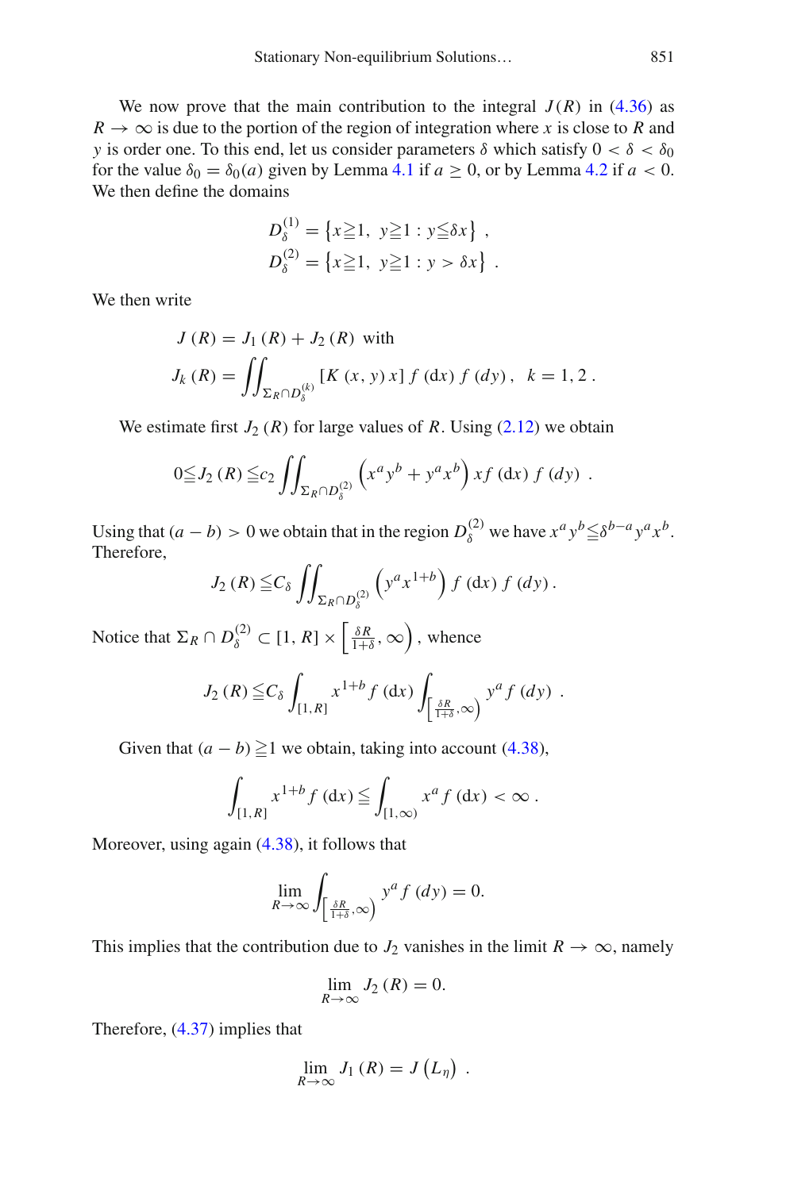We now prove that the main contribution to the integral $J(R)$ in (4.36) as $R \to \infty$ is due to the portion of the region of integration where $x$ is close to $R$ and $y$ is order one. To this end, let us consider parameters $\delta$ which satisfy $0 < \delta < \delta_0$ for the value $\delta_0 = \delta_0(a)$ given by Lemma 4.1 if $a \geq 0$, or by Lemma 4.2 if $a < 0$. We then define the domains

$$
D_\delta^{(1)} = \left\{ x \geqq 1,\ y \geqq 1 : y \leqq \delta x \right\} ,
$$
$$
D_\delta^{(2)} = \left\{ x \geqq 1,\ y \geqq 1 : y > \delta x \right\} .
$$

We then write

$$
J(R) = J_1(R) + J_2(R) \ \text{ with}
$$
$$
J_k(R) = \iint_{\Sigma_R \cap D_\delta^{(k)}} \left[ K(x, y)\, x \right] f(\mathrm{d}x)\, f(dy) , \quad k = 1, 2 .
$$

We estimate first $J_2(R)$ for large values of $R$. Using (2.12) we obtain

$$
0 \leqq J_2(R) \leqq c_2 \iint_{\Sigma_R \cap D_\delta^{(2)}} \left( x^a y^b + y^a x^b \right) x f(\mathrm{d}x)\, f(dy) \ .
$$

Using that $(a-b) > 0$ we obtain that in the region $D_\delta^{(2)}$ we have $x^a y^b \leqq \delta^{b-a} y^a x^b$. Therefore,

$$
J_2(R) \leqq C_\delta \iint_{\Sigma_R \cap D_\delta^{(2)}} \left( y^a x^{1+b} \right) f(\mathrm{d}x)\, f(dy) .
$$

Notice that $\Sigma_R \cap D_\delta^{(2)} \subset [1, R] \times \left[ \frac{\delta R}{1+\delta}, \infty \right)$, whence

$$
J_2(R) \leqq C_\delta \int_{[1,R]} x^{1+b} f(\mathrm{d}x) \int_{\left[ \frac{\delta R}{1+\delta}, \infty \right)} y^a f(dy) \ .
$$

Given that $(a-b) \geqq 1$ we obtain, taking into account (4.38),

$$
\int_{[1,R]} x^{1+b} f(\mathrm{d}x) \leqq \int_{[1,\infty)} x^a f(\mathrm{d}x) < \infty .
$$

Moreover, using again (4.38), it follows that

$$
\lim_{R \to \infty} \int_{\left[ \frac{\delta R}{1+\delta}, \infty \right)} y^a f(dy) = 0.
$$

This implies that the contribution due to $J_2$ vanishes in the limit $R \to \infty$, namely

$$
\lim_{R \to \infty} J_2(R) = 0.
$$

Therefore, (4.37) implies that

$$
\lim_{R \to \infty} J_1(R) = J\left( L_\eta \right) \ .
$$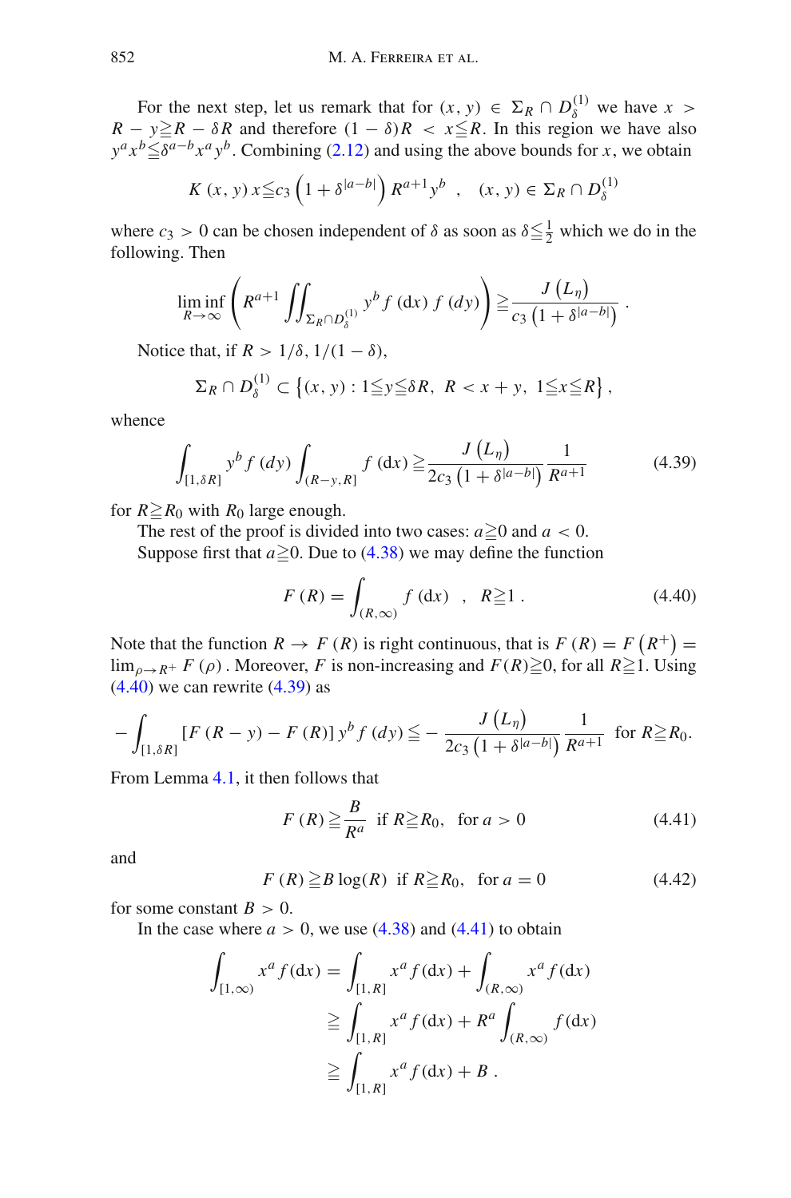For the next step, let us remark that for $(x, y) \in \Sigma_R \cap D_\delta^{(1)}$ we have $x > R - y \geqq R - \delta R$ and therefore $(1-\delta)R < x \leqq R$. In this region we have also $y^a x^b \leqq \delta^{a-b} x^a y^b$. Combining (2.12) and using the above bounds for $x$, we obtain

$$K(x, y)\, x \leqq c_3 \left(1 + \delta^{|a-b|}\right) R^{a+1} y^b \quad , \quad (x, y) \in \Sigma_R \cap D_\delta^{(1)}$$

where $c_3 > 0$ can be chosen independent of $\delta$ as soon as $\delta \leqq \frac{1}{2}$ which we do in the following. Then

$$\liminf_{R \to \infty} \left( R^{a+1} \iint_{\Sigma_R \cap D_\delta^{(1)}} y^b f(\mathrm{d}x) f(dy) \right) \geqq \frac{J(L_\eta)}{c_3 \left(1 + \delta^{|a-b|}\right)} .$$

Notice that, if $R > 1/\delta, 1/(1-\delta)$,

$$\Sigma_R \cap D_\delta^{(1)} \subset \left\{ (x, y) : 1 \leqq y \leqq \delta R,\ R < x + y,\ 1 \leqq x \leqq R \right\},$$

whence

$$\int_{[1, \delta R]} y^b f(dy) \int_{(R-y, R]} f(\mathrm{d}x) \geqq \frac{J(L_\eta)}{2c_3 \left(1 + \delta^{|a-b|}\right)} \frac{1}{R^{a+1}} \tag{4.39}$$

for $R \geqq R_0$ with $R_0$ large enough.

The rest of the proof is divided into two cases: $a \geqq 0$ and $a < 0$.

Suppose first that $a \geqq 0$. Due to (4.38) we may define the function

$$F(R) = \int_{(R, \infty)} f(\mathrm{d}x) \quad , \quad R \geqq 1 . \tag{4.40}$$

Note that the function $R \to F(R)$ is right continuous, that is $F(R) = F\left(R^+\right) = \lim_{\rho \to R^+} F(\rho)$. Moreover, $F$ is non-increasing and $F(R) \geqq 0$, for all $R \geqq 1$. Using (4.40) we can rewrite (4.39) as

$$-\int_{[1, \delta R]} \left[F(R-y) - F(R)\right] y^b f(dy) \leqq -\frac{J(L_\eta)}{2c_3 \left(1 + \delta^{|a-b|}\right)} \frac{1}{R^{a+1}} \quad \text{for } R \geqq R_0.$$

From Lemma 4.1, it then follows that

$$F(R) \geqq \frac{B}{R^a} \quad \text{if } R \geqq R_0, \quad \text{for } a > 0 \tag{4.41}$$

and

$$F(R) \geqq B \log(R) \quad \text{if } R \geqq R_0, \quad \text{for } a = 0 \tag{4.42}$$

for some constant $B > 0$.

In the case where $a > 0$, we use (4.38) and (4.41) to obtain

$$\begin{aligned}
\int_{[1, \infty)} x^a f(\mathrm{d}x) &= \int_{[1, R]} x^a f(\mathrm{d}x) + \int_{(R, \infty)} x^a f(\mathrm{d}x) \\
&\geqq \int_{[1, R]} x^a f(\mathrm{d}x) + R^a \int_{(R, \infty)} f(\mathrm{d}x) \\
&\geqq \int_{[1, R]} x^a f(\mathrm{d}x) + B .
\end{aligned}$$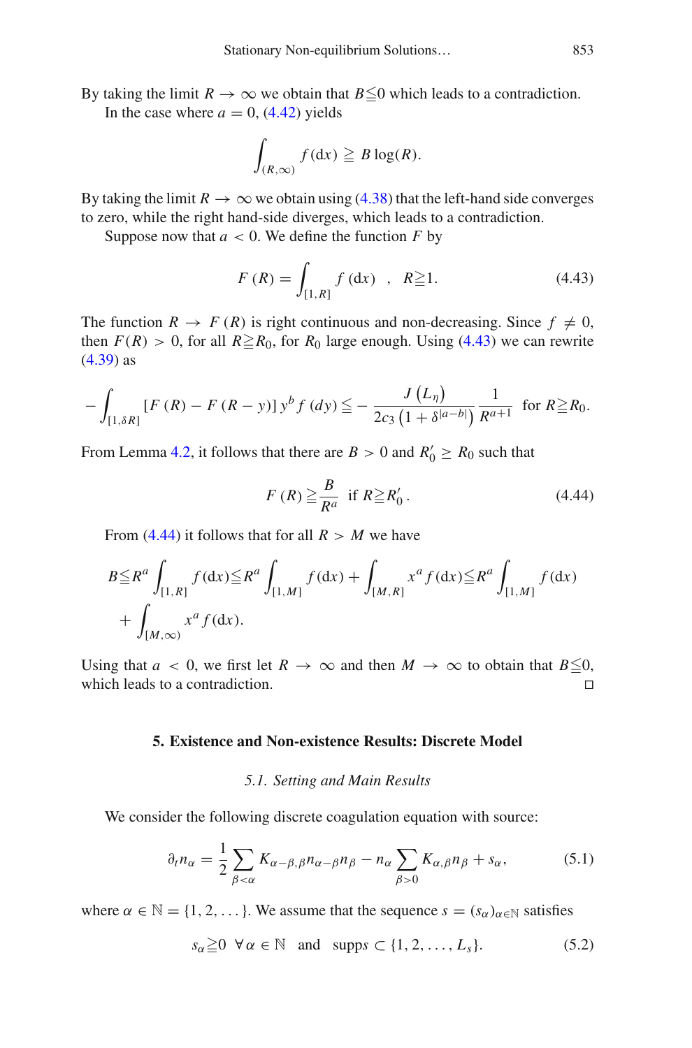By taking the limit $R \to \infty$ we obtain that $B \leqq 0$ which leads to a contradiction.

In the case where $a = 0$, (4.42) yields

$$\int_{(R,\infty)} f(\mathrm{d}x) \geqq B \log(R).$$

By taking the limit $R \to \infty$ we obtain using (4.38) that the left-hand side converges to zero, while the right hand-side diverges, which leads to a contradiction.

Suppose now that $a < 0$. We define the function $F$ by

$$F(R) = \int_{[1,R]} f(\mathrm{d}x) \quad , \quad R \geqq 1. \tag{4.43}$$

The function $R \to F(R)$ is right continuous and non-decreasing. Since $f \neq 0$, then $F(R) > 0$, for all $R \geqq R_0$, for $R_0$ large enough. Using (4.43) we can rewrite (4.39) as

$$-\int_{[1,\delta R]} [F(R) - F(R-y)]\, y^b f(dy) \leqq -\frac{J(L_\eta)}{2c_3 \left(1+\delta^{|a-b|}\right)} \frac{1}{R^{a+1}} \quad \text{for } R \geqq R_0.$$

From Lemma 4.2, it follows that there are $B > 0$ and $R_0' \geq R_0$ such that

$$F(R) \geqq \frac{B}{R^a} \quad \text{if } R \geqq R_0'. \tag{4.44}$$

From (4.44) it follows that for all $R > M$ we have

$$B \leqq R^a \int_{[1,R]} f(\mathrm{d}x) \leqq R^a \int_{[1,M]} f(\mathrm{d}x) + \int_{[M,R]} x^a f(\mathrm{d}x) \leqq R^a \int_{[1,M]} f(\mathrm{d}x) + \int_{[M,\infty)} x^a f(\mathrm{d}x).$$

Using that $a < 0$, we first let $R \to \infty$ and then $M \to \infty$ to obtain that $B \leqq 0$, which leads to a contradiction. □

## 5. Existence and Non-existence Results: Discrete Model

### 5.1. Setting and Main Results

We consider the following discrete coagulation equation with source:

$$\partial_t n_\alpha = \frac{1}{2} \sum_{\beta<\alpha} K_{\alpha-\beta,\beta} n_{\alpha-\beta} n_\beta - n_\alpha \sum_{\beta>0} K_{\alpha,\beta} n_\beta + s_\alpha, \tag{5.1}$$

where $\alpha \in \mathbb{N} = \{1, 2, \ldots\}$. We assume that the sequence $s = (s_\alpha)_{\alpha \in \mathbb{N}}$ satisfies

$$s_\alpha \geqq 0 \;\; \forall \alpha \in \mathbb{N} \quad \text{and} \quad \operatorname{supp} s \subset \{1, 2, \ldots, L_s\}. \tag{5.2}$$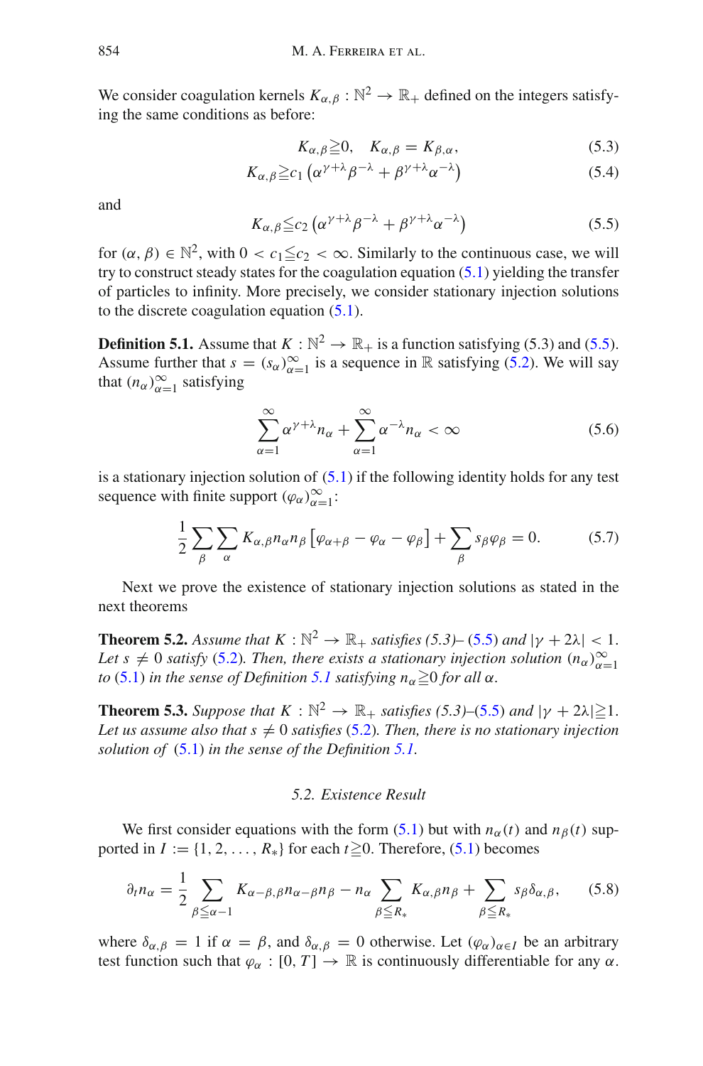We consider coagulation kernels $K_{\alpha,\beta} : \mathbb{N}^2 \to \mathbb{R}_+$ defined on the integers satisfying the same conditions as before:

$$K_{\alpha,\beta} \geqq 0, \quad K_{\alpha,\beta} = K_{\beta,\alpha}, \tag{5.3}$$

$$K_{\alpha,\beta} \geqq c_1 \left(\alpha^{\gamma+\lambda}\beta^{-\lambda} + \beta^{\gamma+\lambda}\alpha^{-\lambda}\right) \tag{5.4}$$

and

$$K_{\alpha,\beta} \leqq c_2 \left(\alpha^{\gamma+\lambda}\beta^{-\lambda} + \beta^{\gamma+\lambda}\alpha^{-\lambda}\right) \tag{5.5}$$

for $(\alpha, \beta) \in \mathbb{N}^2$, with $0 < c_1 \leqq c_2 < \infty$. Similarly to the continuous case, we will try to construct steady states for the coagulation equation (5.1) yielding the transfer of particles to infinity. More precisely, we consider stationary injection solutions to the discrete coagulation equation (5.1).

**Definition 5.1.** Assume that $K : \mathbb{N}^2 \to \mathbb{R}_+$ is a function satisfying (5.3) and (5.5). Assume further that $s = (s_\alpha)_{\alpha=1}^\infty$ is a sequence in $\mathbb{R}$ satisfying (5.2). We will say that $(n_\alpha)_{\alpha=1}^\infty$ satisfying

$$\sum_{\alpha=1}^{\infty} \alpha^{\gamma+\lambda} n_\alpha + \sum_{\alpha=1}^{\infty} \alpha^{-\lambda} n_\alpha < \infty \tag{5.6}$$

is a stationary injection solution of (5.1) if the following identity holds for any test sequence with finite support $(\varphi_\alpha)_{\alpha=1}^\infty$:

$$\frac{1}{2} \sum_{\beta} \sum_{\alpha} K_{\alpha,\beta} n_\alpha n_\beta \left[\varphi_{\alpha+\beta} - \varphi_\alpha - \varphi_\beta\right] + \sum_{\beta} s_\beta \varphi_\beta = 0. \tag{5.7}$$

Next we prove the existence of stationary injection solutions as stated in the next theorems

**Theorem 5.2.** *Assume that $K : \mathbb{N}^2 \to \mathbb{R}_+$ satisfies (5.3)–(5.5) and $|\gamma + 2\lambda| < 1$. Let $s \neq 0$ satisfy (5.2). Then, there exists a stationary injection solution $(n_\alpha)_{\alpha=1}^\infty$ to (5.1) in the sense of Definition 5.1 satisfying $n_\alpha \geqq 0$ for all $\alpha$.*

**Theorem 5.3.** *Suppose that $K : \mathbb{N}^2 \to \mathbb{R}_+$ satisfies (5.3)–(5.5) and $|\gamma + 2\lambda| \geqq 1$. Let us assume also that $s \neq 0$ satisfies (5.2). Then, there is no stationary injection solution of (5.1) in the sense of the Definition 5.1.*

### 5.2. Existence Result

We first consider equations with the form (5.1) but with $n_\alpha(t)$ and $n_\beta(t)$ supported in $I := \{1, 2, \ldots, R_*\}$ for each $t \geqq 0$. Therefore, (5.1) becomes

$$\partial_t n_\alpha = \frac{1}{2} \sum_{\beta \leqq \alpha-1} K_{\alpha-\beta,\beta} n_{\alpha-\beta} n_\beta - n_\alpha \sum_{\beta \leqq R_*} K_{\alpha,\beta} n_\beta + \sum_{\beta \leqq R_*} s_\beta \delta_{\alpha,\beta}, \tag{5.8}$$

where $\delta_{\alpha,\beta} = 1$ if $\alpha = \beta$, and $\delta_{\alpha,\beta} = 0$ otherwise. Let $(\varphi_\alpha)_{\alpha \in I}$ be an arbitrary test function such that $\varphi_\alpha : [0, T] \to \mathbb{R}$ is continuously differentiable for any $\alpha$.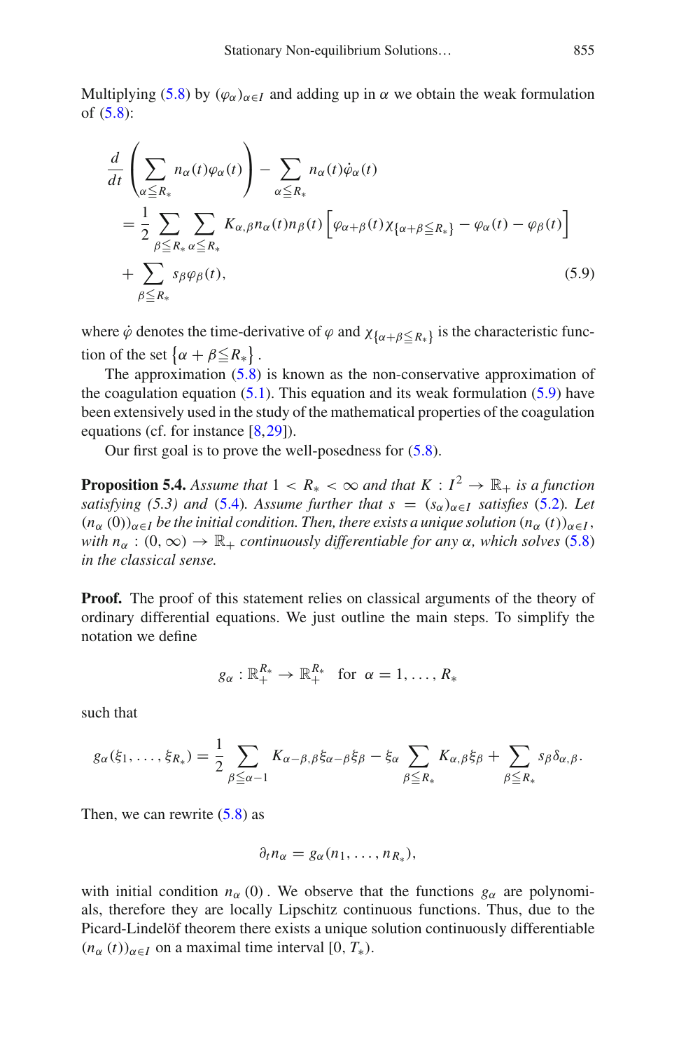Multiplying (5.8) by $(\varphi_\alpha)_{\alpha\in I}$ and adding up in $\alpha$ we obtain the weak formulation of (5.8):

$$
\begin{aligned}
&\frac{d}{dt}\left(\sum_{\alpha\leqq R_*} n_\alpha(t)\varphi_\alpha(t)\right) - \sum_{\alpha\leqq R_*} n_\alpha(t)\dot{\varphi}_\alpha(t) \\
&\quad = \frac{1}{2}\sum_{\beta\leqq R_*}\sum_{\alpha\leqq R_*} K_{\alpha,\beta} n_\alpha(t) n_\beta(t)\left[\varphi_{\alpha+\beta}(t)\chi_{\{\alpha+\beta\leqq R_*\}} - \varphi_\alpha(t) - \varphi_\beta(t)\right] \\
&\quad + \sum_{\beta\leqq R_*} s_\beta \varphi_\beta(t),
\end{aligned}
\tag{5.9}
$$

where $\dot{\varphi}$ denotes the time-derivative of $\varphi$ and $\chi_{\{\alpha+\beta\leqq R_*\}}$ is the characteristic function of the set $\{\alpha+\beta\leqq R_*\}$.

The approximation (5.8) is known as the non-conservative approximation of the coagulation equation (5.1). This equation and its weak formulation (5.9) have been extensively used in the study of the mathematical properties of the coagulation equations (cf. for instance [8,29]).

Our first goal is to prove the well-posedness for (5.8).

**Proposition 5.4.** *Assume that $1 < R_* < \infty$ and that $K : I^2 \to \mathbb{R}_+$ is a function satisfying (5.3) and (5.4). Assume further that $s = (s_\alpha)_{\alpha\in I}$ satisfies (5.2). Let $(n_\alpha(0))_{\alpha\in I}$ be the initial condition. Then, there exists a unique solution $(n_\alpha(t))_{\alpha\in I}$, with $n_\alpha : (0,\infty) \to \mathbb{R}_+$ continuously differentiable for any $\alpha$, which solves (5.8) in the classical sense.*

**Proof.** The proof of this statement relies on classical arguments of the theory of ordinary differential equations. We just outline the main steps. To simplify the notation we define

$$
g_\alpha : \mathbb{R}_+^{R_*} \to \mathbb{R}_+^{R_*} \quad \text{for } \alpha = 1,\ldots,R_*
$$

such that

$$
g_\alpha(\xi_1,\ldots,\xi_{R_*}) = \frac{1}{2}\sum_{\beta\leqq\alpha-1} K_{\alpha-\beta,\beta}\xi_{\alpha-\beta}\xi_\beta - \xi_\alpha\sum_{\beta\leqq R_*} K_{\alpha,\beta}\xi_\beta + \sum_{\beta\leqq R_*} s_\beta\delta_{\alpha,\beta}.
$$

Then, we can rewrite (5.8) as

$$
\partial_t n_\alpha = g_\alpha(n_1,\ldots,n_{R_*}),
$$

with initial condition $n_\alpha(0)$. We observe that the functions $g_\alpha$ are polynomials, therefore they are locally Lipschitz continuous functions. Thus, due to the Picard-Lindelöf theorem there exists a unique solution continuously differentiable $(n_\alpha(t))_{\alpha\in I}$ on a maximal time interval $[0, T_*)$.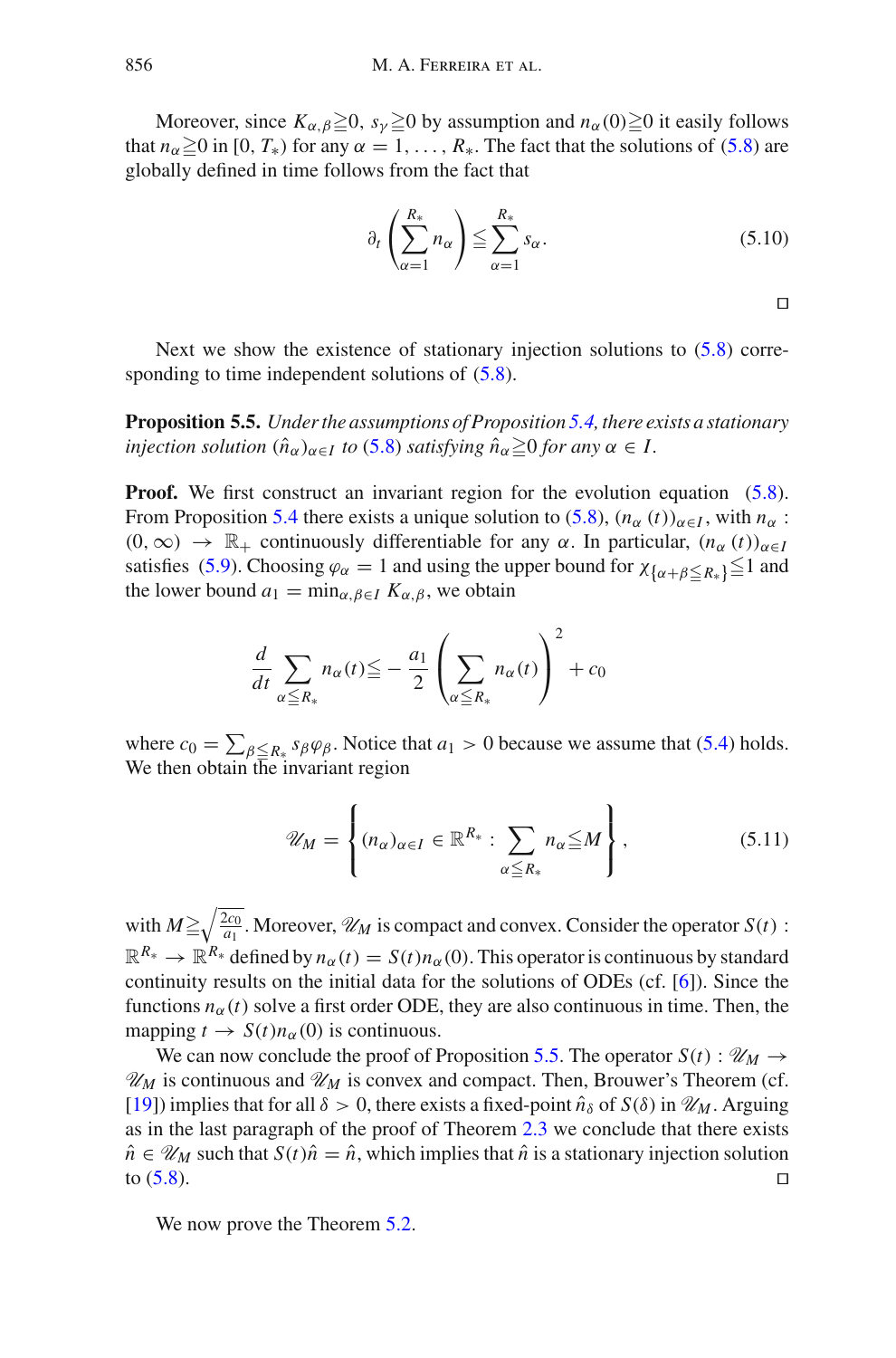Moreover, since $K_{\alpha,\beta} \geqq 0$, $s_\gamma \geqq 0$ by assumption and $n_\alpha(0) \geqq 0$ it easily follows that $n_\alpha \geqq 0$ in $[0, T_*)$ for any $\alpha = 1, \ldots, R_*$. The fact that the solutions of (5.8) are globally defined in time follows from the fact that

$$\partial_t \left( \sum_{\alpha=1}^{R_*} n_\alpha \right) \leqq \sum_{\alpha=1}^{R_*} s_\alpha. \tag{5.10}$$

□

Next we show the existence of stationary injection solutions to (5.8) corresponding to time independent solutions of (5.8).

**Proposition 5.5.** *Under the assumptions of Proposition 5.4, there exists a stationary injection solution $(\hat{n}_\alpha)_{\alpha \in I}$ to (5.8) satisfying $\hat{n}_\alpha \geqq 0$ for any $\alpha \in I$.*

**Proof.** We first construct an invariant region for the evolution equation (5.8). From Proposition 5.4 there exists a unique solution to (5.8), $(n_\alpha(t))_{\alpha \in I}$, with $n_\alpha : (0, \infty) \to \mathbb{R}_+$ continuously differentiable for any $\alpha$. In particular, $(n_\alpha(t))_{\alpha \in I}$ satisfies (5.9). Choosing $\varphi_\alpha = 1$ and using the upper bound for $\chi_{\{\alpha+\beta \leqq R_*\}} \leqq 1$ and the lower bound $a_1 = \min_{\alpha,\beta \in I} K_{\alpha,\beta}$, we obtain

$$\frac{d}{dt} \sum_{\alpha \leqq R_*} n_\alpha(t) \leqq -\frac{a_1}{2} \left( \sum_{\alpha \leqq R_*} n_\alpha(t) \right)^2 + c_0$$

where $c_0 = \sum_{\beta \leqq R_*} s_\beta \varphi_\beta$. Notice that $a_1 > 0$ because we assume that (5.4) holds. We then obtain the invariant region

$$\mathscr{U}_M = \left\{ (n_\alpha)_{\alpha \in I} \in \mathbb{R}^{R_*} : \sum_{\alpha \leqq R_*} n_\alpha \leqq M \right\}, \tag{5.11}$$

with $M \geqq \sqrt{\frac{2c_0}{a_1}}$. Moreover, $\mathscr{U}_M$ is compact and convex. Consider the operator $S(t) : \mathbb{R}^{R_*} \to \mathbb{R}^{R_*}$ defined by $n_\alpha(t) = S(t) n_\alpha(0)$. This operator is continuous by standard continuity results on the initial data for the solutions of ODEs (cf. [6]). Since the functions $n_\alpha(t)$ solve a first order ODE, they are also continuous in time. Then, the mapping $t \to S(t) n_\alpha(0)$ is continuous.

We can now conclude the proof of Proposition 5.5. The operator $S(t) : \mathscr{U}_M \to \mathscr{U}_M$ is continuous and $\mathscr{U}_M$ is convex and compact. Then, Brouwer's Theorem (cf. [19]) implies that for all $\delta > 0$, there exists a fixed-point $\hat{n}_\delta$ of $S(\delta)$ in $\mathscr{U}_M$. Arguing as in the last paragraph of the proof of Theorem 2.3 we conclude that there exists $\hat{n} \in \mathscr{U}_M$ such that $S(t)\hat{n} = \hat{n}$, which implies that $\hat{n}$ is a stationary injection solution to (5.8). □

We now prove the Theorem 5.2.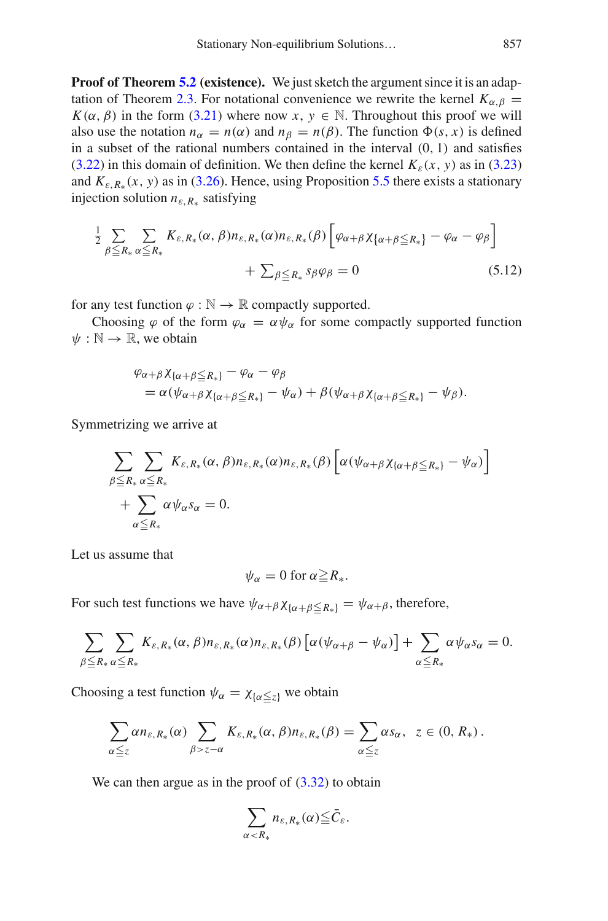**Proof of Theorem 5.2 (existence).** We just sketch the argument since it is an adaptation of Theorem 2.3. For notational convenience we rewrite the kernel $K_{\alpha,\beta} = K(\alpha, \beta)$ in the form (3.21) where now $x, y \in \mathbb{N}$. Throughout this proof we will also use the notation $n_\alpha = n(\alpha)$ and $n_\beta = n(\beta)$. The function $\Phi(s, x)$ is defined in a subset of the rational numbers contained in the interval $(0, 1)$ and satisfies (3.22) in this domain of definition. We then define the kernel $K_\varepsilon(x, y)$ as in (3.23) and $K_{\varepsilon,R_*}(x, y)$ as in (3.26). Hence, using Proposition 5.5 there exists a stationary injection solution $n_{\varepsilon,R_*}$ satisfying

$$\frac{1}{2}\sum_{\beta\leqq R_*}\sum_{\alpha\leqq R_*} K_{\varepsilon,R_*}(\alpha,\beta)n_{\varepsilon,R_*}(\alpha)n_{\varepsilon,R_*}(\beta)\left[\varphi_{\alpha+\beta}\chi_{\{\alpha+\beta\leqq R_*\}} - \varphi_\alpha - \varphi_\beta\right] + \sum_{\beta\leqq R_*} s_\beta\varphi_\beta = 0 \tag{5.12}$$

for any test function $\varphi : \mathbb{N} \to \mathbb{R}$ compactly supported.

Choosing $\varphi$ of the form $\varphi_\alpha = \alpha\psi_\alpha$ for some compactly supported function $\psi : \mathbb{N} \to \mathbb{R}$, we obtain

$$\varphi_{\alpha+\beta}\chi_{\{\alpha+\beta\leqq R_*\}} - \varphi_\alpha - \varphi_\beta = \alpha(\psi_{\alpha+\beta}\chi_{\{\alpha+\beta\leqq R_*\}} - \psi_\alpha) + \beta(\psi_{\alpha+\beta}\chi_{\{\alpha+\beta\leqq R_*\}} - \psi_\beta).$$

Symmetrizing we arrive at

$$\sum_{\beta\leqq R_*}\sum_{\alpha\leqq R_*} K_{\varepsilon,R_*}(\alpha,\beta)n_{\varepsilon,R_*}(\alpha)n_{\varepsilon,R_*}(\beta)\left[\alpha(\psi_{\alpha+\beta}\chi_{\{\alpha+\beta\leqq R_*\}} - \psi_\alpha)\right] + \sum_{\alpha\leqq R_*}\alpha\psi_\alpha s_\alpha = 0.$$

Let us assume that

$$\psi_\alpha = 0 \text{ for } \alpha \geqq R_*.$$

For such test functions we have $\psi_{\alpha+\beta}\chi_{\{\alpha+\beta\leqq R_*\}} = \psi_{\alpha+\beta}$, therefore,

$$\sum_{\beta\leqq R_*}\sum_{\alpha\leqq R_*} K_{\varepsilon,R_*}(\alpha,\beta)n_{\varepsilon,R_*}(\alpha)n_{\varepsilon,R_*}(\beta)\left[\alpha(\psi_{\alpha+\beta} - \psi_\alpha)\right] + \sum_{\alpha\leqq R_*}\alpha\psi_\alpha s_\alpha = 0.$$

Choosing a test function $\psi_\alpha = \chi_{\{\alpha\leqq z\}}$ we obtain

$$\sum_{\alpha\leqq z}\alpha n_{\varepsilon,R_*}(\alpha)\sum_{\beta>z-\alpha} K_{\varepsilon,R_*}(\alpha,\beta)n_{\varepsilon,R_*}(\beta) = \sum_{\alpha\leqq z}\alpha s_\alpha, \quad z \in (0, R_*).$$

We can then argue as in the proof of (3.32) to obtain

$$\sum_{\alpha<R_*} n_{\varepsilon,R_*}(\alpha) \leqq \bar{C}_\varepsilon.$$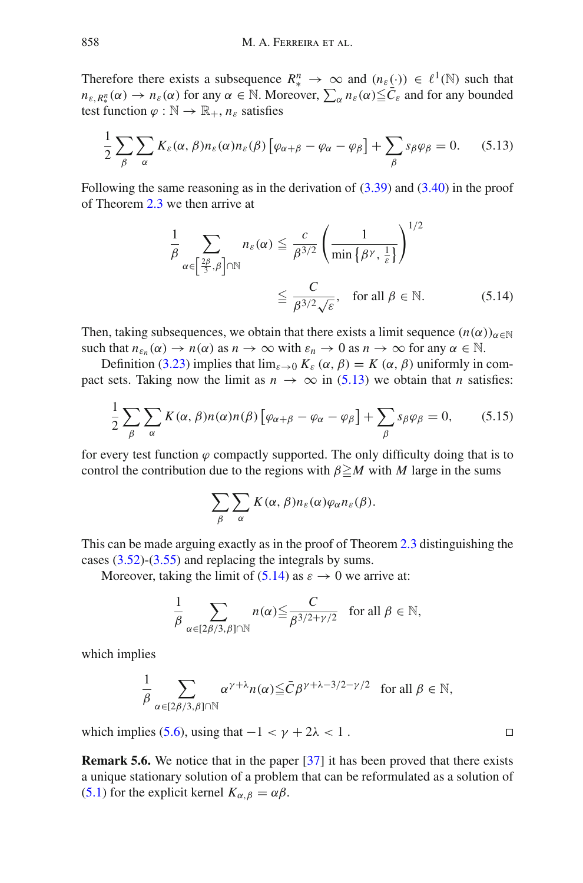Therefore there exists a subsequence $R_*^n \to \infty$ and $(n_\varepsilon(\cdot)) \in \ell^1(\mathbb{N})$ such that $n_{\varepsilon,R_*^n}(\alpha) \to n_\varepsilon(\alpha)$ for any $\alpha \in \mathbb{N}$. Moreover, $\sum_\alpha n_\varepsilon(\alpha) \leqq \bar{C}_\varepsilon$ and for any bounded test function $\varphi : \mathbb{N} \to \mathbb{R}_+$, $n_\varepsilon$ satisfies

$$\frac{1}{2}\sum_\beta \sum_\alpha K_\varepsilon(\alpha,\beta) n_\varepsilon(\alpha) n_\varepsilon(\beta)\left[\varphi_{\alpha+\beta} - \varphi_\alpha - \varphi_\beta\right] + \sum_\beta s_\beta \varphi_\beta = 0. \tag{5.13}$$

Following the same reasoning as in the derivation of (3.39) and (3.40) in the proof of Theorem 2.3 we then arrive at

$$\begin{aligned}\frac{1}{\beta}\sum_{\alpha \in \left[\frac{2\beta}{3},\beta\right]\cap\mathbb{N}} n_\varepsilon(\alpha) &\leqq \frac{c}{\beta^{3/2}}\left(\frac{1}{\min\left\{\beta^\gamma, \frac{1}{\varepsilon}\right\}}\right)^{1/2} \\ &\leqq \frac{C}{\beta^{3/2}\sqrt{\varepsilon}}, \quad \text{for all } \beta \in \mathbb{N}.\end{aligned} \tag{5.14}$$

Then, taking subsequences, we obtain that there exists a limit sequence $(n(\alpha))_{\alpha\in\mathbb{N}}$ such that $n_{\varepsilon_n}(\alpha) \to n(\alpha)$ as $n \to \infty$ with $\varepsilon_n \to 0$ as $n \to \infty$ for any $\alpha \in \mathbb{N}$.

Definition (3.23) implies that $\lim_{\varepsilon\to 0} K_\varepsilon(\alpha,\beta) = K(\alpha,\beta)$ uniformly in compact sets. Taking now the limit as $n \to \infty$ in (5.13) we obtain that $n$ satisfies:

$$\frac{1}{2}\sum_\beta \sum_\alpha K(\alpha,\beta) n(\alpha) n(\beta)\left[\varphi_{\alpha+\beta} - \varphi_\alpha - \varphi_\beta\right] + \sum_\beta s_\beta \varphi_\beta = 0, \tag{5.15}$$

for every test function $\varphi$ compactly supported. The only difficulty doing that is to control the contribution due to the regions with $\beta \geqq M$ with $M$ large in the sums

$$\sum_\beta \sum_\alpha K(\alpha,\beta) n_\varepsilon(\alpha) \varphi_\alpha n_\varepsilon(\beta).$$

This can be made arguing exactly as in the proof of Theorem 2.3 distinguishing the cases (3.52)-(3.55) and replacing the integrals by sums.

Moreover, taking the limit of (5.14) as $\varepsilon \to 0$ we arrive at:

$$\frac{1}{\beta}\sum_{\alpha\in[2\beta/3,\beta]\cap\mathbb{N}} n(\alpha) \leqq \frac{C}{\beta^{3/2+\gamma/2}} \quad \text{for all } \beta \in \mathbb{N},$$

which implies

$$\frac{1}{\beta}\sum_{\alpha\in[2\beta/3,\beta]\cap\mathbb{N}} \alpha^{\gamma+\lambda} n(\alpha) \leqq \bar{C}\beta^{\gamma+\lambda-3/2-\gamma/2} \quad \text{for all } \beta \in \mathbb{N},$$

which implies (5.6), using that $-1 < \gamma + 2\lambda < 1$ . □

**Remark 5.6.** We notice that in the paper [37] it has been proved that there exists a unique stationary solution of a problem that can be reformulated as a solution of (5.1) for the explicit kernel $K_{\alpha,\beta} = \alpha\beta$.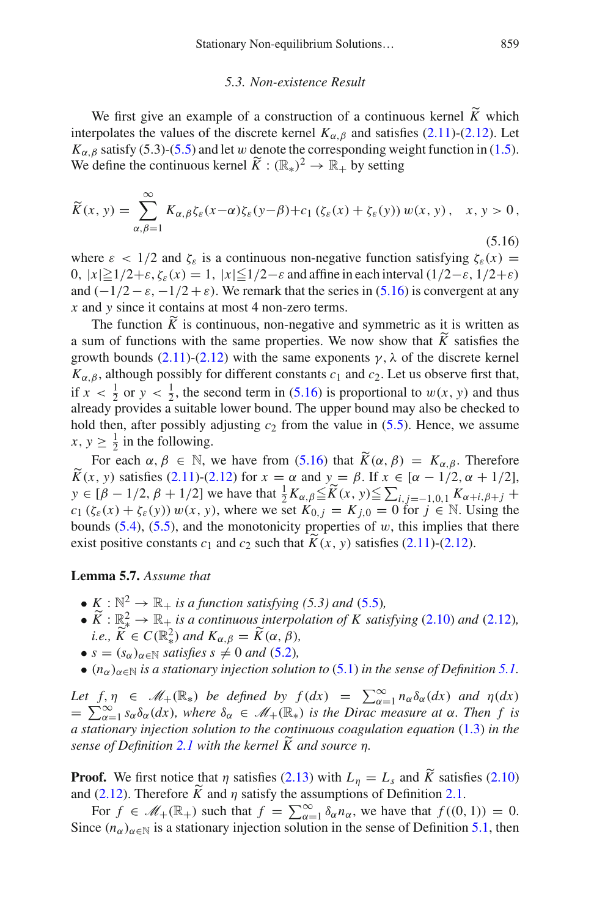### 5.3. Non-existence Result

We first give an example of a construction of a continuous kernel $\widetilde{K}$ which interpolates the values of the discrete kernel $K_{\alpha,\beta}$ and satisfies (2.11)-(2.12). Let $K_{\alpha,\beta}$ satisfy (5.3)-(5.5) and let $w$ denote the corresponding weight function in (1.5). We define the continuous kernel $\widetilde{K} : (\mathbb{R}_*)^2 \to \mathbb{R}_+$ by setting

$$\widetilde{K}(x, y) = \sum_{\alpha,\beta=1}^{\infty} K_{\alpha,\beta}\zeta_\varepsilon(x-\alpha)\zeta_\varepsilon(y-\beta)+c_1\left(\zeta_\varepsilon(x)+\zeta_\varepsilon(y)\right)w(x, y), \quad x, y > 0, \tag{5.16}$$

where $\varepsilon < 1/2$ and $\zeta_\varepsilon$ is a continuous non-negative function satisfying $\zeta_\varepsilon(x) = 0$, $|x| \geqq 1/2+\varepsilon$, $\zeta_\varepsilon(x) = 1$, $|x| \leqq 1/2-\varepsilon$ and affine in each interval $(1/2-\varepsilon, 1/2+\varepsilon)$ and $(-1/2-\varepsilon, -1/2+\varepsilon)$. We remark that the series in (5.16) is convergent at any $x$ and $y$ since it contains at most 4 non-zero terms.

The function $\widetilde{K}$ is continuous, non-negative and symmetric as it is written as a sum of functions with the same properties. We now show that $\widetilde{K}$ satisfies the growth bounds (2.11)-(2.12) with the same exponents $\gamma, \lambda$ of the discrete kernel $K_{\alpha,\beta}$, although possibly for different constants $c_1$ and $c_2$. Let us observe first that, if $x < \frac{1}{2}$ or $y < \frac{1}{2}$, the second term in (5.16) is proportional to $w(x, y)$ and thus already provides a suitable lower bound. The upper bound may also be checked to hold then, after possibly adjusting $c_2$ from the value in (5.5). Hence, we assume $x, y \geq \frac{1}{2}$ in the following.

For each $\alpha, \beta \in \mathbb{N}$, we have from (5.16) that $\widetilde{K}(\alpha, \beta) = K_{\alpha,\beta}$. Therefore $\widetilde{K}(x, y)$ satisfies (2.11)-(2.12) for $x = \alpha$ and $y = \beta$. If $x \in [\alpha - 1/2, \alpha + 1/2]$, $y \in [\beta - 1/2, \beta + 1/2]$ we have that $\frac{1}{2}K_{\alpha,\beta} \leqq \widetilde{K}(x, y) \leqq \sum_{i,j=-1,0,1} K_{\alpha+i,\beta+j} + c_1\left(\zeta_\varepsilon(x) + \zeta_\varepsilon(y)\right)w(x, y)$, where we set $K_{0,j} = K_{j,0} = 0$ for $j \in \mathbb{N}$. Using the bounds (5.4), (5.5), and the monotonicity properties of $w$, this implies that there exist positive constants $c_1$ and $c_2$ such that $\widetilde{K}(x, y)$ satisfies (2.11)-(2.12).

**Lemma 5.7.** *Assume that*

- $K : \mathbb{N}^2 \to \mathbb{R}_+$ *is a function satisfying (5.3) and (5.5),*
- $\widetilde{K} : \mathbb{R}_*^2 \to \mathbb{R}_+$ *is a continuous interpolation of $K$ satisfying (2.10) and (2.12), i.e., $\widetilde{K} \in C(\mathbb{R}_*^2)$ and $K_{\alpha,\beta} = \widetilde{K}(\alpha, \beta)$,*
- $s = (s_\alpha)_{\alpha\in\mathbb{N}}$ *satisfies $s \neq 0$ and (5.2),*
- $(n_\alpha)_{\alpha\in\mathbb{N}}$ *is a stationary injection solution to (5.1) in the sense of Definition 5.1.*

*Let $f, \eta \in \mathscr{M}_+(\mathbb{R}_*)$ be defined by $f(dx) = \sum_{\alpha=1}^{\infty} n_\alpha\delta_\alpha(dx)$ and $\eta(dx) = \sum_{\alpha=1}^{\infty} s_\alpha\delta_\alpha(dx)$, where $\delta_\alpha \in \mathscr{M}_+(\mathbb{R}_*)$ is the Dirac measure at $\alpha$. Then $f$ is a stationary injection solution to the continuous coagulation equation (1.3) in the sense of Definition 2.1 with the kernel $\widetilde{K}$ and source $\eta$.*

**Proof.** We first notice that $\eta$ satisfies (2.13) with $L_\eta = L_s$ and $\widetilde{K}$ satisfies (2.10) and (2.12). Therefore $\widetilde{K}$ and $\eta$ satisfy the assumptions of Definition 2.1.

For $f \in \mathscr{M}_+(\mathbb{R}_+)$ such that $f = \sum_{\alpha=1}^{\infty} \delta_\alpha n_\alpha$, we have that $f((0, 1)) = 0$. Since $(n_\alpha)_{\alpha\in\mathbb{N}}$ is a stationary injection solution in the sense of Definition 5.1, then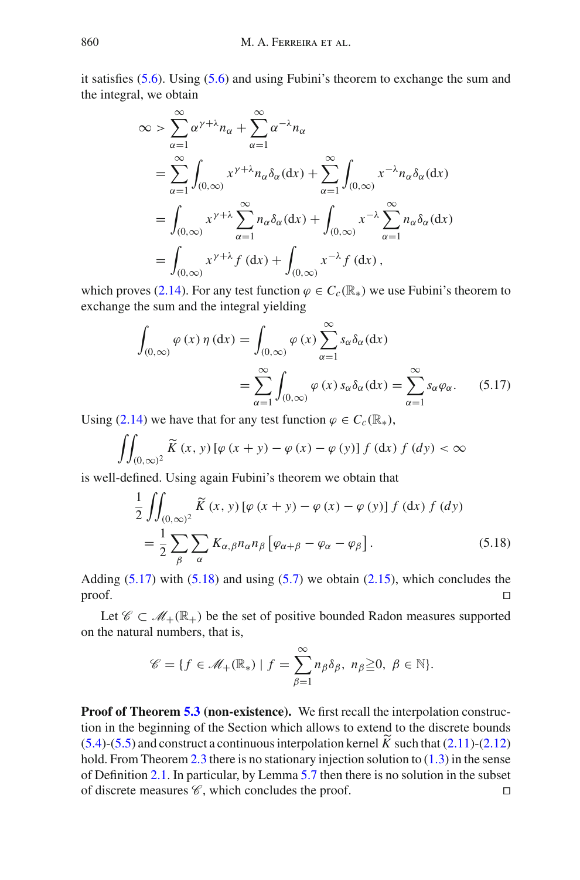it satisfies (5.6). Using (5.6) and using Fubini's theorem to exchange the sum and the integral, we obtain

$$
\begin{aligned}
\infty &> \sum_{\alpha=1}^{\infty} \alpha^{\gamma+\lambda} n_\alpha + \sum_{\alpha=1}^{\infty} \alpha^{-\lambda} n_\alpha \\
&= \sum_{\alpha=1}^{\infty} \int_{(0,\infty)} x^{\gamma+\lambda} n_\alpha \delta_\alpha(\mathrm{d}x) + \sum_{\alpha=1}^{\infty} \int_{(0,\infty)} x^{-\lambda} n_\alpha \delta_\alpha(\mathrm{d}x) \\
&= \int_{(0,\infty)} x^{\gamma+\lambda} \sum_{\alpha=1}^{\infty} n_\alpha \delta_\alpha(\mathrm{d}x) + \int_{(0,\infty)} x^{-\lambda} \sum_{\alpha=1}^{\infty} n_\alpha \delta_\alpha(\mathrm{d}x) \\
&= \int_{(0,\infty)} x^{\gamma+\lambda} f(\mathrm{d}x) + \int_{(0,\infty)} x^{-\lambda} f(\mathrm{d}x),
\end{aligned}
$$

which proves (2.14). For any test function $\varphi \in C_c(\mathbb{R}_*)$ we use Fubini's theorem to exchange the sum and the integral yielding

$$
\begin{aligned}
\int_{(0,\infty)} \varphi(x)\, \eta(\mathrm{d}x) &= \int_{(0,\infty)} \varphi(x) \sum_{\alpha=1}^{\infty} s_\alpha \delta_\alpha(\mathrm{d}x) \\
&= \sum_{\alpha=1}^{\infty} \int_{(0,\infty)} \varphi(x)\, s_\alpha \delta_\alpha(\mathrm{d}x) = \sum_{\alpha=1}^{\infty} s_\alpha \varphi_\alpha. \qquad (5.17)
\end{aligned}
$$

Using (2.14) we have that for any test function $\varphi \in C_c(\mathbb{R}_*)$,

$$
\iint_{(0,\infty)^2} \widetilde{K}(x,y)\left[\varphi(x+y) - \varphi(x) - \varphi(y)\right] f(\mathrm{d}x)\, f(dy) < \infty
$$

is well-defined. Using again Fubini's theorem we obtain that

$$
\begin{aligned}
&\frac{1}{2} \iint_{(0,\infty)^2} \widetilde{K}(x,y)\left[\varphi(x+y) - \varphi(x) - \varphi(y)\right] f(\mathrm{d}x)\, f(dy) \\
&= \frac{1}{2} \sum_{\beta} \sum_{\alpha} K_{\alpha,\beta} n_\alpha n_\beta \left[\varphi_{\alpha+\beta} - \varphi_\alpha - \varphi_\beta\right]. \qquad (5.18)
\end{aligned}
$$

Adding (5.17) with (5.18) and using (5.7) we obtain (2.15), which concludes the proof. □

Let $\mathscr{C} \subset \mathscr{M}_+(\mathbb{R}_+)$ be the set of positive bounded Radon measures supported on the natural numbers, that is,

$$
\mathscr{C} = \{ f \in \mathscr{M}_+(\mathbb{R}_*) \mid f = \sum_{\beta=1}^{\infty} n_\beta \delta_\beta,\ n_\beta \geqq 0,\ \beta \in \mathbb{N} \}.
$$

**Proof of Theorem 5.3 (non-existence).** We first recall the interpolation construction in the beginning of the Section which allows to extend to the discrete bounds (5.4)-(5.5) and construct a continuous interpolation kernel $\widetilde{K}$ such that (2.11)-(2.12) hold. From Theorem 2.3 there is no stationary injection solution to (1.3) in the sense of Definition 2.1. In particular, by Lemma 5.7 then there is no solution in the subset of discrete measures $\mathscr{C}$, which concludes the proof. □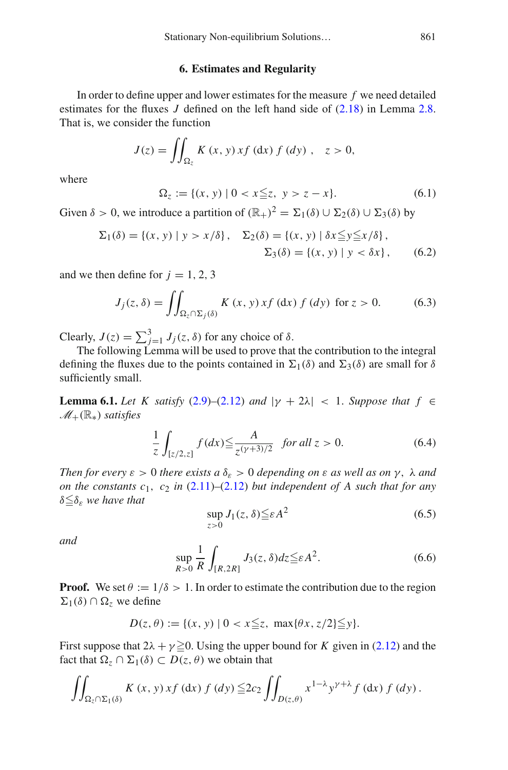## 6. Estimates and Regularity

In order to define upper and lower estimates for the measure $f$ we need detailed estimates for the fluxes $J$ defined on the left hand side of (2.18) in Lemma 2.8. That is, we consider the function

$$J(z) = \iint_{\Omega_z} K(x, y)\, x f(\mathrm{d}x)\, f(dy)\,, \quad z > 0,$$

where

$$\Omega_z := \{(x, y) \mid 0 < x \leqq z,\ y > z - x\}. \tag{6.1}$$

Given $\delta > 0$, we introduce a partition of $(\mathbb{R}_+)^2 = \Sigma_1(\delta) \cup \Sigma_2(\delta) \cup \Sigma_3(\delta)$ by

$$\Sigma_1(\delta) = \{(x, y) \mid y > x/\delta\}, \quad \Sigma_2(\delta) = \{(x, y) \mid \delta x \leqq y \leqq x/\delta\},$$
$$\Sigma_3(\delta) = \{(x, y) \mid y < \delta x\}, \tag{6.2}$$

and we then define for $j = 1, 2, 3$

$$J_j(z, \delta) = \iint_{\Omega_z \cap \Sigma_j(\delta)} K(x, y)\, x f(\mathrm{d}x)\, f(dy) \text{ for } z > 0. \tag{6.3}$$

Clearly, $J(z) = \sum_{j=1}^{3} J_j(z, \delta)$ for any choice of $\delta$.

The following Lemma will be used to prove that the contribution to the integral defining the fluxes due to the points contained in $\Sigma_1(\delta)$ and $\Sigma_3(\delta)$ are small for $\delta$ sufficiently small.

**Lemma 6.1.** *Let $K$ satisfy (2.9)–(2.12) and $|\gamma + 2\lambda| < 1$. Suppose that $f \in \mathscr{M}_+(\mathbb{R}_*)$ satisfies*

$$\frac{1}{z}\int_{[z/2,z]} f(dx) \leqq \frac{A}{z^{(\gamma+3)/2}} \quad \textit{for all } z > 0. \tag{6.4}$$

*Then for every $\varepsilon > 0$ there exists a $\delta_\varepsilon > 0$ depending on $\varepsilon$ as well as on $\gamma$, $\lambda$ and on the constants $c_1$, $c_2$ in (2.11)–(2.12) but independent of $A$ such that for any $\delta \leqq \delta_\varepsilon$ we have that*

$$\sup_{z>0} J_1(z, \delta) \leqq \varepsilon A^2 \tag{6.5}$$

*and*

$$\sup_{R>0} \frac{1}{R}\int_{[R,2R]} J_3(z, \delta) dz \leqq \varepsilon A^2. \tag{6.6}$$

**Proof.** We set $\theta := 1/\delta > 1$. In order to estimate the contribution due to the region $\Sigma_1(\delta) \cap \Omega_z$ we define

$$D(z, \theta) := \{(x, y) \mid 0 < x \leqq z,\ \max\{\theta x, z/2\} \leqq y\}.$$

First suppose that $2\lambda + \gamma \geqq 0$. Using the upper bound for $K$ given in (2.12) and the fact that $\Omega_z \cap \Sigma_1(\delta) \subset D(z, \theta)$ we obtain that

$$\iint_{\Omega_z \cap \Sigma_1(\delta)} K(x, y)\, x f(\mathrm{d}x)\, f(dy) \leqq 2c_2 \iint_{D(z,\theta)} x^{1-\lambda} y^{\gamma+\lambda} f(\mathrm{d}x)\, f(dy)\,.$$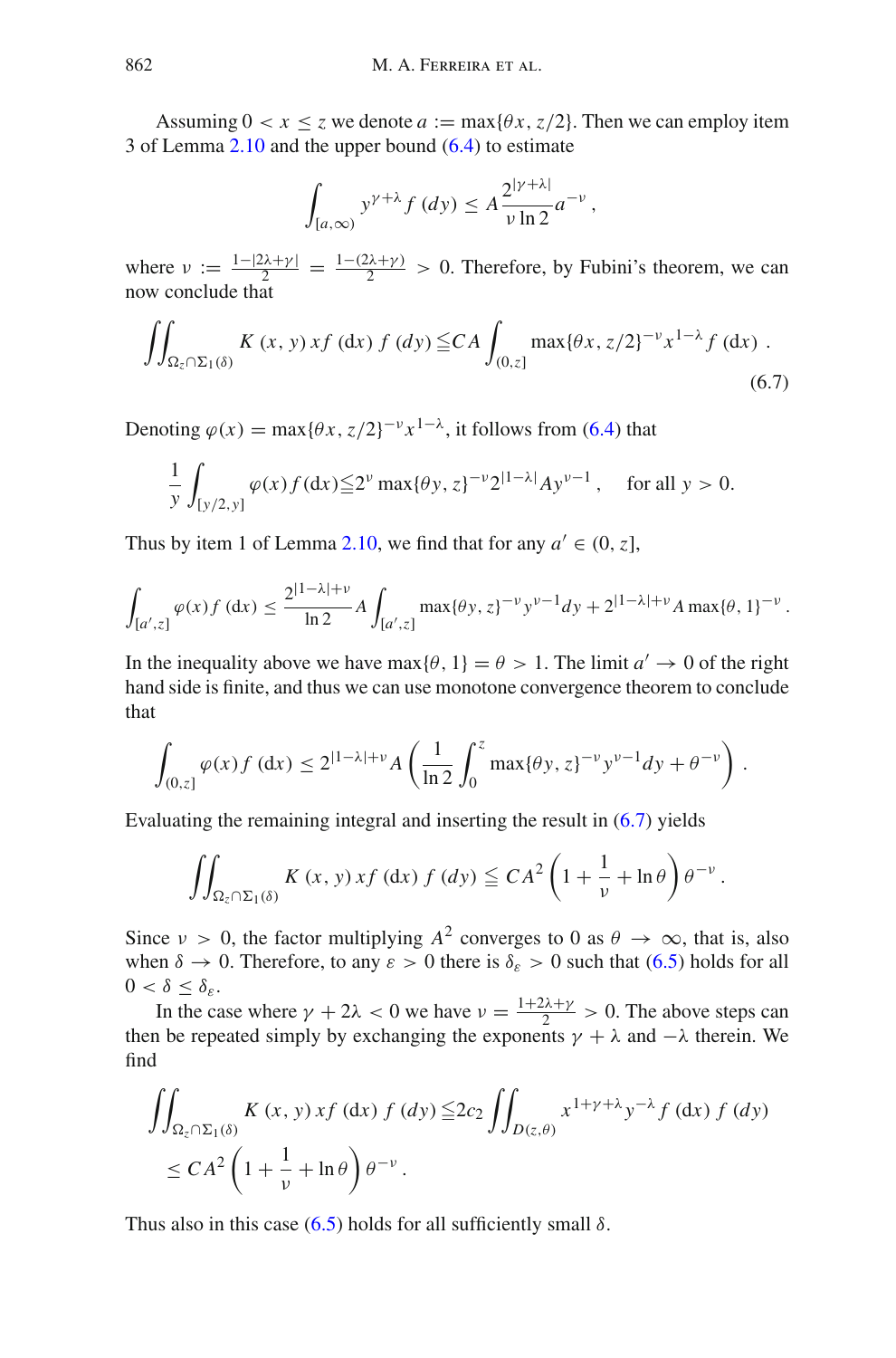Assuming $0 < x \le z$ we denote $a := \max\{\theta x, z/2\}$. Then we can employ item 3 of Lemma 2.10 and the upper bound (6.4) to estimate

$$\int_{[a,\infty)} y^{\gamma+\lambda} f\,(dy) \le A \frac{2^{|\gamma+\lambda|}}{\nu \ln 2} a^{-\nu}\,,$$

where $\nu := \frac{1-|2\lambda+\gamma|}{2} = \frac{1-(2\lambda+\gamma)}{2} > 0$. Therefore, by Fubini's theorem, we can now conclude that

$$\iint_{\Omega_z \cap \Sigma_1(\delta)} K\,(x,y)\, x f\,(dx)\, f\,(dy) \leqq C A \int_{(0,z]} \max\{\theta x, z/2\}^{-\nu} x^{1-\lambda} f\,(dx)\,. \tag{6.7}$$

Denoting $\varphi(x) = \max\{\theta x, z/2\}^{-\nu} x^{1-\lambda}$, it follows from (6.4) that

$$\frac{1}{y}\int_{[y/2,y]} \varphi(x) f\,(dx) \leqq 2^{\nu} \max\{\theta y, z\}^{-\nu} 2^{|1-\lambda|} A y^{\nu-1}\,, \quad \text{for all } y > 0.$$

Thus by item 1 of Lemma 2.10, we find that for any $a' \in (0, z]$,

$$\int_{[a',z]} \varphi(x) f\,(dx) \le \frac{2^{|1-\lambda|+\nu}}{\ln 2} A \int_{[a',z]} \max\{\theta y, z\}^{-\nu} y^{\nu-1} dy + 2^{|1-\lambda|+\nu} A \max\{\theta, 1\}^{-\nu}\,.$$

In the inequality above we have $\max\{\theta, 1\} = \theta > 1$. The limit $a' \to 0$ of the right hand side is finite, and thus we can use monotone convergence theorem to conclude that

$$\int_{(0,z]} \varphi(x) f\,(dx) \le 2^{|1-\lambda|+\nu} A \left( \frac{1}{\ln 2} \int_0^z \max\{\theta y, z\}^{-\nu} y^{\nu-1} dy + \theta^{-\nu} \right)\,.$$

Evaluating the remaining integral and inserting the result in (6.7) yields

$$\iint_{\Omega_z \cap \Sigma_1(\delta)} K\,(x,y)\, x f\,(dx)\, f\,(dy) \leqq C A^2 \left(1 + \frac{1}{\nu} + \ln\theta\right) \theta^{-\nu}\,.$$

Since $\nu > 0$, the factor multiplying $A^2$ converges to 0 as $\theta \to \infty$, that is, also when $\delta \to 0$. Therefore, to any $\varepsilon > 0$ there is $\delta_\varepsilon > 0$ such that (6.5) holds for all $0 < \delta \le \delta_\varepsilon$.

In the case where $\gamma + 2\lambda < 0$ we have $\nu = \frac{1+2\lambda+\gamma}{2} > 0$. The above steps can then be repeated simply by exchanging the exponents $\gamma + \lambda$ and $-\lambda$ therein. We find

$$\begin{aligned}
\iint_{\Omega_z \cap \Sigma_1(\delta)} K\,(x,y)\, x f\,(dx)\, f\,(dy) &\leqq 2c_2 \iint_{D(z,\theta)} x^{1+\gamma+\lambda} y^{-\lambda} f\,(dx)\, f\,(dy) \\
&\le C A^2 \left(1 + \frac{1}{\nu} + \ln\theta\right) \theta^{-\nu}\,.
\end{aligned}$$

Thus also in this case (6.5) holds for all sufficiently small $\delta$.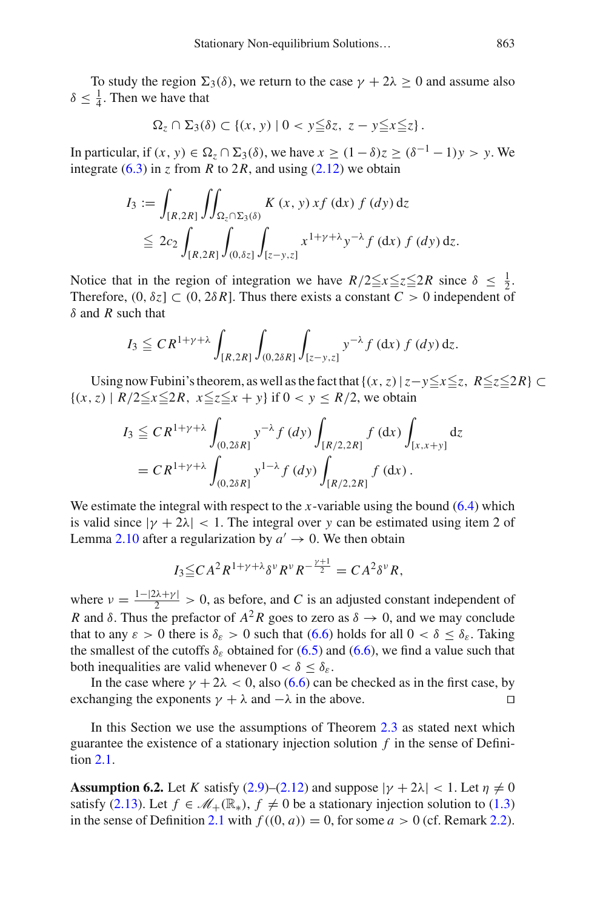To study the region $\Sigma_3(\delta)$, we return to the case $\gamma + 2\lambda \geq 0$ and assume also $\delta \leq \frac{1}{4}$. Then we have that

$$\Omega_z \cap \Sigma_3(\delta) \subset \{(x, y) \mid 0 < y \leqq \delta z,\ z - y \leqq x \leqq z\}.$$

In particular, if $(x, y) \in \Omega_z \cap \Sigma_3(\delta)$, we have $x \geq (1-\delta)z \geq (\delta^{-1} - 1)y > y$. We integrate (6.3) in $z$ from $R$ to $2R$, and using (2.12) we obtain

$$\begin{aligned} I_3 &:= \int_{[R,2R]} \iint_{\Omega_z \cap \Sigma_3(\delta)} K(x, y)\, x f(\mathrm{d}x)\, f(dy)\, \mathrm{d}z \\ &\leqq 2c_2 \int_{[R,2R]} \int_{(0,\delta z]} \int_{[z-y,z]} x^{1+\gamma+\lambda} y^{-\lambda} f(\mathrm{d}x)\, f(dy)\, \mathrm{d}z. \end{aligned}$$

Notice that in the region of integration we have $R/2 \leqq x \leqq z \leqq 2R$ since $\delta \leq \frac{1}{2}$. Therefore, $(0, \delta z] \subset (0, 2\delta R]$. Thus there exists a constant $C > 0$ independent of $\delta$ and $R$ such that

$$I_3 \leqq C R^{1+\gamma+\lambda} \int_{[R,2R]} \int_{(0,2\delta R]} \int_{[z-y,z]} y^{-\lambda} f(\mathrm{d}x)\, f(dy)\, \mathrm{d}z.$$

Using now Fubini's theorem, as well as the fact that $\{(x, z) \mid z - y \leqq x \leqq z,\ R \leqq z \leqq 2R\} \subset \{(x, z) \mid R/2 \leqq x \leqq 2R,\ x \leqq z \leqq x + y\}$ if $0 < y \leq R/2$, we obtain

$$\begin{aligned} I_3 &\leqq C R^{1+\gamma+\lambda} \int_{(0,2\delta R]} y^{-\lambda} f(dy) \int_{[R/2,2R]} f(\mathrm{d}x) \int_{[x,x+y]} \mathrm{d}z \\ &= C R^{1+\gamma+\lambda} \int_{(0,2\delta R]} y^{1-\lambda} f(dy) \int_{[R/2,2R]} f(\mathrm{d}x). \end{aligned}$$

We estimate the integral with respect to the $x$-variable using the bound (6.4) which is valid since $|\gamma + 2\lambda| < 1$. The integral over $y$ can be estimated using item 2 of Lemma 2.10 after a regularization by $a' \to 0$. We then obtain

$$I_3 \leqq C A^2 R^{1+\gamma+\lambda} \delta^\nu R^\nu R^{-\frac{\gamma+1}{2}} = C A^2 \delta^\nu R,$$

where $\nu = \frac{1-|2\lambda+\gamma|}{2} > 0$, as before, and $C$ is an adjusted constant independent of $R$ and $\delta$. Thus the prefactor of $A^2 R$ goes to zero as $\delta \to 0$, and we may conclude that to any $\varepsilon > 0$ there is $\delta_\varepsilon > 0$ such that (6.6) holds for all $0 < \delta \leq \delta_\varepsilon$. Taking the smallest of the cutoffs $\delta_\varepsilon$ obtained for (6.5) and (6.6), we find a value such that both inequalities are valid whenever $0 < \delta \leq \delta_\varepsilon$.

In the case where $\gamma + 2\lambda < 0$, also (6.6) can be checked as in the first case, by exchanging the exponents $\gamma + \lambda$ and $-\lambda$ in the above. □

In this Section we use the assumptions of Theorem 2.3 as stated next which guarantee the existence of a stationary injection solution $f$ in the sense of Definition 2.1.

**Assumption 6.2.** Let $K$ satisfy (2.9)–(2.12) and suppose $|\gamma + 2\lambda| < 1$. Let $\eta \neq 0$ satisfy (2.13). Let $f \in \mathscr{M}_+(\mathbb{R}_*)$, $f \neq 0$ be a stationary injection solution to (1.3) in the sense of Definition 2.1 with $f((0, a)) = 0$, for some $a > 0$ (cf. Remark 2.2).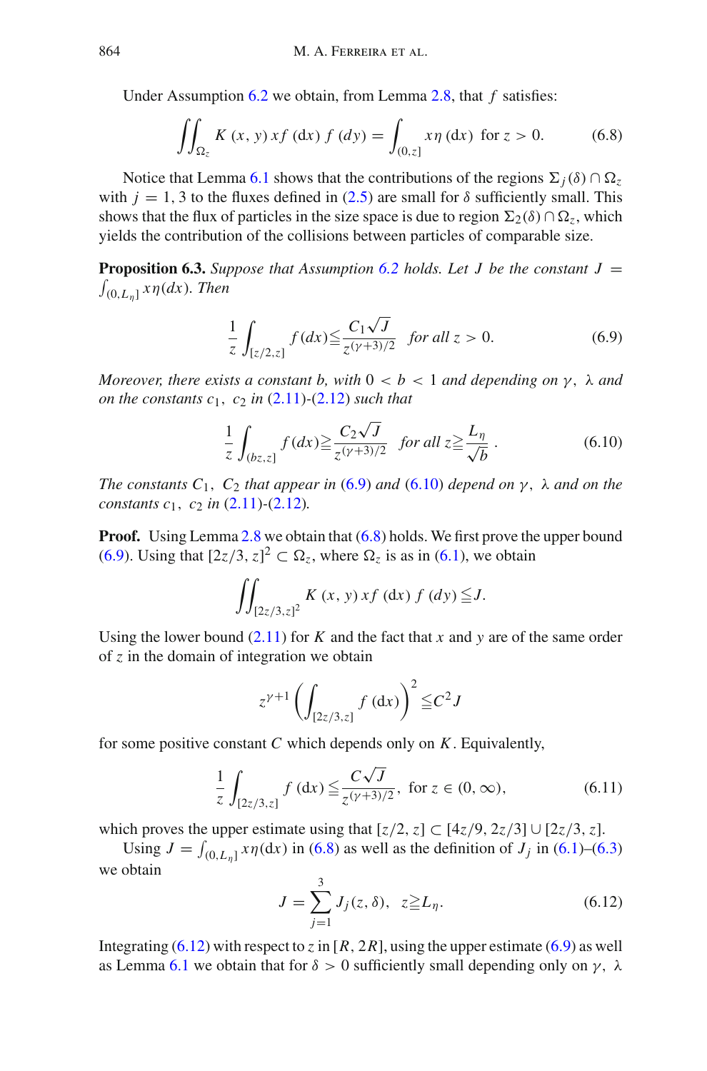Under Assumption 6.2 we obtain, from Lemma 2.8, that $f$ satisfies:

$$\iint_{\Omega_z} K(x, y)\, x f(\mathrm{d}x)\, f(dy) = \int_{(0,z]} x\eta(\mathrm{d}x) \ \text{ for } z > 0. \tag{6.8}$$

Notice that Lemma 6.1 shows that the contributions of the regions $\Sigma_j(\delta) \cap \Omega_z$ with $j = 1, 3$ to the fluxes defined in (2.5) are small for $\delta$ sufficiently small. This shows that the flux of particles in the size space is due to region $\Sigma_2(\delta) \cap \Omega_z$, which yields the contribution of the collisions between particles of comparable size.

**Proposition 6.3.** *Suppose that Assumption 6.2 holds. Let $J$ be the constant $J = \int_{(0,L_\eta]} x\eta(dx)$. Then*

$$\frac{1}{z}\int_{[z/2,z]} f(dx) \leqq \frac{C_1\sqrt{J}}{z^{(\gamma+3)/2}} \quad \textit{for all } z > 0. \tag{6.9}$$

*Moreover, there exists a constant $b$, with $0 < b < 1$ and depending on $\gamma$, $\lambda$ and on the constants $c_1$, $c_2$ in (2.11)-(2.12) such that*

$$\frac{1}{z}\int_{(bz,z]} f(dx) \geqq \frac{C_2\sqrt{J}}{z^{(\gamma+3)/2}} \quad \textit{for all } z \geqq \frac{L_\eta}{\sqrt{b}}. \tag{6.10}$$

*The constants $C_1$, $C_2$ that appear in (6.9) and (6.10) depend on $\gamma$, $\lambda$ and on the constants $c_1$, $c_2$ in (2.11)-(2.12).*

**Proof.** Using Lemma 2.8 we obtain that (6.8) holds. We first prove the upper bound (6.9). Using that $[2z/3, z]^2 \subset \Omega_z$, where $\Omega_z$ is as in (6.1), we obtain

$$\iint_{[2z/3,z]^2} K(x, y)\, x f(\mathrm{d}x)\, f(dy) \leqq J.$$

Using the lower bound (2.11) for $K$ and the fact that $x$ and $y$ are of the same order of $z$ in the domain of integration we obtain

$$z^{\gamma+1}\left(\int_{[2z/3,z]} f(\mathrm{d}x)\right)^2 \leqq C^2 J$$

for some positive constant $C$ which depends only on $K$. Equivalently,

$$\frac{1}{z}\int_{[2z/3,z]} f(\mathrm{d}x) \leqq \frac{C\sqrt{J}}{z^{(\gamma+3)/2}}, \ \text{for } z \in (0, \infty), \tag{6.11}$$

which proves the upper estimate using that $[z/2, z] \subset [4z/9, 2z/3] \cup [2z/3, z]$.

Using $J = \int_{(0,L_\eta]} x\eta(\mathrm{d}x)$ in (6.8) as well as the definition of $J_j$ in (6.1)–(6.3) we obtain

$$J = \sum_{j=1}^{3} J_j(z, \delta), \quad z \geqq L_\eta. \tag{6.12}$$

Integrating (6.12) with respect to $z$ in $[R, 2R]$, using the upper estimate (6.9) as well as Lemma 6.1 we obtain that for $\delta > 0$ sufficiently small depending only on $\gamma$, $\lambda$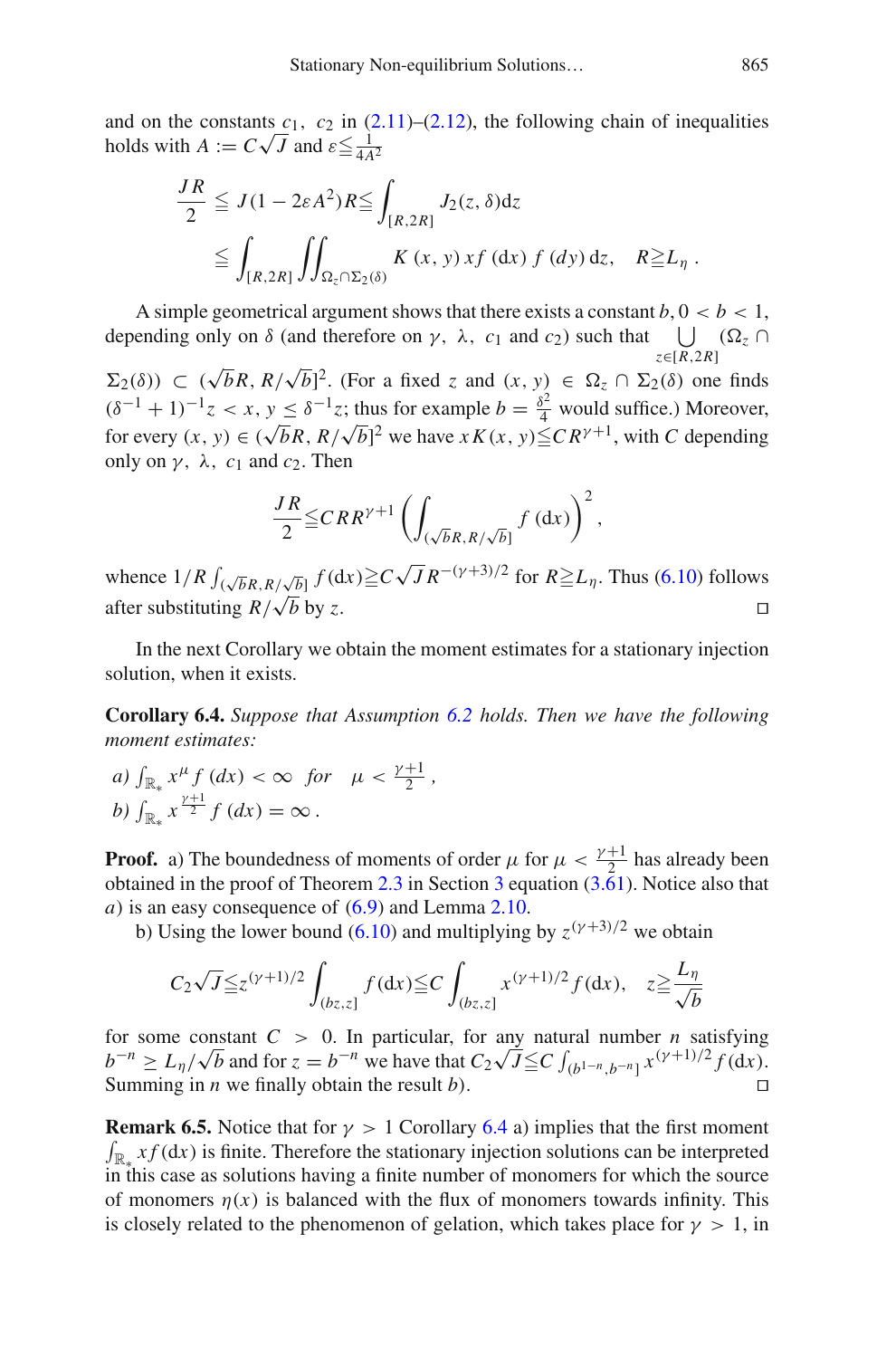and on the constants $c_1$, $c_2$ in (2.11)–(2.12), the following chain of inequalities holds with $A := C\sqrt{J}$ and $\varepsilon \leqq \frac{1}{4A^2}$

$$\frac{JR}{2} \leqq J(1 - 2\varepsilon A^2)R \leqq \int_{[R,2R]} J_2(z,\delta)\mathrm{d}z$$
$$\leqq \int_{[R,2R]} \iint_{\Omega_z \cap \Sigma_2(\delta)} K(x,y)\, x f(\mathrm{d}x)\, f(dy)\, \mathrm{d}z, \quad R \geqq L_\eta .$$

A simple geometrical argument shows that there exists a constant $b$, $0 < b < 1$, depending only on $\delta$ (and therefore on $\gamma,\ \lambda,\ c_1$ and $c_2$) such that $\bigcup_{z\in[R,2R]} (\Omega_z \cap \Sigma_2(\delta)) \subset (\sqrt{b}R, R/\sqrt{b}]^2$. (For a fixed $z$ and $(x,y) \in \Omega_z \cap \Sigma_2(\delta)$ one finds $(\delta^{-1}+1)^{-1}z < x,\, y \leq \delta^{-1}z$; thus for example $b = \frac{\delta^2}{4}$ would suffice.) Moreover, for every $(x,y) \in (\sqrt{b}R, R/\sqrt{b}]^2$ we have $xK(x,y) \leqq CR^{\gamma+1}$, with $C$ depending only on $\gamma,\ \lambda,\ c_1$ and $c_2$. Then

$$\frac{JR}{2} \leqq CRR^{\gamma+1}\left(\int_{(\sqrt{b}R, R/\sqrt{b}]} f(\mathrm{d}x)\right)^2,$$

whence $1/R \int_{(\sqrt{b}R, R/\sqrt{b}]} f(\mathrm{d}x) \geqq C\sqrt{J}R^{-(\gamma+3)/2}$ for $R \geqq L_\eta$. Thus (6.10) follows after substituting $R/\sqrt{b}$ by $z$. ◻

In the next Corollary we obtain the moment estimates for a stationary injection solution, when it exists.

**Corollary 6.4.** *Suppose that Assumption 6.2 holds. Then we have the following moment estimates:*

*a)* $\int_{\mathbb{R}_*} x^\mu f(dx) < \infty$ *for* $\mu < \frac{\gamma+1}{2}$,

*b)* $\int_{\mathbb{R}_*} x^{\frac{\gamma+1}{2}} f(dx) = \infty$.

**Proof.** a) The boundedness of moments of order $\mu$ for $\mu < \frac{\gamma+1}{2}$ has already been obtained in the proof of Theorem 2.3 in Section 3 equation (3.61). Notice also that *a*) is an easy consequence of (6.9) and Lemma 2.10.

b) Using the lower bound (6.10) and multiplying by $z^{(\gamma+3)/2}$ we obtain

$$C_2\sqrt{J} \leqq z^{(\gamma+1)/2}\int_{(bz,z]} f(\mathrm{d}x) \leqq C\int_{(bz,z]} x^{(\gamma+1)/2} f(\mathrm{d}x), \quad z \geqq \frac{L_\eta}{\sqrt{b}}$$

for some constant $C > 0$. In particular, for any natural number $n$ satisfying $b^{-n} \geq L_\eta/\sqrt{b}$ and for $z = b^{-n}$ we have that $C_2\sqrt{J} \leqq C\int_{(b^{1-n}, b^{-n}]} x^{(\gamma+1)/2} f(\mathrm{d}x)$. Summing in $n$ we finally obtain the result *b*). ◻

**Remark 6.5.** Notice that for $\gamma > 1$ Corollary 6.4 a) implies that the first moment $\int_{\mathbb{R}_*} x f(\mathrm{d}x)$ is finite. Therefore the stationary injection solutions can be interpreted in this case as solutions having a finite number of monomers for which the source of monomers $\eta(x)$ is balanced with the flux of monomers towards infinity. This is closely related to the phenomenon of gelation, which takes place for $\gamma > 1$, in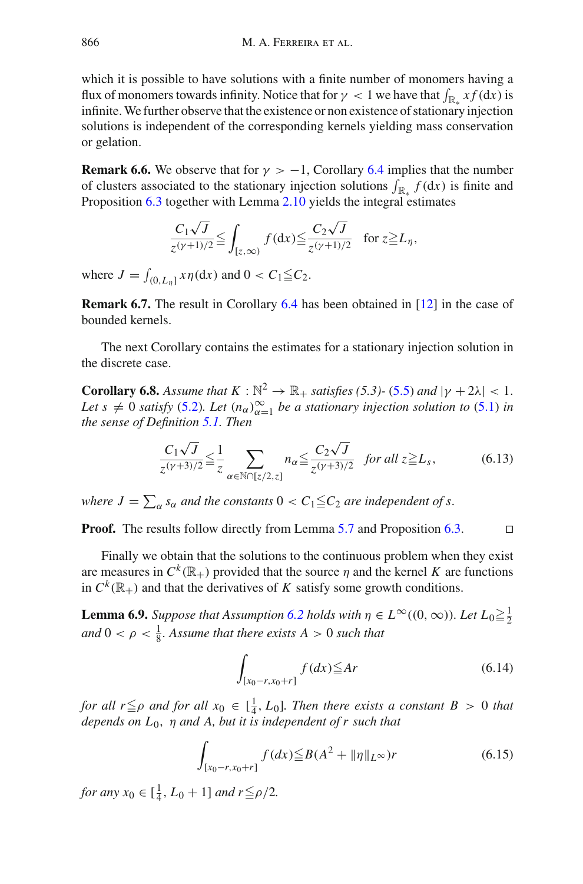which it is possible to have solutions with a finite number of monomers having a flux of monomers towards infinity. Notice that for $\gamma < 1$ we have that $\int_{\mathbb{R}_*} x f(\mathrm{d}x)$ is infinite. We further observe that the existence or non existence of stationary injection solutions is independent of the corresponding kernels yielding mass conservation or gelation.

**Remark 6.6.** We observe that for $\gamma > -1$, Corollary 6.4 implies that the number of clusters associated to the stationary injection solutions $\int_{\mathbb{R}_*} f(\mathrm{d}x)$ is finite and Proposition 6.3 together with Lemma 2.10 yields the integral estimates

$$\frac{C_1\sqrt{J}}{z^{(\gamma+1)/2}} \leqq \int_{[z,\infty)} f(\mathrm{d}x) \leqq \frac{C_2\sqrt{J}}{z^{(\gamma+1)/2}} \quad \text{for } z \geqq L_\eta,$$

where $J = \int_{(0,L_\eta]} x\eta(\mathrm{d}x)$ and $0 < C_1 \leqq C_2$.

**Remark 6.7.** The result in Corollary 6.4 has been obtained in [12] in the case of bounded kernels.

The next Corollary contains the estimates for a stationary injection solution in the discrete case.

**Corollary 6.8.** *Assume that $K : \mathbb{N}^2 \to \mathbb{R}_+$ satisfies (5.3)- (5.5) and $|\gamma + 2\lambda| < 1$. Let $s \neq 0$ satisfy (5.2). Let $(n_\alpha)_{\alpha=1}^{\infty}$ be a stationary injection solution to (5.1) in the sense of Definition 5.1. Then*

$$\frac{C_1\sqrt{J}}{z^{(\gamma+3)/2}} \leqq \frac{1}{z} \sum_{\alpha\in\mathbb{N}\cap[z/2,z]} n_\alpha \leqq \frac{C_2\sqrt{J}}{z^{(\gamma+3)/2}} \quad \text{for all } z \geqq L_s, \tag{6.13}$$

*where $J = \sum_\alpha s_\alpha$ and the constants $0 < C_1 \leqq C_2$ are independent of $s$.*

**Proof.** The results follow directly from Lemma 5.7 and Proposition 6.3. □

Finally we obtain that the solutions to the continuous problem when they exist are measures in $C^k(\mathbb{R}_+)$ provided that the source $\eta$ and the kernel $K$ are functions in $C^k(\mathbb{R}_+)$ and that the derivatives of $K$ satisfy some growth conditions.

**Lemma 6.9.** *Suppose that Assumption 6.2 holds with $\eta \in L^\infty((0,\infty))$. Let $L_0 \geqq \frac{1}{2}$ and $0 < \rho < \frac{1}{8}$. Assume that there exists $A > 0$ such that*

$$\int_{[x_0-r,x_0+r]} f(dx) \leqq Ar \tag{6.14}$$

*for all $r \leqq \rho$ and for all $x_0 \in [\frac{1}{4}, L_0]$. Then there exists a constant $B > 0$ that depends on $L_0$, $\eta$ and $A$, but it is independent of $r$ such that*

$$\int_{[x_0-r,x_0+r]} f(dx) \leqq B(A^2 + \|\eta\|_{L^\infty})r \tag{6.15}$$

*for any $x_0 \in [\frac{1}{4}, L_0 + 1]$ and $r \leqq \rho/2$.*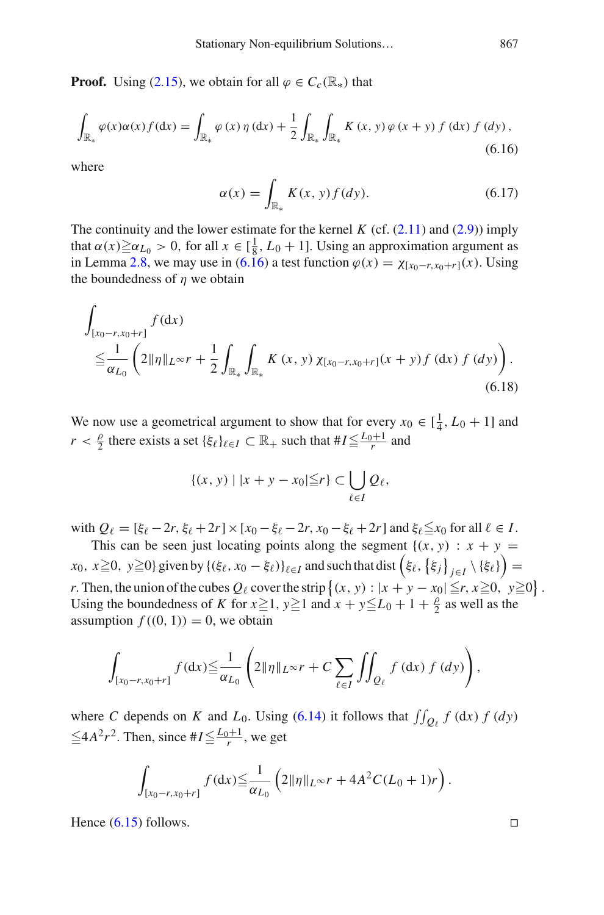**Proof.** Using (2.15), we obtain for all $\varphi \in C_c(\mathbb{R}_*)$ that

$$\int_{\mathbb{R}_*} \varphi(x)\alpha(x) f(\mathrm{d}x) = \int_{\mathbb{R}_*} \varphi(x)\,\eta(\mathrm{d}x) + \frac{1}{2}\int_{\mathbb{R}_*}\int_{\mathbb{R}_*} K(x,y)\,\varphi(x+y)\, f(\mathrm{d}x)\, f(dy), \tag{6.16}$$

where

$$\alpha(x) = \int_{\mathbb{R}_*} K(x,y) f(dy). \tag{6.17}$$

The continuity and the lower estimate for the kernel $K$ (cf. (2.11) and (2.9)) imply that $\alpha(x) \geqq \alpha_{L_0} > 0$, for all $x \in [\frac{1}{8}, L_0 + 1]$. Using an approximation argument as in Lemma 2.8, we may use in (6.16) a test function $\varphi(x) = \chi_{[x_0-r,x_0+r]}(x)$. Using the boundedness of $\eta$ we obtain

$$\int_{[x_0-r,x_0+r]} f(\mathrm{d}x) \leqq \frac{1}{\alpha_{L_0}}\left(2\|\eta\|_{L^\infty} r + \frac{1}{2}\int_{\mathbb{R}_*}\int_{\mathbb{R}_*} K(x,y)\,\chi_{[x_0-r,x_0+r]}(x+y) f(\mathrm{d}x)\, f(dy)\right). \tag{6.18}$$

We now use a geometrical argument to show that for every $x_0 \in [\frac{1}{4}, L_0 + 1]$ and $r < \frac{\rho}{2}$ there exists a set $\{\xi_\ell\}_{\ell\in I} \subset \mathbb{R}_+$ such that $\# I \leqq \frac{L_0+1}{r}$ and

$$\{(x,y) \mid |x+y-x_0| \leqq r\} \subset \bigcup_{\ell \in I} Q_\ell,$$

with $Q_\ell = [\xi_\ell - 2r, \xi_\ell + 2r] \times [x_0 - \xi_\ell - 2r, x_0 - \xi_\ell + 2r]$ and $\xi_\ell \leqq x_0$ for all $\ell \in I$.

This can be seen just locating points along the segment $\{(x,y) : x + y = x_0,\ x \geqq 0,\ y \geqq 0\}$ given by $\{(\xi_\ell, x_0 - \xi_\ell)\}_{\ell\in I}$ and such that $\mathrm{dist}\left(\xi_\ell, \{\xi_j\}_{j\in I} \setminus \{\xi_\ell\}\right) = r$. Then, the union of the cubes $Q_\ell$ cover the strip $\left\{(x,y) : |x+y-x_0| \leqq r,\ x \geqq 0,\ y \geqq 0\right\}$. Using the boundedness of $K$ for $x \geqq 1$, $y \geqq 1$ and $x + y \leqq L_0 + 1 + \frac{\rho}{2}$ as well as the assumption $f((0,1)) = 0$, we obtain

$$\int_{[x_0-r,x_0+r]} f(\mathrm{d}x) \leqq \frac{1}{\alpha_{L_0}}\left(2\|\eta\|_{L^\infty} r + C\sum_{\ell\in I}\iint_{Q_\ell} f(\mathrm{d}x)\, f(dy)\right),$$

where $C$ depends on $K$ and $L_0$. Using (6.14) it follows that $\iint_{Q_\ell} f(\mathrm{d}x)\, f(dy) \leqq 4A^2 r^2$. Then, since $\# I \leqq \frac{L_0+1}{r}$, we get

$$\int_{[x_0-r,x_0+r]} f(\mathrm{d}x) \leqq \frac{1}{\alpha_{L_0}}\left(2\|\eta\|_{L^\infty} r + 4A^2 C(L_0+1) r\right).$$

Hence (6.15) follows. □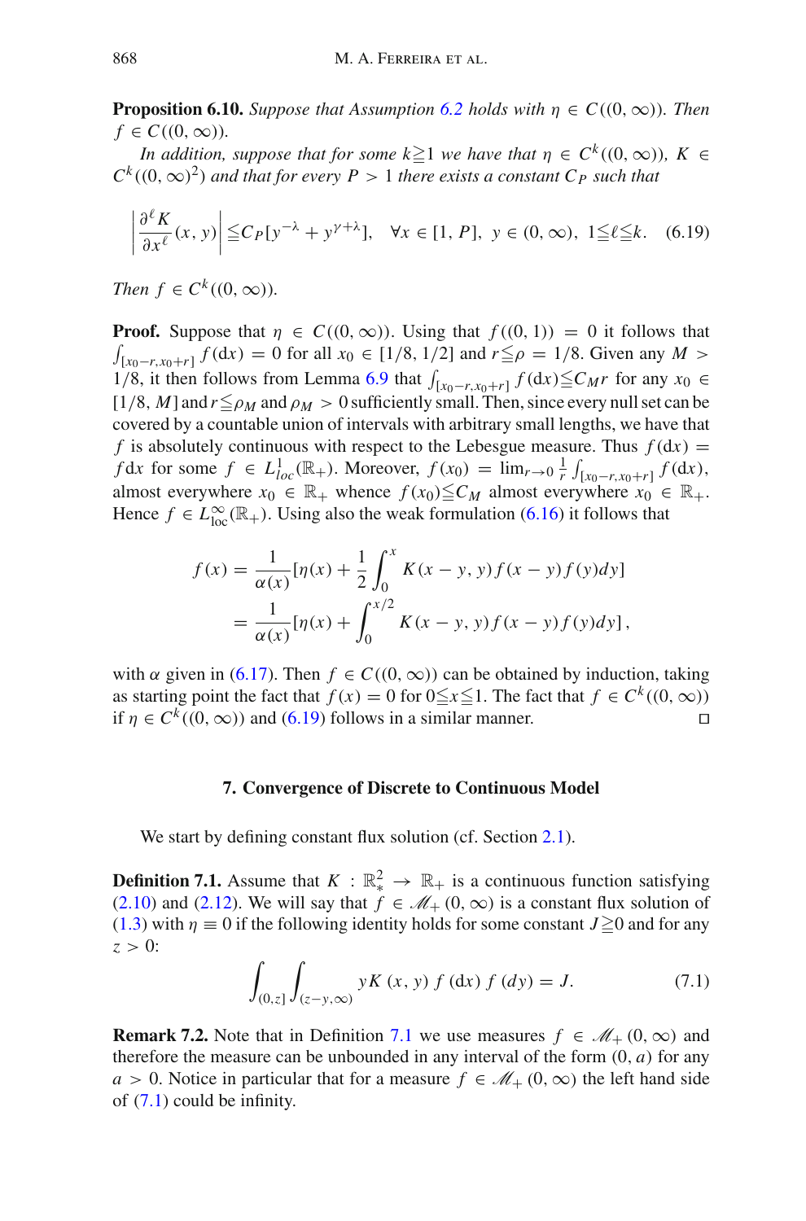**Proposition 6.10.** *Suppose that Assumption 6.2 holds with $\eta \in C((0,\infty))$. Then $f \in C((0,\infty))$.*

*In addition, suppose that for some $k \geqq 1$ we have that $\eta \in C^k((0,\infty))$, $K \in C^k((0,\infty)^2)$ and that for every $P > 1$ there exists a constant $C_P$ such that*

$$\left|\frac{\partial^\ell K}{\partial x^\ell}(x,y)\right| \leqq C_P[y^{-\lambda} + y^{\gamma+\lambda}], \quad \forall x \in [1,P],\ y \in (0,\infty),\ 1 \leqq \ell \leqq k. \tag{6.19}$$

*Then $f \in C^k((0,\infty))$.*

**Proof.** Suppose that $\eta \in C((0,\infty))$. Using that $f((0,1)) = 0$ it follows that $\int_{[x_0-r,x_0+r]} f(\mathrm{d}x) = 0$ for all $x_0 \in [1/8, 1/2]$ and $r \leqq \rho = 1/8$. Given any $M > 1/8$, it then follows from Lemma 6.9 that $\int_{[x_0-r,x_0+r]} f(\mathrm{d}x) \leqq C_M r$ for any $x_0 \in [1/8, M]$ and $r \leqq \rho_M$ and $\rho_M > 0$ sufficiently small. Then, since every null set can be covered by a countable union of intervals with arbitrary small lengths, we have that $f$ is absolutely continuous with respect to the Lebesgue measure. Thus $f(\mathrm{d}x) = f\mathrm{d}x$ for some $f \in L^1_{loc}(\mathbb{R}_+)$. Moreover, $f(x_0) = \lim_{r\to 0} \frac{1}{r}\int_{[x_0-r,x_0+r]} f(\mathrm{d}x)$, almost everywhere $x_0 \in \mathbb{R}_+$ whence $f(x_0) \leqq C_M$ almost everywhere $x_0 \in \mathbb{R}_+$. Hence $f \in L^\infty_{\mathrm{loc}}(\mathbb{R}_+)$. Using also the weak formulation (6.16) it follows that

$$\begin{aligned} f(x) &= \frac{1}{\alpha(x)}\left[\eta(x) + \frac{1}{2}\int_0^x K(x-y,y) f(x-y) f(y) dy\right] \\ &= \frac{1}{\alpha(x)}\left[\eta(x) + \int_0^{x/2} K(x-y,y) f(x-y) f(y) dy\right], \end{aligned}$$

with $\alpha$ given in (6.17). Then $f \in C((0,\infty))$ can be obtained by induction, taking as starting point the fact that $f(x) = 0$ for $0 \leqq x \leqq 1$. The fact that $f \in C^k((0,\infty))$ if $\eta \in C^k((0,\infty))$ and (6.19) follows in a similar manner. □

## 7. Convergence of Discrete to Continuous Model

We start by defining constant flux solution (cf. Section 2.1).

**Definition 7.1.** Assume that $K : \mathbb{R}^2_* \to \mathbb{R}_+$ is a continuous function satisfying (2.10) and (2.12). We will say that $f \in \mathscr{M}_+(0,\infty)$ is a constant flux solution of (1.3) with $\eta \equiv 0$ if the following identity holds for some constant $J \geqq 0$ and for any $z > 0$:

$$\int_{(0,z]}\int_{(z-y,\infty)} yK(x,y)\, f(\mathrm{d}x)\, f(dy) = J. \tag{7.1}$$

**Remark 7.2.** Note that in Definition 7.1 we use measures $f \in \mathscr{M}_+(0,\infty)$ and therefore the measure can be unbounded in any interval of the form $(0,a)$ for any $a > 0$. Notice in particular that for a measure $f \in \mathscr{M}_+(0,\infty)$ the left hand side of (7.1) could be infinity.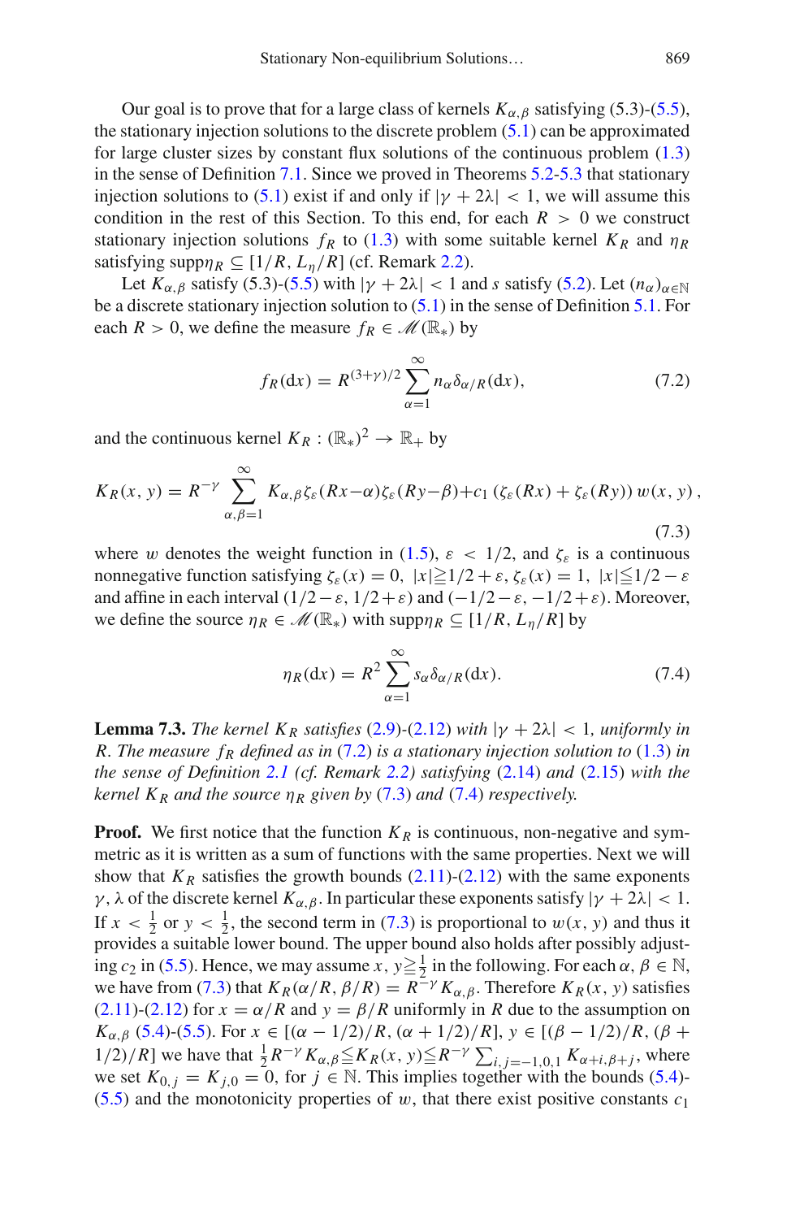Our goal is to prove that for a large class of kernels $K_{\alpha,\beta}$ satisfying (5.3)-(5.5), the stationary injection solutions to the discrete problem (5.1) can be approximated for large cluster sizes by constant flux solutions of the continuous problem (1.3) in the sense of Definition 7.1. Since we proved in Theorems 5.2-5.3 that stationary injection solutions to (5.1) exist if and only if $|\gamma + 2\lambda| < 1$, we will assume this condition in the rest of this Section. To this end, for each $R > 0$ we construct stationary injection solutions $f_R$ to (1.3) with some suitable kernel $K_R$ and $\eta_R$ satisfying $\text{supp}\eta_R \subseteq [1/R, L_\eta/R]$ (cf. Remark 2.2).

Let $K_{\alpha,\beta}$ satisfy (5.3)-(5.5) with $|\gamma + 2\lambda| < 1$ and $s$ satisfy (5.2). Let $(n_\alpha)_{\alpha\in\mathbb{N}}$ be a discrete stationary injection solution to (5.1) in the sense of Definition 5.1. For each $R > 0$, we define the measure $f_R \in \mathscr{M}(\mathbb{R}_*)$ by

$$f_R(\text{d}x) = R^{(3+\gamma)/2} \sum_{\alpha=1}^{\infty} n_\alpha \delta_{\alpha/R}(\text{d}x), \tag{7.2}$$

and the continuous kernel $K_R : (\mathbb{R}_*)^2 \to \mathbb{R}_+$ by

$$K_R(x, y) = R^{-\gamma} \sum_{\alpha,\beta=1}^{\infty} K_{\alpha,\beta}\zeta_\varepsilon(Rx-\alpha)\zeta_\varepsilon(Ry-\beta)+c_1\left(\zeta_\varepsilon(Rx) + \zeta_\varepsilon(Ry)\right) w(x, y)\,, \tag{7.3}$$

where $w$ denotes the weight function in (1.5), $\varepsilon < 1/2$, and $\zeta_\varepsilon$ is a continuous nonnegative function satisfying $\zeta_\varepsilon(x) = 0,\ |x|{\geqq}1/2 + \varepsilon,\ \zeta_\varepsilon(x) = 1,\ |x|{\leqq}1/2 - \varepsilon$ and affine in each interval $(1/2-\varepsilon, 1/2+\varepsilon)$ and $(-1/2-\varepsilon, -1/2+\varepsilon)$. Moreover, we define the source $\eta_R \in \mathscr{M}(\mathbb{R}_*)$ with $\text{supp}\eta_R \subseteq [1/R, L_\eta/R]$ by

$$\eta_R(\text{d}x) = R^2 \sum_{\alpha=1}^{\infty} s_\alpha \delta_{\alpha/R}(\text{d}x). \tag{7.4}$$

**Lemma 7.3.** *The kernel $K_R$ satisfies (2.9)-(2.12) with $|\gamma + 2\lambda| < 1$, uniformly in $R$. The measure $f_R$ defined as in (7.2) is a stationary injection solution to (1.3) in the sense of Definition 2.1 (cf. Remark 2.2) satisfying (2.14) and (2.15) with the kernel $K_R$ and the source $\eta_R$ given by (7.3) and (7.4) respectively.*

**Proof.** We first notice that the function $K_R$ is continuous, non-negative and symmetric as it is written as a sum of functions with the same properties. Next we will show that $K_R$ satisfies the growth bounds (2.11)-(2.12) with the same exponents $\gamma, \lambda$ of the discrete kernel $K_{\alpha,\beta}$. In particular these exponents satisfy $|\gamma + 2\lambda| < 1$. If $x < \frac{1}{2}$ or $y < \frac{1}{2}$, the second term in (7.3) is proportional to $w(x, y)$ and thus it provides a suitable lower bound. The upper bound also holds after possibly adjusting $c_2$ in (5.5). Hence, we may assume $x, y{\geqq}\frac{1}{2}$ in the following. For each $\alpha, \beta \in \mathbb{N}$, we have from (7.3) that $K_R(\alpha/R, \beta/R) = R^{-\gamma} K_{\alpha,\beta}$. Therefore $K_R(x, y)$ satisfies (2.11)-(2.12) for $x = \alpha/R$ and $y = \beta/R$ uniformly in $R$ due to the assumption on $K_{\alpha,\beta}$ (5.4)-(5.5). For $x \in [(\alpha - 1/2)/R, (\alpha + 1/2)/R]$, $y \in [(\beta - 1/2)/R, (\beta + 1/2)/R]$ we have that $\frac{1}{2}R^{-\gamma} K_{\alpha,\beta}{\leqq}K_R(x, y){\leqq}R^{-\gamma} \sum_{i,j=-1,0,1} K_{\alpha+i,\beta+j}$, where we set $K_{0,j} = K_{j,0} = 0$, for $j \in \mathbb{N}$. This implies together with the bounds (5.4)-(5.5) and the monotonicity properties of $w$, that there exist positive constants $c_1$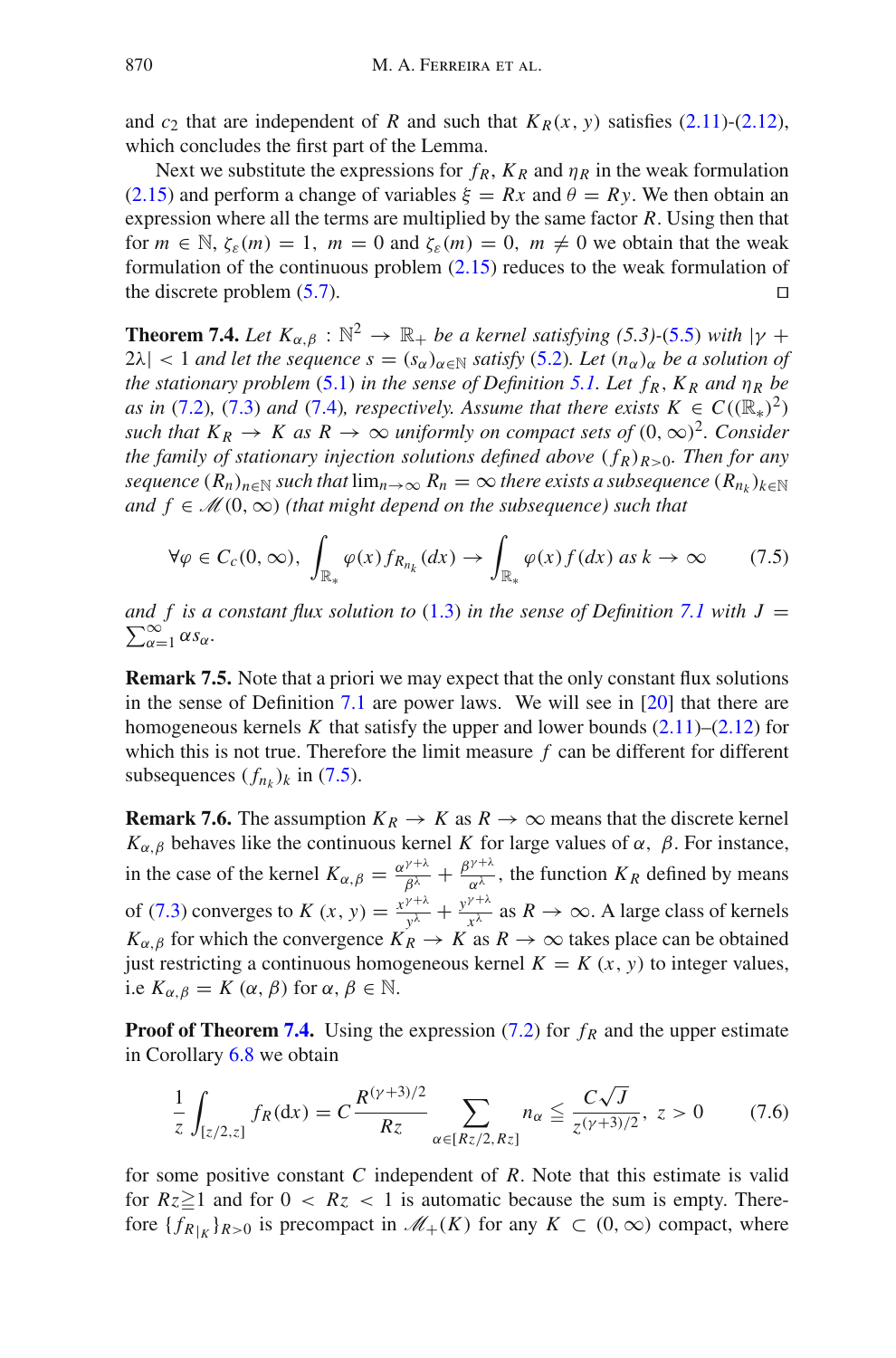and $c_2$ that are independent of $R$ and such that $K_R(x, y)$ satisfies (2.11)-(2.12), which concludes the first part of the Lemma.

Next we substitute the expressions for $f_R$, $K_R$ and $\eta_R$ in the weak formulation (2.15) and perform a change of variables $\xi = Rx$ and $\theta = Ry$. We then obtain an expression where all the terms are multiplied by the same factor $R$. Using then that for $m \in \mathbb{N}$, $\zeta_\varepsilon(m) = 1,\ m = 0$ and $\zeta_\varepsilon(m) = 0,\ m \neq 0$ we obtain that the weak formulation of the continuous problem (2.15) reduces to the weak formulation of the discrete problem (5.7). □

**Theorem 7.4.** *Let $K_{\alpha,\beta} : \mathbb{N}^2 \to \mathbb{R}_+$ be a kernel satisfying (5.3)-(5.5) with $|\gamma + 2\lambda| < 1$ and let the sequence $s = (s_\alpha)_{\alpha\in\mathbb{N}}$ satisfy (5.2). Let $(n_\alpha)_\alpha$ be a solution of the stationary problem (5.1) in the sense of Definition 5.1. Let $f_R$, $K_R$ and $\eta_R$ be as in (7.2), (7.3) and (7.4), respectively. Assume that there exists $K \in C((\mathbb{R}_*)^2)$ such that $K_R \to K$ as $R \to \infty$ uniformly on compact sets of $(0,\infty)^2$. Consider the family of stationary injection solutions defined above $(f_R)_{R>0}$. Then for any sequence $(R_n)_{n\in\mathbb{N}}$ such that $\lim_{n\to\infty} R_n = \infty$ there exists a subsequence $(R_{n_k})_{k\in\mathbb{N}}$ and $f \in \mathscr{M}(0,\infty)$ (that might depend on the subsequence) such that*

$$\forall \varphi \in C_c(0,\infty),\ \int_{\mathbb{R}_*} \varphi(x) f_{R_{n_k}}(dx) \to \int_{\mathbb{R}_*} \varphi(x) f(dx) \text{ as } k \to \infty \tag{7.5}$$

*and $f$ is a constant flux solution to (1.3) in the sense of Definition 7.1 with $J = \sum_{\alpha=1}^{\infty} \alpha s_\alpha$.*

**Remark 7.5.** Note that a priori we may expect that the only constant flux solutions in the sense of Definition 7.1 are power laws. We will see in [20] that there are homogeneous kernels $K$ that satisfy the upper and lower bounds (2.11)–(2.12) for which this is not true. Therefore the limit measure $f$ can be different for different subsequences $(f_{n_k})_k$ in (7.5).

**Remark 7.6.** The assumption $K_R \to K$ as $R \to \infty$ means that the discrete kernel $K_{\alpha,\beta}$ behaves like the continuous kernel $K$ for large values of $\alpha$, $\beta$. For instance, in the case of the kernel $K_{\alpha,\beta} = \frac{\alpha^{\gamma+\lambda}}{\beta^\lambda} + \frac{\beta^{\gamma+\lambda}}{\alpha^\lambda}$, the function $K_R$ defined by means of (7.3) converges to $K(x,y) = \frac{x^{\gamma+\lambda}}{y^\lambda} + \frac{y^{\gamma+\lambda}}{x^\lambda}$ as $R \to \infty$. A large class of kernels $K_{\alpha,\beta}$ for which the convergence $K_R \to K$ as $R \to \infty$ takes place can be obtained just restricting a continuous homogeneous kernel $K = K(x,y)$ to integer values, i.e $K_{\alpha,\beta} = K(\alpha,\beta)$ for $\alpha, \beta \in \mathbb{N}$.

**Proof of Theorem 7.4.** Using the expression (7.2) for $f_R$ and the upper estimate in Corollary 6.8 we obtain

$$\frac{1}{z}\int_{[z/2,z]} f_R(dx) = C\frac{R^{(\gamma+3)/2}}{Rz} \sum_{\alpha\in[Rz/2,Rz]} n_\alpha \leqq \frac{C\sqrt{J}}{z^{(\gamma+3)/2}},\ z > 0 \tag{7.6}$$

for some positive constant $C$ independent of $R$. Note that this estimate is valid for $Rz \geqq 1$ and for $0 < Rz < 1$ is automatic because the sum is empty. Therefore $\{f_{R|_K}\}_{R>0}$ is precompact in $\mathscr{M}_+(K)$ for any $K \subset (0,\infty)$ compact, where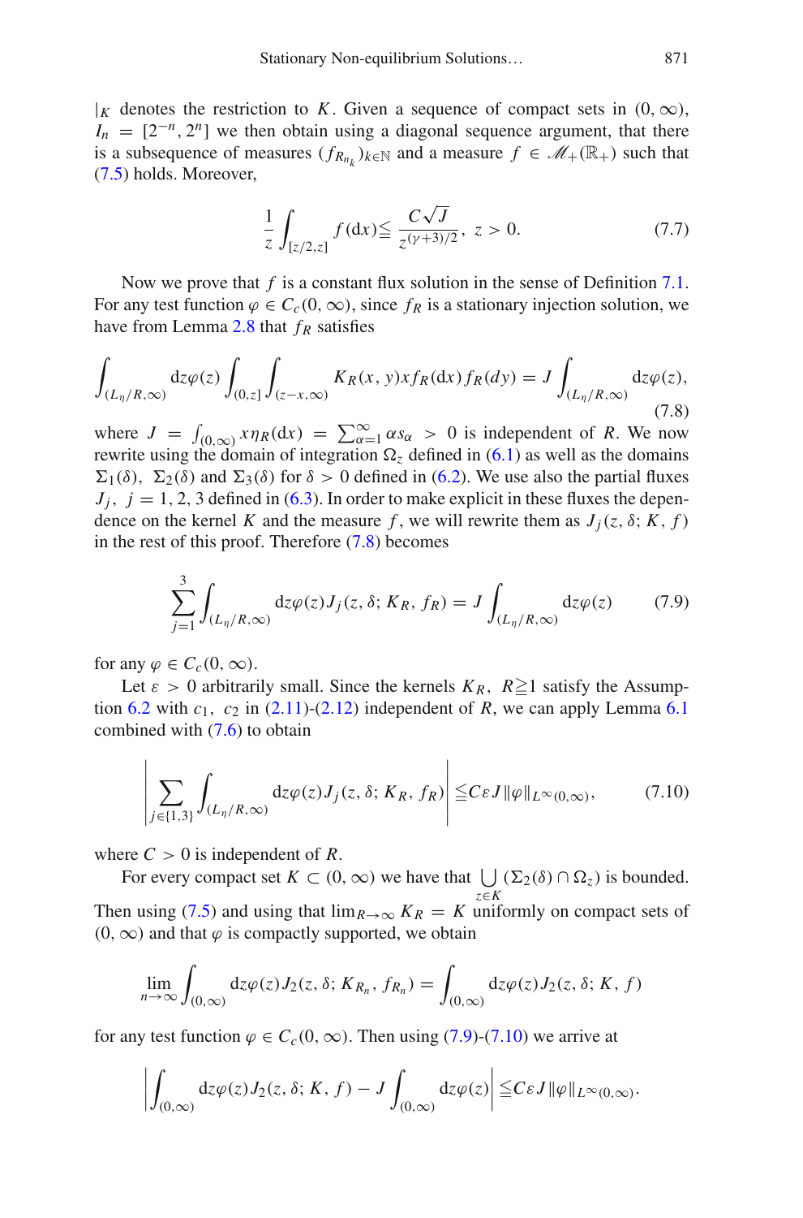$|_K$ denotes the restriction to $K$. Given a sequence of compact sets in $(0, \infty)$, $I_n = [2^{-n}, 2^n]$ we then obtain using a diagonal sequence argument, that there is a subsequence of measures $(f_{R_{n_k}})_{k\in\mathbb{N}}$ and a measure $f \in \mathscr{M}_+(\mathbb{R}_+)$ such that (7.5) holds. Moreover,

$$\frac{1}{z}\int_{[z/2,z]} f(\mathrm{d}x) \leqq \frac{C\sqrt{J}}{z^{(\gamma+3)/2}},\ z > 0. \tag{7.7}$$

Now we prove that $f$ is a constant flux solution in the sense of Definition 7.1. For any test function $\varphi \in C_c(0,\infty)$, since $f_R$ is a stationary injection solution, we have from Lemma 2.8 that $f_R$ satisfies

$$\int_{(L_\eta/R,\infty)} \mathrm{d}z\varphi(z)\int_{(0,z]}\int_{(z-x,\infty)} K_R(x,y)xf_R(\mathrm{d}x)f_R(dy) = J\int_{(L_\eta/R,\infty)} \mathrm{d}z\varphi(z), \tag{7.8}$$

where $J = \int_{(0,\infty)} x\eta_R(\mathrm{d}x) = \sum_{\alpha=1}^{\infty}\alpha s_\alpha > 0$ is independent of $R$. We now rewrite using the domain of integration $\Omega_z$ defined in (6.1) as well as the domains $\Sigma_1(\delta),\ \Sigma_2(\delta)$ and $\Sigma_3(\delta)$ for $\delta > 0$ defined in (6.2). We use also the partial fluxes $J_j,\ j = 1, 2, 3$ defined in (6.3). In order to make explicit in these fluxes the dependence on the kernel $K$ and the measure $f$, we will rewrite them as $J_j(z, \delta; K, f)$ in the rest of this proof. Therefore (7.8) becomes

$$\sum_{j=1}^{3}\int_{(L_\eta/R,\infty)} \mathrm{d}z\varphi(z)J_j(z,\delta;K_R,f_R) = J\int_{(L_\eta/R,\infty)} \mathrm{d}z\varphi(z) \tag{7.9}$$

for any $\varphi \in C_c(0,\infty)$.

Let $\varepsilon > 0$ arbitrarily small. Since the kernels $K_R,\ R \geqq 1$ satisfy the Assumption 6.2 with $c_1,\ c_2$ in (2.11)-(2.12) independent of $R$, we can apply Lemma 6.1 combined with (7.6) to obtain

$$\left|\sum_{j\in\{1,3\}}\int_{(L_\eta/R,\infty)} \mathrm{d}z\varphi(z)J_j(z,\delta;K_R,f_R)\right| \leqq C\varepsilon J\|\varphi\|_{L^\infty(0,\infty)}, \tag{7.10}$$

where $C > 0$ is independent of $R$.

For every compact set $K \subset (0,\infty)$ we have that $\bigcup_{z\in K}(\Sigma_2(\delta)\cap\Omega_z)$ is bounded. Then using (7.5) and using that $\lim_{R\to\infty} K_R = K$ uniformly on compact sets of $(0,\infty)$ and that $\varphi$ is compactly supported, we obtain

$$\lim_{n\to\infty}\int_{(0,\infty)} \mathrm{d}z\varphi(z)J_2(z,\delta;K_{R_n},f_{R_n}) = \int_{(0,\infty)} \mathrm{d}z\varphi(z)J_2(z,\delta;K,f)$$

for any test function $\varphi \in C_c(0,\infty)$. Then using (7.9)-(7.10) we arrive at

$$\left|\int_{(0,\infty)} \mathrm{d}z\varphi(z)J_2(z,\delta;K,f) - J\int_{(0,\infty)} \mathrm{d}z\varphi(z)\right| \leqq C\varepsilon J\|\varphi\|_{L^\infty(0,\infty)}.$$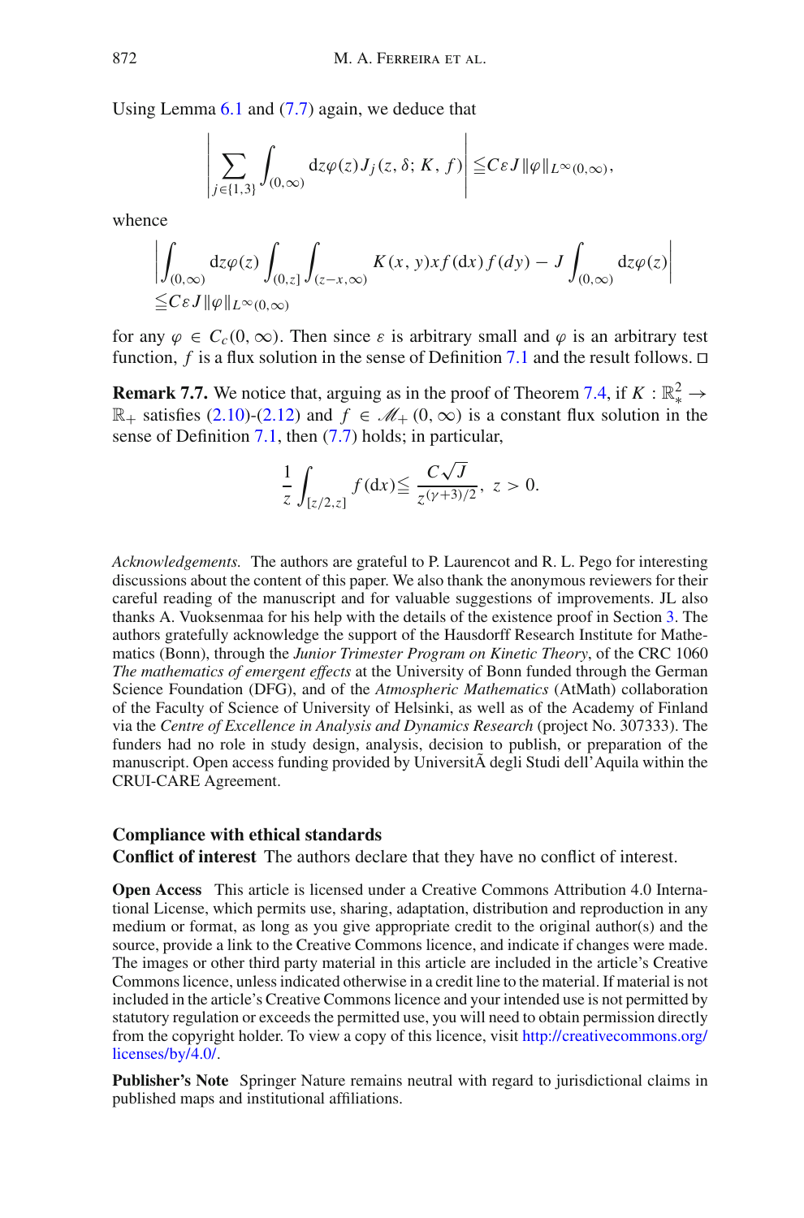Using Lemma 6.1 and (7.7) again, we deduce that

$$\left| \sum_{j\in\{1,3\}} \int_{(0,\infty)} \mathrm{d}z\varphi(z) J_j(z,\delta;K,f) \right| \leqq C\varepsilon J \|\varphi\|_{L^\infty(0,\infty)},$$

whence

$$\left| \int_{(0,\infty)} \mathrm{d}z\varphi(z) \int_{(0,z]} \int_{(z-x,\infty)} K(x,y)xf(\mathrm{d}x)f(dy) - J\int_{(0,\infty)} \mathrm{d}z\varphi(z) \right|$$
$$\leqq C\varepsilon J \|\varphi\|_{L^\infty(0,\infty)}$$

for any $\varphi \in C_c(0,\infty)$. Then since $\varepsilon$ is arbitrary small and $\varphi$ is an arbitrary test function, $f$ is a flux solution in the sense of Definition 7.1 and the result follows. □

**Remark 7.7.** We notice that, arguing as in the proof of Theorem 7.4, if $K:\mathbb{R}_*^2 \to \mathbb{R}_+$ satisfies (2.10)-(2.12) and $f \in \mathscr{M}_+(0,\infty)$ is a constant flux solution in the sense of Definition 7.1, then (7.7) holds; in particular,

$$\frac{1}{z}\int_{[z/2,z]} f(\mathrm{d}x) \leqq \frac{C\sqrt{J}}{z^{(\gamma+3)/2}},\ z>0.$$

*Acknowledgements.* The authors are grateful to P. Laurencot and R. L. Pego for interesting discussions about the content of this paper. We also thank the anonymous reviewers for their careful reading of the manuscript and for valuable suggestions of improvements. JL also thanks A. Vuoksenmaa for his help with the details of the existence proof in Section 3. The authors gratefully acknowledge the support of the Hausdorff Research Institute for Mathematics (Bonn), through the *Junior Trimester Program on Kinetic Theory*, of the CRC 1060 *The mathematics of emergent effects* at the University of Bonn funded through the German Science Foundation (DFG), and of the *Atmospheric Mathematics* (AtMath) collaboration of the Faculty of Science of University of Helsinki, as well as of the Academy of Finland via the *Centre of Excellence in Analysis and Dynamics Research* (project No. 307333). The funders had no role in study design, analysis, decision to publish, or preparation of the manuscript. Open access funding provided by UniversitÃ degli Studi dell'Aquila within the CRUI-CARE Agreement.

## Compliance with ethical standards

**Conflict of interest** The authors declare that they have no conflict of interest.

**Open Access** This article is licensed under a Creative Commons Attribution 4.0 International License, which permits use, sharing, adaptation, distribution and reproduction in any medium or format, as long as you give appropriate credit to the original author(s) and the source, provide a link to the Creative Commons licence, and indicate if changes were made. The images or other third party material in this article are included in the article's Creative Commons licence, unless indicated otherwise in a credit line to the material. If material is not included in the article's Creative Commons licence and your intended use is not permitted by statutory regulation or exceeds the permitted use, you will need to obtain permission directly from the copyright holder. To view a copy of this licence, visit http://creativecommons.org/licenses/by/4.0/.

**Publisher's Note** Springer Nature remains neutral with regard to jurisdictional claims in published maps and institutional affiliations.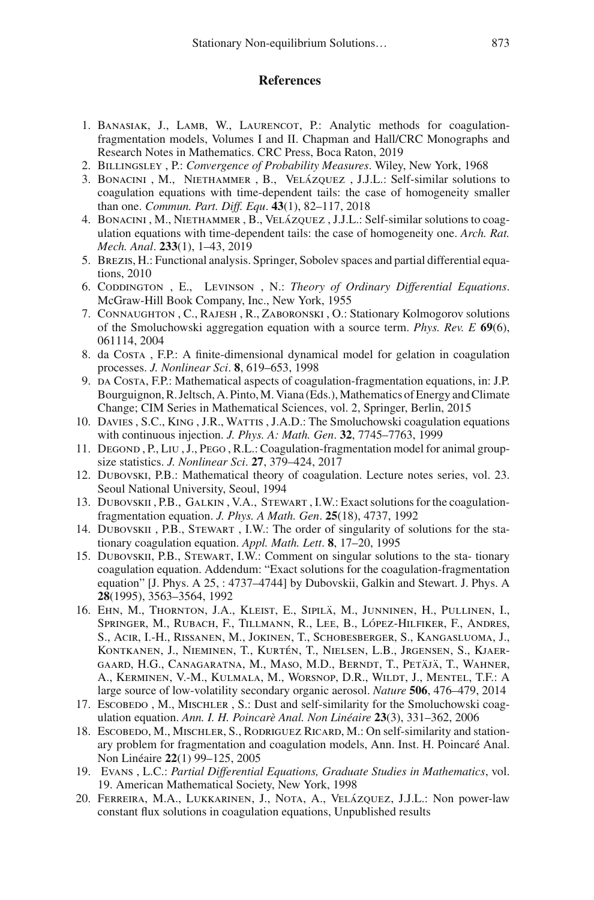## References

1. Banasiak, J., Lamb, W., Laurencot, P.: Analytic methods for coagulation-fragmentation models, Volumes I and II. Chapman and Hall/CRC Monographs and Research Notes in Mathematics. CRC Press, Boca Raton, 2019
2. Billingsley, P.: *Convergence of Probability Measures*. Wiley, New York, 1968
3. Bonacini, M., Niethammer, B., Velázquez, J.J.L.: Self-similar solutions to coagulation equations with time-dependent tails: the case of homogeneity smaller than one. *Commun. Part. Diff. Equ*. **43**(1), 82–117, 2018
4. Bonacini, M., Niethammer, B., Velázquez, J.J.L.: Self-similar solutions to coagulation equations with time-dependent tails: the case of homogeneity one. *Arch. Rat. Mech. Anal*. **233**(1), 1–43, 2019
5. Brezis, H.: Functional analysis. Springer, Sobolev spaces and partial differential equations, 2010
6. Coddington, E., Levinson, N.: *Theory of Ordinary Differential Equations*. McGraw-Hill Book Company, Inc., New York, 1955
7. Connaughton, C., Rajesh, R., Zaboronski, O.: Stationary Kolmogorov solutions of the Smoluchowski aggregation equation with a source term. *Phys. Rev. E* **69**(6), 061114, 2004
8. da Costa, F.P.: A finite-dimensional dynamical model for gelation in coagulation processes. *J. Nonlinear Sci*. **8**, 619–653, 1998
9. da Costa, F.P.: Mathematical aspects of coagulation-fragmentation equations, in: J.P. Bourguignon, R. Jeltsch, A. Pinto, M. Viana (Eds.), Mathematics of Energy and Climate Change; CIM Series in Mathematical Sciences, vol. 2, Springer, Berlin, 2015
10. Davies, S.C., King, J.R., Wattis, J.A.D.: The Smoluchowski coagulation equations with continuous injection. *J. Phys. A: Math. Gen*. **32**, 7745–7763, 1999
11. Degond, P., Liu, J., Pego, R.L.: Coagulation-fragmentation model for animal group-size statistics. *J. Nonlinear Sci*. **27**, 379–424, 2017
12. Dubovski, P.B.: Mathematical theory of coagulation. Lecture notes series, vol. 23. Seoul National University, Seoul, 1994
13. Dubovskii, P.B., Galkin, V.A., Stewart, I.W.: Exact solutions for the coagulation-fragmentation equation. *J. Phys. A Math. Gen*. **25**(18), 4737, 1992
14. Dubovskii, P.B., Stewart, I.W.: The order of singularity of solutions for the stationary coagulation equation. *Appl. Math. Lett*. **8**, 17–20, 1995
15. Dubovskii, P.B., Stewart, I.W.: Comment on singular solutions to the sta- tionary coagulation equation. Addendum: "Exact solutions for the coagulation-fragmentation equation" [J. Phys. A 25, : 4737–4744] by Dubovskii, Galkin and Stewart. J. Phys. A **28**(1995), 3563–3564, 1992
16. Ehn, M., Thornton, J.A., Kleist, E., Sipilä, M., Junninen, H., Pullinen, I., Springer, M., Rubach, F., Tillmann, R., Lee, B., López-Hilfiker, F., Andres, S., Acir, I.-H., Rissanen, M., Jokinen, T., Schobesberger, S., Kangasluoma, J., Kontkanen, J., Nieminen, T., Kurtén, T., Nielsen, L.B., Jrgensen, S., Kjaergaard, H.G., Canagaratna, M., Maso, M.D., Berndt, T., Petäjä, T., Wahner, A., Kerminen, V.-M., Kulmala, M., Worsnop, D.R., Wildt, J., Mentel, T.F.: A large source of low-volatility secondary organic aerosol. *Nature* **506**, 476–479, 2014
17. Escobedo, M., Mischler, S.: Dust and self-similarity for the Smoluchowski coagulation equation. *Ann. I. H. Poincarè Anal. Non Linéaire* **23**(3), 331–362, 2006
18. Escobedo, M., Mischler, S., Rodriguez Ricard, M.: On self-similarity and stationary problem for fragmentation and coagulation models, Ann. Inst. H. Poincaré Anal. Non Linéaire **22**(1) 99–125, 2005
19. Evans, L.C.: *Partial Differential Equations, Graduate Studies in Mathematics*, vol. 19. American Mathematical Society, New York, 1998
20. Ferreira, M.A., Lukkarinen, J., Nota, A., Velázquez, J.J.L.: Non power-law constant flux solutions in coagulation equations, Unpublished results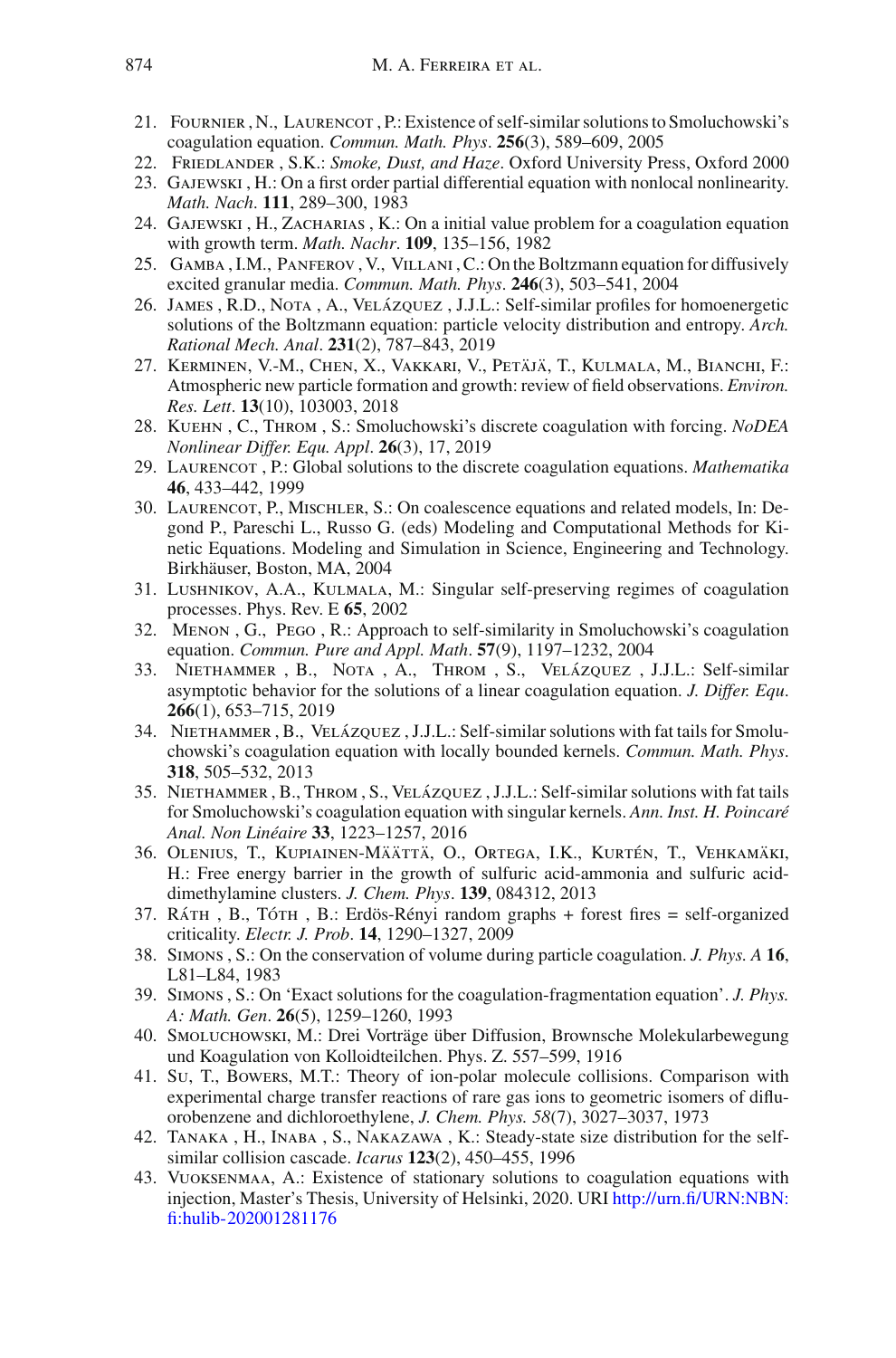21. Fournier, N., Laurencot, P.: Existence of self-similar solutions to Smoluchowski's coagulation equation. *Commun. Math. Phys*. **256**(3), 589–609, 2005
22. Friedlander, S.K.: *Smoke, Dust, and Haze*. Oxford University Press, Oxford 2000
23. Gajewski, H.: On a first order partial differential equation with nonlocal nonlinearity. *Math. Nach*. **111**, 289–300, 1983
24. Gajewski, H., Zacharias, K.: On a initial value problem for a coagulation equation with growth term. *Math. Nachr*. **109**, 135–156, 1982
25. Gamba, I.M., Panferov, V., Villani, C.: On the Boltzmann equation for diffusively excited granular media. *Commun. Math. Phys*. **246**(3), 503–541, 2004
26. James, R.D., Nota, A., Velázquez, J.J.L.: Self-similar profiles for homoenergetic solutions of the Boltzmann equation: particle velocity distribution and entropy. *Arch. Rational Mech. Anal*. **231**(2), 787–843, 2019
27. Kerminen, V.-M., Chen, X., Vakkari, V., Petäjä, T., Kulmala, M., Bianchi, F.: Atmospheric new particle formation and growth: review of field observations. *Environ. Res. Lett*. **13**(10), 103003, 2018
28. Kuehn, C., Throm, S.: Smoluchowski's discrete coagulation with forcing. *NoDEA Nonlinear Differ. Equ. Appl*. **26**(3), 17, 2019
29. Laurencot, P.: Global solutions to the discrete coagulation equations. *Mathematika* **46**, 433–442, 1999
30. Laurencot, P., Mischler, S.: On coalescence equations and related models, In: Degond P., Pareschi L., Russo G. (eds) Modeling and Computational Methods for Kinetic Equations. Modeling and Simulation in Science, Engineering and Technology. Birkhäuser, Boston, MA, 2004
31. Lushnikov, A.A., Kulmala, M.: Singular self-preserving regimes of coagulation processes. Phys. Rev. E **65**, 2002
32. Menon, G., Pego, R.: Approach to self-similarity in Smoluchowski's coagulation equation. *Commun. Pure and Appl. Math*. **57**(9), 1197–1232, 2004
33. Niethammer, B., Nota, A., Throm, S., Velázquez, J.J.L.: Self-similar asymptotic behavior for the solutions of a linear coagulation equation. *J. Differ. Equ*. **266**(1), 653–715, 2019
34. Niethammer, B., Velázquez, J.J.L.: Self-similar solutions with fat tails for Smoluchowski's coagulation equation with locally bounded kernels. *Commun. Math. Phys*. **318**, 505–532, 2013
35. Niethammer, B., Throm, S., Velázquez, J.J.L.: Self-similar solutions with fat tails for Smoluchowski's coagulation equation with singular kernels. *Ann. Inst. H. Poincaré Anal. Non Linéaire* **33**, 1223–1257, 2016
36. Olenius, T., Kupiainen-Määttä, O., Ortega, I.K., Kurtén, T., Vehkamäki, H.: Free energy barrier in the growth of sulfuric acid-ammonia and sulfuric acid-dimethylamine clusters. *J. Chem. Phys*. **139**, 084312, 2013
37. Ráth, B., Tóth, B.: Erdös-Rényi random graphs + forest fires = self-organized criticality. *Electr. J. Prob*. **14**, 1290–1327, 2009
38. Simons, S.: On the conservation of volume during particle coagulation. *J. Phys. A* **16**, L81–L84, 1983
39. Simons, S.: On 'Exact solutions for the coagulation-fragmentation equation'. *J. Phys. A: Math. Gen*. **26**(5), 1259–1260, 1993
40. Smoluchowski, M.: Drei Vorträge über Diffusion, Brownsche Molekularbewegung und Koagulation von Kolloidteilchen. Phys. Z. 557–599, 1916
41. Su, T., Bowers, M.T.: Theory of ion-polar molecule collisions. Comparison with experimental charge transfer reactions of rare gas ions to geometric isomers of difluorobenzene and dichloroethylene, *J. Chem. Phys. 58*(7), 3027–3037, 1973
42. Tanaka, H., Inaba, S., Nakazawa, K.: Steady-state size distribution for the self-similar collision cascade. *Icarus* **123**(2), 450–455, 1996
43. Vuoksenmaa, A.: Existence of stationary solutions to coagulation equations with injection, Master's Thesis, University of Helsinki, 2020. URI http://urn.fi/URN:NBN:fi:hulib-202001281176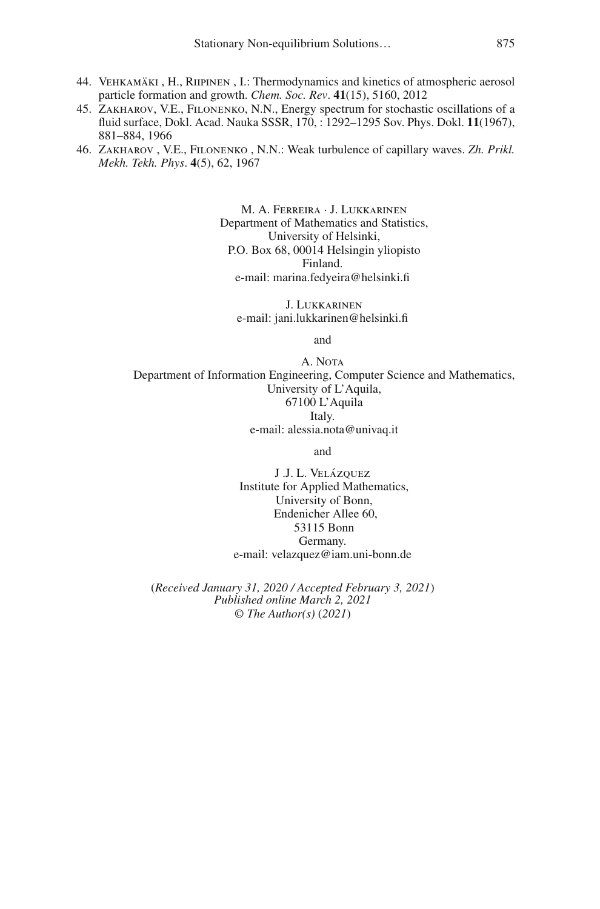44. Vehkamäki , H., Riipinen , I.: Thermodynamics and kinetics of atmospheric aerosol particle formation and growth. *Chem. Soc. Rev*. **41**(15), 5160, 2012
45. Zakharov, V.E., Filonenko, N.N., Energy spectrum for stochastic oscillations of a fluid surface, Dokl. Acad. Nauka SSSR, 170, : 1292–1295 Sov. Phys. Dokl. **11**(1967), 881–884, 1966
46. Zakharov , V.E., Filonenko , N.N.: Weak turbulence of capillary waves. *Zh. Prikl. Mekh. Tekh. Phys*. **4**(5), 62, 1967

M. A. Ferreira · J. Lukkarinen
Department of Mathematics and Statistics,
University of Helsinki,
P.O. Box 68, 00014 Helsingin yliopisto
Finland.
e-mail: marina.fedyeira@helsinki.fi

J. Lukkarinen
e-mail: jani.lukkarinen@helsinki.fi

and

A. Nota
Department of Information Engineering, Computer Science and Mathematics,
University of L'Aquila,
67100 L'Aquila
Italy.
e-mail: alessia.nota@univaq.it

and

J .J. L. Velázquez
Institute for Applied Mathematics,
University of Bonn,
Endenicher Allee 60,
53115 Bonn
Germany.
e-mail: velazquez@iam.uni-bonn.de

(*Received January 31, 2020 / Accepted February 3, 2021*)
*Published online March 2, 2021*
*© The Author(s) (2021)*